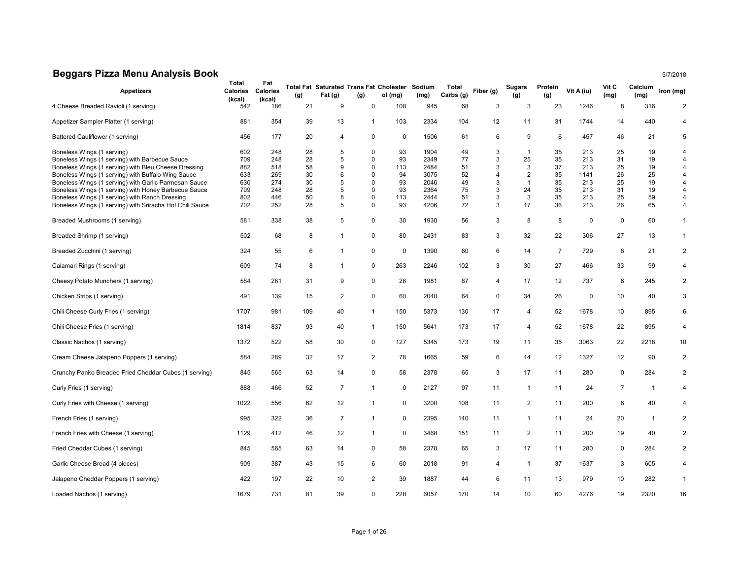# Beggars Pizza Menu Analysis Book

5/7/2018

| Appetizers | Total Calories (kcal) | Fat Calories (kcal) | Total Fat (g) | Saturated Fat (g) | Trans Fat (g) | Cholesterol (mg) | Sodium (mg) | Total Carbs (g) | Fiber (g) | Sugars (g) | Protein (g) | Vit A (iu) | Vit C (mg) | Calcium (mg) | Iron (mg) |
|---|---|---|---|---|---|---|---|---|---|---|---|---|---|---|---|
| 4 Cheese Breaded Ravioli (1 serving) | 542 | 186 | 21 | 9 | 0 | 108 | 945 | 68 | 3 | 3 | 23 | 1246 | 8 | 316 | 2 |
| Appetizer Sampler Platter (1 serving) | 881 | 354 | 39 | 13 | 1 | 103 | 2334 | 104 | 12 | 11 | 31 | 1744 | 14 | 440 | 4 |
| Battered Cauliflower (1 serving) | 456 | 177 | 20 | 4 | 0 | 0 | 1506 | 61 | 6 | 9 | 6 | 457 | 46 | 21 | 5 |
| Boneless Wings (1 serving) | 602 | 248 | 28 | 5 | 0 | 93 | 1904 | 49 | 3 | 1 | 35 | 213 | 25 | 19 | 4 |
| Boneless Wings (1 serving) with Barbecue Sauce | 709 | 248 | 28 | 5 | 0 | 93 | 2349 | 77 | 3 | 25 | 35 | 213 | 31 | 19 | 4 |
| Boneless Wings (1 serving) with Bleu Cheese Dressing | 882 | 518 | 58 | 9 | 0 | 113 | 2484 | 51 | 3 | 3 | 37 | 213 | 25 | 19 | 4 |
| Boneless Wings (1 serving) with Buffalo Wing Sauce | 633 | 269 | 30 | 6 | 0 | 94 | 3075 | 52 | 4 | 2 | 35 | 1141 | 26 | 25 | 4 |
| Boneless Wings (1 serving) with Garlic Parmesan Sauce | 630 | 274 | 30 | 5 | 0 | 93 | 2046 | 49 | 3 | 1 | 35 | 213 | 25 | 19 | 4 |
| Boneless Wings (1 serving) with Honey Barbecue Sauce | 709 | 248 | 28 | 5 | 0 | 93 | 2364 | 75 | 3 | 24 | 35 | 213 | 31 | 19 | 4 |
| Boneless Wings (1 serving) with Ranch Dressing | 802 | 446 | 50 | 8 | 0 | 113 | 2444 | 51 | 3 | 3 | 35 | 213 | 25 | 59 | 4 |
| Boneless Wings (1 serving) with Sriracha Hot Chili Sauce | 702 | 252 | 28 | 5 | 0 | 93 | 4206 | 72 | 3 | 17 | 36 | 213 | 26 | 65 | 4 |
| Breaded Mushrooms (1 serving) | 581 | 338 | 38 | 5 | 0 | 30 | 1930 | 56 | 3 | 8 | 8 | 0 | 0 | 60 | 1 |
| Breaded Shrimp (1 serving) | 502 | 68 | 8 | 1 | 0 | 80 | 2431 | 83 | 3 | 32 | 22 | 306 | 27 | 13 | 1 |
| Breaded Zucchini (1 serving) | 324 | 55 | 6 | 1 | 0 | 0 | 1390 | 60 | 6 | 14 | 7 | 729 | 6 | 21 | 2 |
| Calamari Rings (1 serving) | 609 | 74 | 8 | 1 | 0 | 263 | 2246 | 102 | 3 | 30 | 27 | 466 | 33 | 99 | 4 |
| Cheesy Potato Munchers (1 serving) | 584 | 281 | 31 | 9 | 0 | 28 | 1981 | 67 | 4 | 17 | 12 | 737 | 6 | 245 | 2 |
| Chicken Strips (1 serving) | 491 | 139 | 15 | 2 | 0 | 60 | 2040 | 64 | 0 | 34 | 26 | 0 | 10 | 40 | 3 |
| Chili Cheese Curly Fries (1 serving) | 1707 | 981 | 109 | 40 | 1 | 150 | 5373 | 130 | 17 | 4 | 52 | 1678 | 10 | 895 | 6 |
| Chili Cheese Fries (1 serving) | 1814 | 837 | 93 | 40 | 1 | 150 | 5641 | 173 | 17 | 4 | 52 | 1678 | 22 | 895 | 4 |
| Classic Nachos (1 serving) | 1372 | 522 | 58 | 30 | 0 | 127 | 5345 | 173 | 19 | 11 | 35 | 3063 | 22 | 2218 | 10 |
| Cream Cheese Jalapeno Poppers (1 serving) | 584 | 289 | 32 | 17 | 2 | 78 | 1665 | 59 | 6 | 14 | 12 | 1327 | 12 | 90 | 2 |
| Crunchy Panko Breaded Fried Cheddar Cubes (1 serving) | 845 | 565 | 63 | 14 | 0 | 58 | 2378 | 65 | 3 | 17 | 11 | 280 | 0 | 284 | 2 |
| Curly Fries (1 serving) | 888 | 466 | 52 | 7 | 1 | 0 | 2127 | 97 | 11 | 1 | 11 | 24 | 7 | 1 | 4 |
| Curly Fries with Cheese (1 serving) | 1022 | 556 | 62 | 12 | 1 | 0 | 3200 | 108 | 11 | 2 | 11 | 200 | 6 | 40 | 4 |
| French Fries (1 serving) | 995 | 322 | 36 | 7 | 1 | 0 | 2395 | 140 | 11 | 1 | 11 | 24 | 20 | 1 | 2 |
| French Fries with Cheese (1 serving) | 1129 | 412 | 46 | 12 | 1 | 0 | 3468 | 151 | 11 | 2 | 11 | 200 | 19 | 40 | 2 |
| Fried Cheddar Cubes (1 serving) | 845 | 565 | 63 | 14 | 0 | 58 | 2378 | 65 | 3 | 17 | 11 | 280 | 0 | 284 | 2 |
| Garlic Cheese Bread (4 pieces) | 909 | 387 | 43 | 15 | 6 | 60 | 2018 | 91 | 4 | 1 | 37 | 1637 | 3 | 605 | 4 |
| Jalapeno Cheddar Poppers (1 serving) | 422 | 197 | 22 | 10 | 2 | 39 | 1887 | 44 | 6 | 11 | 13 | 979 | 10 | 282 | 1 |
| Loaded Nachos (1 serving) | 1679 | 731 | 81 | 39 | 0 | 228 | 6057 | 170 | 14 | 10 | 60 | 4276 | 19 | 2320 | 16 |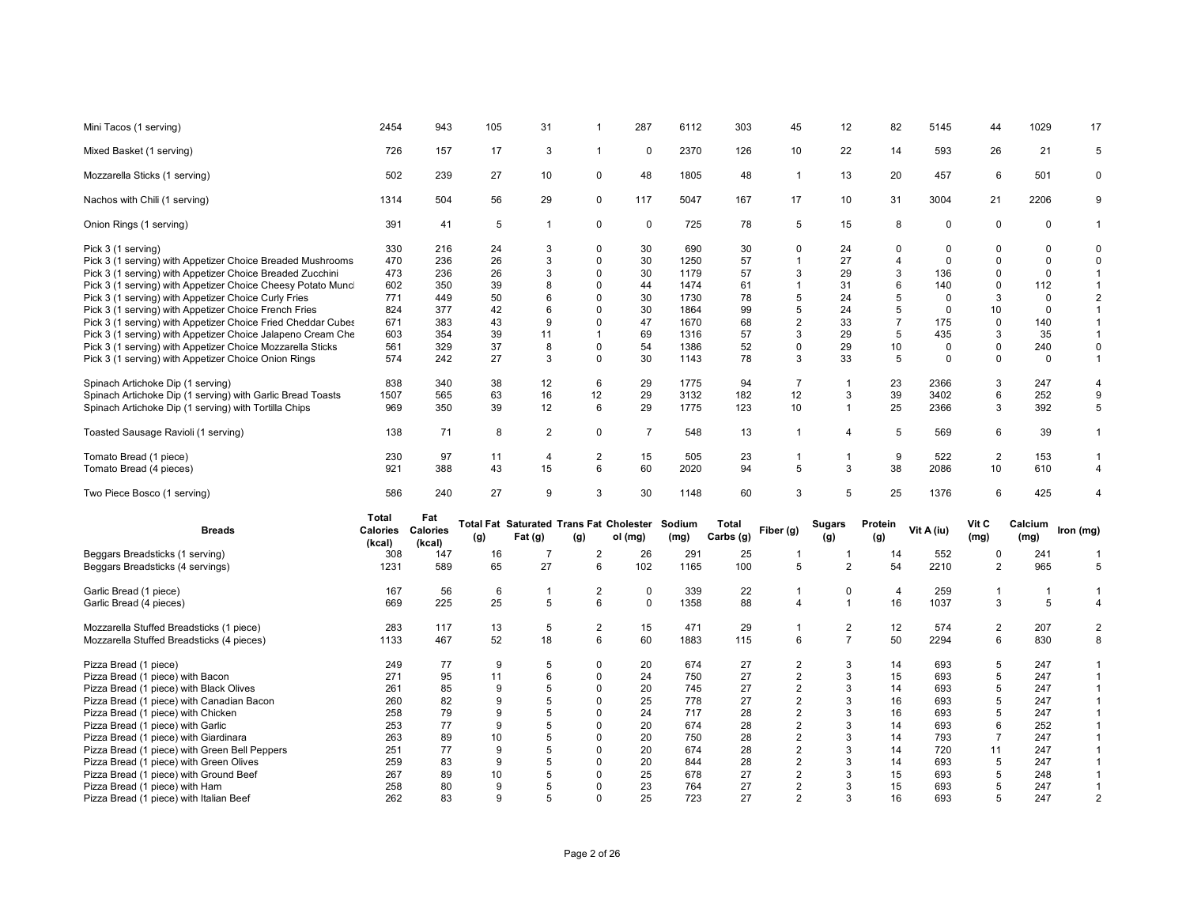| | | | | | | | | | | | | | | | |
|---|---|---|---|---|---|---|---|---|---|---|---|---|---|---|---|
| Mini Tacos (1 serving) | 2454 | 943 | 105 | 31 | 1 | 287 | 6112 | 303 | 45 | 12 | 82 | 5145 | 44 | 1029 | 17 |
| Mixed Basket (1 serving) | 726 | 157 | 17 | 3 | 1 | 0 | 2370 | 126 | 10 | 22 | 14 | 593 | 26 | 21 | 5 |
| Mozzarella Sticks (1 serving) | 502 | 239 | 27 | 10 | 0 | 48 | 1805 | 48 | 1 | 13 | 20 | 457 | 6 | 501 | 0 |
| Nachos with Chili (1 serving) | 1314 | 504 | 56 | 29 | 0 | 117 | 5047 | 167 | 17 | 10 | 31 | 3004 | 21 | 2206 | 9 |
| Onion Rings (1 serving) | 391 | 41 | 5 | 1 | 0 | 0 | 725 | 78 | 5 | 15 | 8 | 0 | 0 | 0 | 1 |
| Pick 3 (1 serving) | 330 | 216 | 24 | 3 | 0 | 30 | 690 | 30 | 0 | 24 | 0 | 0 | 0 | 0 | 0 |
| Pick 3 (1 serving) with Appetizer Choice Breaded Mushrooms | 470 | 236 | 26 | 3 | 0 | 30 | 1250 | 57 | 1 | 27 | 4 | 0 | 0 | 0 | 0 |
| Pick 3 (1 serving) with Appetizer Choice Breaded Zucchini | 473 | 236 | 26 | 3 | 0 | 30 | 1179 | 57 | 3 | 29 | 3 | 136 | 0 | 0 | 1 |
| Pick 3 (1 serving) with Appetizer Choice Cheesy Potato Munc | 602 | 350 | 39 | 8 | 0 | 44 | 1474 | 61 | 1 | 31 | 6 | 140 | 0 | 112 | 1 |
| Pick 3 (1 serving) with Appetizer Choice Curly Fries | 771 | 449 | 50 | 6 | 0 | 30 | 1730 | 78 | 5 | 24 | 5 | 0 | 3 | 0 | 2 |
| Pick 3 (1 serving) with Appetizer Choice French Fries | 824 | 377 | 42 | 6 | 0 | 30 | 1864 | 99 | 5 | 24 | 5 | 0 | 10 | 0 | 1 |
| Pick 3 (1 serving) with Appetizer Choice Fried Cheddar Cubes | 671 | 383 | 43 | 9 | 0 | 47 | 1670 | 68 | 2 | 33 | 7 | 175 | 0 | 140 | 1 |
| Pick 3 (1 serving) with Appetizer Choice Jalapeno Cream Che | 603 | 354 | 39 | 11 | 1 | 69 | 1316 | 57 | 3 | 29 | 5 | 435 | 3 | 35 | 1 |
| Pick 3 (1 serving) with Appetizer Choice Mozzarella Sticks | 561 | 329 | 37 | 8 | 0 | 54 | 1386 | 52 | 0 | 29 | 10 | 0 | 0 | 240 | 0 |
| Pick 3 (1 serving) with Appetizer Choice Onion Rings | 574 | 242 | 27 | 3 | 0 | 30 | 1143 | 78 | 3 | 33 | 5 | 0 | 0 | 0 | 1 |
| Spinach Artichoke Dip (1 serving) | 838 | 340 | 38 | 12 | 6 | 29 | 1775 | 94 | 7 | 1 | 23 | 2366 | 3 | 247 | 4 |
| Spinach Artichoke Dip (1 serving) with Garlic Bread Toasts | 1507 | 565 | 63 | 16 | 12 | 29 | 3132 | 182 | 12 | 3 | 39 | 3402 | 6 | 252 | 9 |
| Spinach Artichoke Dip (1 serving) with Tortilla Chips | 969 | 350 | 39 | 12 | 6 | 29 | 1775 | 123 | 10 | 1 | 25 | 2366 | 3 | 392 | 5 |
| Toasted Sausage Ravioli (1 serving) | 138 | 71 | 8 | 2 | 0 | 7 | 548 | 13 | 1 | 4 | 5 | 569 | 6 | 39 | 1 |
| Tomato Bread (1 piece) | 230 | 97 | 11 | 4 | 2 | 15 | 505 | 23 | 1 | 1 | 9 | 522 | 2 | 153 | 1 |
| Tomato Bread (4 pieces) | 921 | 388 | 43 | 15 | 6 | 60 | 2020 | 94 | 5 | 3 | 38 | 2086 | 10 | 610 | 4 |
| Two Piece Bosco (1 serving) | 586 | 240 | 27 | 9 | 3 | 30 | 1148 | 60 | 3 | 5 | 25 | 1376 | 6 | 425 | 4 |

| Breads | Total Calories (kcal) | Fat Calories (kcal) | Total Fat (g) | Saturated Fat (g) | Trans Fat (g) | Cholesterol (mg) | Sodium (mg) | Total Carbs (g) | Fiber (g) | Sugars (g) | Protein (g) | Vit A (iu) | Vit C (mg) | Calcium (mg) | Iron (mg) |
|---|---|---|---|---|---|---|---|---|---|---|---|---|---|---|---|
| Beggars Breadsticks (1 serving) | 308 | 147 | 16 | 7 | 2 | 26 | 291 | 25 | 1 | 1 | 14 | 552 | 0 | 241 | 1 |
| Beggars Breadsticks (4 servings) | 1231 | 589 | 65 | 27 | 6 | 102 | 1165 | 100 | 5 | 2 | 54 | 2210 | 2 | 965 | 5 |
| Garlic Bread (1 piece) | 167 | 56 | 6 | 1 | 2 | 0 | 339 | 22 | 1 | 0 | 4 | 259 | 1 | 1 | 1 |
| Garlic Bread (4 pieces) | 669 | 225 | 25 | 5 | 6 | 0 | 1358 | 88 | 4 | 1 | 16 | 1037 | 3 | 5 | 4 |
| Mozzarella Stuffed Breadsticks (1 piece) | 283 | 117 | 13 | 5 | 2 | 15 | 471 | 29 | 1 | 2 | 12 | 574 | 2 | 207 | 2 |
| Mozzarella Stuffed Breadsticks (4 pieces) | 1133 | 467 | 52 | 18 | 6 | 60 | 1883 | 115 | 6 | 7 | 50 | 2294 | 6 | 830 | 8 |
| Pizza Bread (1 piece) | 249 | 77 | 9 | 5 | 0 | 20 | 674 | 27 | 2 | 3 | 14 | 693 | 5 | 247 | 1 |
| Pizza Bread (1 piece) with Bacon | 271 | 95 | 11 | 6 | 0 | 24 | 750 | 27 | 2 | 3 | 15 | 693 | 5 | 247 | 1 |
| Pizza Bread (1 piece) with Black Olives | 261 | 85 | 9 | 5 | 0 | 20 | 745 | 27 | 2 | 3 | 14 | 693 | 5 | 247 | 1 |
| Pizza Bread (1 piece) with Canadian Bacon | 260 | 82 | 9 | 5 | 0 | 25 | 778 | 27 | 2 | 3 | 16 | 693 | 5 | 247 | 1 |
| Pizza Bread (1 piece) with Chicken | 258 | 79 | 9 | 5 | 0 | 24 | 717 | 28 | 2 | 3 | 16 | 693 | 5 | 247 | 1 |
| Pizza Bread (1 piece) with Garlic | 253 | 77 | 9 | 5 | 0 | 20 | 674 | 28 | 2 | 3 | 14 | 693 | 6 | 252 | 1 |
| Pizza Bread (1 piece) with Giardinara | 263 | 89 | 10 | 5 | 0 | 20 | 750 | 28 | 2 | 3 | 14 | 793 | 7 | 247 | 1 |
| Pizza Bread (1 piece) with Green Bell Peppers | 251 | 77 | 9 | 5 | 0 | 20 | 674 | 28 | 2 | 3 | 14 | 720 | 11 | 247 | 1 |
| Pizza Bread (1 piece) with Green Olives | 259 | 83 | 9 | 5 | 0 | 20 | 844 | 28 | 2 | 3 | 14 | 693 | 5 | 247 | 1 |
| Pizza Bread (1 piece) with Ground Beef | 267 | 89 | 10 | 5 | 0 | 25 | 678 | 27 | 2 | 3 | 15 | 693 | 5 | 248 | 1 |
| Pizza Bread (1 piece) with Ham | 258 | 80 | 9 | 5 | 0 | 23 | 764 | 27 | 2 | 3 | 15 | 693 | 5 | 247 | 1 |
| Pizza Bread (1 piece) with Italian Beef | 262 | 83 | 9 | 5 | 0 | 25 | 723 | 27 | 2 | 3 | 16 | 693 | 5 | 247 | 2 |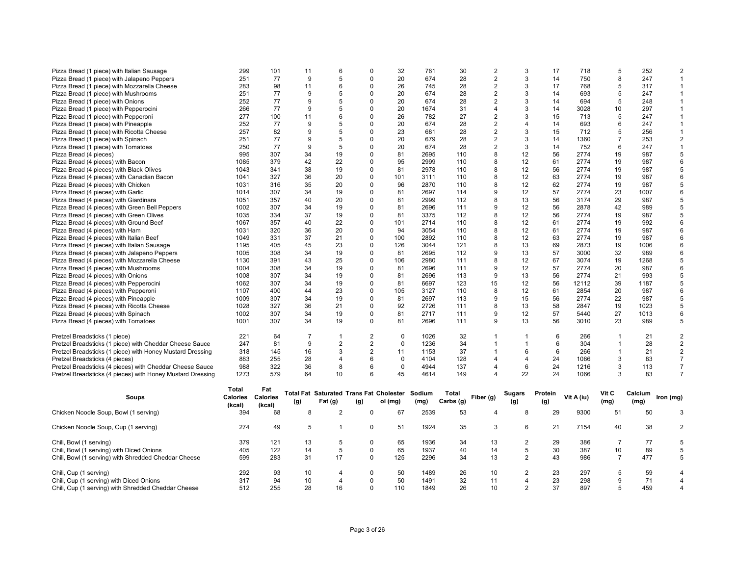| | | | | | | | | | | | | | | | |
|---|---|---|---|---|---|---|---|---|---|---|---|---|---|---|---|
| Pizza Bread (1 piece) with Italian Sausage | 299 | 101 | 11 | 6 | 0 | 32 | 761 | 30 | 2 | 3 | 17 | 718 | 5 | 252 | 2 |
| Pizza Bread (1 piece) with Jalapeno Peppers | 251 | 77 | 9 | 5 | 0 | 20 | 674 | 28 | 2 | 3 | 14 | 750 | 8 | 247 | 1 |
| Pizza Bread (1 piece) with Mozzarella Cheese | 283 | 98 | 11 | 6 | 0 | 26 | 745 | 28 | 2 | 3 | 17 | 768 | 5 | 317 | 1 |
| Pizza Bread (1 piece) with Mushrooms | 251 | 77 | 9 | 5 | 0 | 20 | 674 | 28 | 2 | 3 | 14 | 693 | 5 | 247 | 1 |
| Pizza Bread (1 piece) with Onions | 252 | 77 | 9 | 5 | 0 | 20 | 674 | 28 | 2 | 3 | 14 | 694 | 5 | 248 | 1 |
| Pizza Bread (1 piece) with Pepperocini | 266 | 77 | 9 | 5 | 0 | 20 | 1674 | 31 | 4 | 3 | 14 | 3028 | 10 | 297 | 1 |
| Pizza Bread (1 piece) with Pepperoni | 277 | 100 | 11 | 6 | 0 | 26 | 782 | 27 | 2 | 3 | 15 | 713 | 5 | 247 | 1 |
| Pizza Bread (1 piece) with Pineapple | 252 | 77 | 9 | 5 | 0 | 20 | 674 | 28 | 2 | 4 | 14 | 693 | 6 | 247 | 1 |
| Pizza Bread (1 piece) with Ricotta Cheese | 257 | 82 | 9 | 5 | 0 | 23 | 681 | 28 | 2 | 3 | 15 | 712 | 5 | 256 | 1 |
| Pizza Bread (1 piece) with Spinach | 251 | 77 | 9 | 5 | 0 | 20 | 679 | 28 | 2 | 3 | 14 | 1360 | 7 | 253 | 2 |
| Pizza Bread (1 piece) with Tomatoes | 250 | 77 | 9 | 5 | 0 | 20 | 674 | 28 | 2 | 3 | 14 | 752 | 6 | 247 | 1 |
| Pizza Bread (4 pieces) | 995 | 307 | 34 | 19 | 0 | 81 | 2695 | 110 | 8 | 12 | 56 | 2774 | 19 | 987 | 5 |
| Pizza Bread (4 pieces) with Bacon | 1085 | 379 | 42 | 22 | 0 | 95 | 2999 | 110 | 8 | 12 | 61 | 2774 | 19 | 987 | 6 |
| Pizza Bread (4 pieces) with Black Olives | 1043 | 341 | 38 | 19 | 0 | 81 | 2978 | 110 | 8 | 12 | 56 | 2774 | 19 | 987 | 5 |
| Pizza Bread (4 pieces) with Canadian Bacon | 1041 | 327 | 36 | 20 | 0 | 101 | 3111 | 110 | 8 | 12 | 63 | 2774 | 19 | 987 | 6 |
| Pizza Bread (4 pieces) with Chicken | 1031 | 316 | 35 | 20 | 0 | 96 | 2870 | 110 | 8 | 12 | 62 | 2774 | 19 | 987 | 5 |
| Pizza Bread (4 pieces) with Garlic | 1014 | 307 | 34 | 19 | 0 | 81 | 2697 | 114 | 9 | 12 | 57 | 2774 | 23 | 1007 | 6 |
| Pizza Bread (4 pieces) with Giardinara | 1051 | 357 | 40 | 20 | 0 | 81 | 2999 | 112 | 8 | 13 | 56 | 3174 | 29 | 987 | 5 |
| Pizza Bread (4 pieces) with Green Bell Peppers | 1002 | 307 | 34 | 19 | 0 | 81 | 2696 | 111 | 9 | 12 | 56 | 2878 | 42 | 989 | 5 |
| Pizza Bread (4 pieces) with Green Olives | 1035 | 334 | 37 | 19 | 0 | 81 | 3375 | 112 | 8 | 12 | 56 | 2774 | 19 | 987 | 5 |
| Pizza Bread (4 pieces) with Ground Beef | 1067 | 357 | 40 | 22 | 0 | 101 | 2714 | 110 | 8 | 12 | 61 | 2774 | 19 | 992 | 6 |
| Pizza Bread (4 pieces) with Ham | 1031 | 320 | 36 | 20 | 0 | 94 | 3054 | 110 | 8 | 12 | 61 | 2774 | 19 | 987 | 6 |
| Pizza Bread (4 pieces) with Italian Beef | 1049 | 331 | 37 | 21 | 0 | 100 | 2892 | 110 | 8 | 12 | 63 | 2774 | 19 | 987 | 6 |
| Pizza Bread (4 pieces) with Italian Sausage | 1195 | 405 | 45 | 23 | 0 | 126 | 3044 | 121 | 8 | 13 | 69 | 2873 | 19 | 1006 | 6 |
| Pizza Bread (4 pieces) with Jalapeno Peppers | 1005 | 308 | 34 | 19 | 0 | 81 | 2695 | 112 | 9 | 13 | 57 | 3000 | 32 | 989 | 6 |
| Pizza Bread (4 pieces) with Mozzarella Cheese | 1130 | 391 | 43 | 25 | 0 | 106 | 2980 | 111 | 8 | 12 | 67 | 3074 | 19 | 1268 | 5 |
| Pizza Bread (4 pieces) with Mushrooms | 1004 | 308 | 34 | 19 | 0 | 81 | 2696 | 111 | 9 | 12 | 57 | 2774 | 20 | 987 | 6 |
| Pizza Bread (4 pieces) with Onions | 1008 | 307 | 34 | 19 | 0 | 81 | 2696 | 113 | 9 | 13 | 56 | 2774 | 21 | 993 | 5 |
| Pizza Bread (4 pieces) with Pepperocini | 1062 | 307 | 34 | 19 | 0 | 81 | 6697 | 123 | 15 | 12 | 56 | 12112 | 39 | 1187 | 5 |
| Pizza Bread (4 pieces) with Pepperoni | 1107 | 400 | 44 | 23 | 0 | 105 | 3127 | 110 | 8 | 12 | 61 | 2854 | 20 | 987 | 6 |
| Pizza Bread (4 pieces) with Pineapple | 1009 | 307 | 34 | 19 | 0 | 81 | 2697 | 113 | 9 | 15 | 56 | 2774 | 22 | 987 | 5 |
| Pizza Bread (4 pieces) with Ricotta Cheese | 1028 | 327 | 36 | 21 | 0 | 92 | 2726 | 111 | 8 | 13 | 58 | 2847 | 19 | 1023 | 5 |
| Pizza Bread (4 pieces) with Spinach | 1002 | 307 | 34 | 19 | 0 | 81 | 2717 | 111 | 9 | 12 | 57 | 5440 | 27 | 1013 | 6 |
| Pizza Bread (4 pieces) with Tomatoes | 1001 | 307 | 34 | 19 | 0 | 81 | 2696 | 111 | 9 | 13 | 56 | 3010 | 23 | 989 | 5 |
| Pretzel Breadsticks (1 piece) | 221 | 64 | 7 | 1 | 2 | 0 | 1026 | 32 | 1 | 1 | 6 | 266 | 1 | 21 | 2 |
| Pretzel Breadsticks (1 piece) with Cheddar Cheese Sauce | 247 | 81 | 9 | 2 | 2 | 0 | 1236 | 34 | 1 | 1 | 6 | 304 | 1 | 28 | 2 |
| Pretzel Breadsticks (1 piece) with Honey Mustard Dressing | 318 | 145 | 16 | 3 | 2 | 11 | 1153 | 37 | 1 | 6 | 6 | 266 | 1 | 21 | 2 |
| Pretzel Breadsticks (4 pieces) | 883 | 255 | 28 | 4 | 6 | 0 | 4104 | 128 | 4 | 4 | 24 | 1066 | 3 | 83 | 7 |
| Pretzel Breadsticks (4 pieces) with Cheddar Cheese Sauce | 988 | 322 | 36 | 8 | 6 | 0 | 4944 | 137 | 4 | 6 | 24 | 1216 | 3 | 113 | 7 |
| Pretzel Breadsticks (4 pieces) with Honey Mustard Dressing | 1273 | 579 | 64 | 10 | 6 | 45 | 4614 | 149 | 4 | 22 | 24 | 1066 | 3 | 83 | 7 |

| Soups | Total Calories (kcal) | Fat Calories (kcal) | Total Fat (g) | Saturated Fat (g) | Trans Fat (g) | Cholesterol (mg) | Sodium (mg) | Total Carbs (g) | Fiber (g) | Sugars (g) | Protein (g) | Vit A (iu) | Vit C (mg) | Calcium (mg) | Iron (mg) |
|---|---|---|---|---|---|---|---|---|---|---|---|---|---|---|---|
| Chicken Noodle Soup, Bowl (1 serving) | 394 | 68 | 8 | 2 | 0 | 67 | 2539 | 53 | 4 | 8 | 29 | 9300 | 51 | 50 | 3 |
| Chicken Noodle Soup, Cup (1 serving) | 274 | 49 | 5 | 1 | 0 | 51 | 1924 | 35 | 3 | 6 | 21 | 7154 | 40 | 38 | 2 |
| Chili, Bowl (1 serving) | 379 | 121 | 13 | 5 | 0 | 65 | 1936 | 34 | 13 | 2 | 29 | 386 | 7 | 77 | 5 |
| Chili, Bowl (1 serving) with Diced Onions | 405 | 122 | 14 | 5 | 0 | 65 | 1937 | 40 | 14 | 5 | 30 | 387 | 10 | 89 | 5 |
| Chili, Bowl (1 serving) with Shredded Cheddar Cheese | 599 | 283 | 31 | 17 | 0 | 125 | 2296 | 34 | 13 | 2 | 43 | 986 | 7 | 477 | 5 |
| Chili, Cup (1 serving) | 292 | 93 | 10 | 4 | 0 | 50 | 1489 | 26 | 10 | 2 | 23 | 297 | 5 | 59 | 4 |
| Chili, Cup (1 serving) with Diced Onions | 317 | 94 | 10 | 4 | 0 | 50 | 1491 | 32 | 11 | 4 | 23 | 298 | 9 | 71 | 4 |
| Chili, Cup (1 serving) with Shredded Cheddar Cheese | 512 | 255 | 28 | 16 | 0 | 110 | 1849 | 26 | 10 | 2 | 37 | 897 | 5 | 459 | 4 |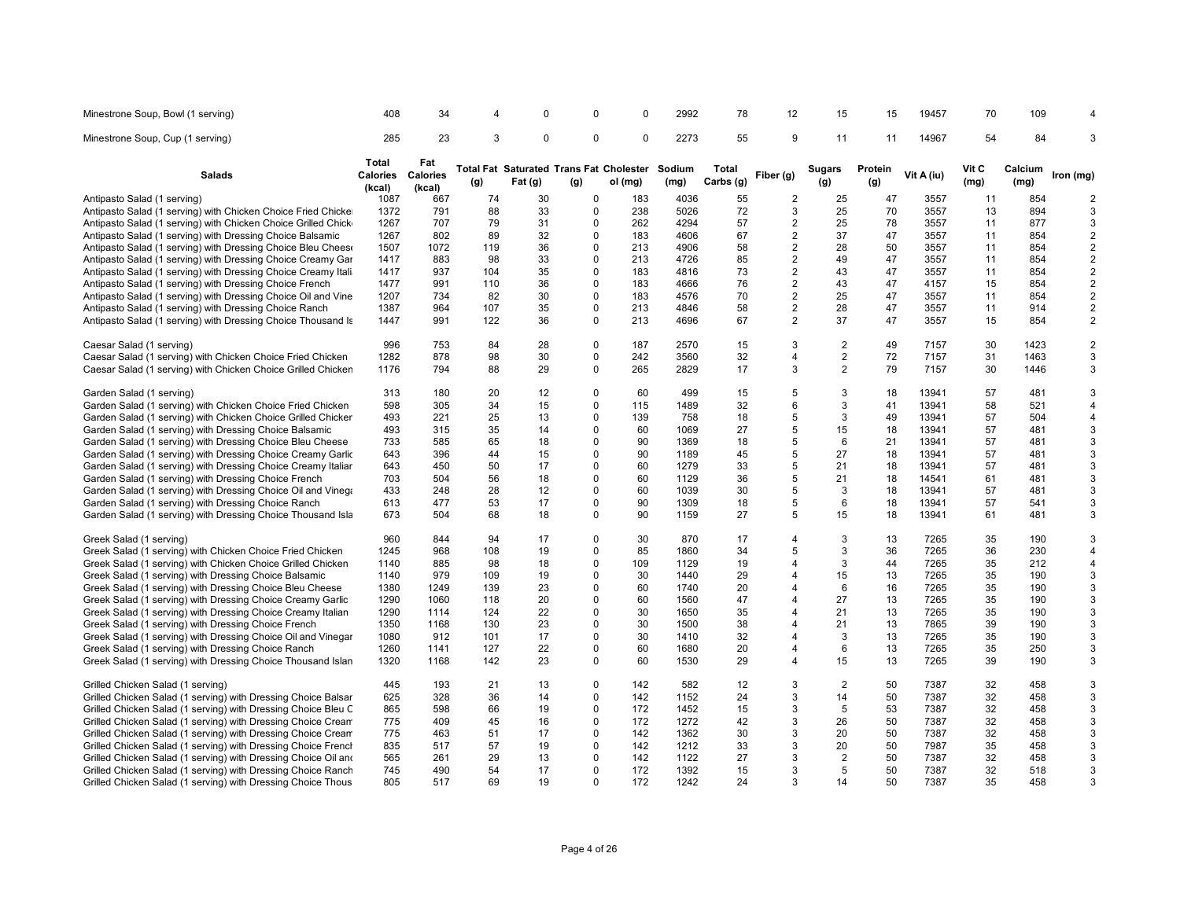| | | | | | | | | | | | | | | | |
|---|---|---|---|---|---|---|---|---|---|---|---|---|---|---|---|
| Minestrone Soup, Bowl (1 serving) | 408 | 34 | 4 | 0 | 0 | 0 | 2992 | 78 | 12 | 15 | 15 | 19457 | 70 | 109 | 4 |
| Minestrone Soup, Cup (1 serving) | 285 | 23 | 3 | 0 | 0 | 0 | 2273 | 55 | 9 | 11 | 11 | 14967 | 54 | 84 | 3 |

| Salads | Total Calories (kcal) | Fat Calories (kcal) | Total Fat (g) | Saturated Fat (g) | Trans Fat (g) | Cholesterol (mg) | Sodium (mg) | Total Carbs (g) | Fiber (g) | Sugars (g) | Protein (g) | Vit A (iu) | Vit C (mg) | Calcium (mg) | Iron (mg) |
|---|---|---|---|---|---|---|---|---|---|---|---|---|---|---|---|
| Antipasto Salad (1 serving) | 1087 | 667 | 74 | 30 | 0 | 183 | 4036 | 55 | 2 | 25 | 47 | 3557 | 11 | 854 | 2 |
| Antipasto Salad (1 serving) with Chicken Choice Fried Chicke | 1372 | 791 | 88 | 33 | 0 | 238 | 5026 | 72 | 3 | 25 | 70 | 3557 | 13 | 894 | 3 |
| Antipasto Salad (1 serving) with Chicken Choice Grilled Chick | 1267 | 707 | 79 | 31 | 0 | 262 | 4294 | 57 | 2 | 25 | 78 | 3557 | 11 | 877 | 3 |
| Antipasto Salad (1 serving) with Dressing Choice Balsamic | 1267 | 802 | 89 | 32 | 0 | 183 | 4606 | 67 | 2 | 37 | 47 | 3557 | 11 | 854 | 2 |
| Antipasto Salad (1 serving) with Dressing Choice Bleu Chees | 1507 | 1072 | 119 | 36 | 0 | 213 | 4906 | 58 | 2 | 28 | 50 | 3557 | 11 | 854 | 2 |
| Antipasto Salad (1 serving) with Dressing Choice Creamy Gar | 1417 | 883 | 98 | 33 | 0 | 213 | 4726 | 85 | 2 | 49 | 47 | 3557 | 11 | 854 | 2 |
| Antipasto Salad (1 serving) with Dressing Choice Creamy Itali | 1417 | 937 | 104 | 35 | 0 | 183 | 4816 | 73 | 2 | 43 | 47 | 3557 | 11 | 854 | 2 |
| Antipasto Salad (1 serving) with Dressing Choice French | 1477 | 991 | 110 | 36 | 0 | 183 | 4666 | 76 | 2 | 43 | 47 | 4157 | 15 | 854 | 2 |
| Antipasto Salad (1 serving) with Dressing Choice Oil and Vine | 1207 | 734 | 82 | 30 | 0 | 183 | 4576 | 70 | 2 | 25 | 47 | 3557 | 11 | 854 | 2 |
| Antipasto Salad (1 serving) with Dressing Choice Ranch | 1387 | 964 | 107 | 35 | 0 | 213 | 4846 | 58 | 2 | 28 | 47 | 3557 | 11 | 914 | 2 |
| Antipasto Salad (1 serving) with Dressing Choice Thousand Is | 1447 | 991 | 122 | 36 | 0 | 213 | 4696 | 67 | 2 | 37 | 47 | 3557 | 15 | 854 | 2 |
| Caesar Salad (1 serving) | 996 | 753 | 84 | 28 | 0 | 187 | 2570 | 15 | 3 | 2 | 49 | 7157 | 30 | 1423 | 2 |
| Caesar Salad (1 serving) with Chicken Choice Fried Chicken | 1282 | 878 | 98 | 30 | 0 | 242 | 3560 | 32 | 4 | 2 | 72 | 7157 | 31 | 1463 | 3 |
| Caesar Salad (1 serving) with Chicken Choice Grilled Chicken | 1176 | 794 | 88 | 29 | 0 | 265 | 2829 | 17 | 3 | 2 | 79 | 7157 | 30 | 1446 | 3 |
| Garden Salad (1 serving) | 313 | 180 | 20 | 12 | 0 | 60 | 499 | 15 | 5 | 3 | 18 | 13941 | 57 | 481 | 3 |
| Garden Salad (1 serving) with Chicken Choice Fried Chicken | 598 | 305 | 34 | 15 | 0 | 115 | 1489 | 32 | 6 | 3 | 41 | 13941 | 58 | 521 | 4 |
| Garden Salad (1 serving) with Chicken Choice Grilled Chicker | 493 | 221 | 25 | 13 | 0 | 139 | 758 | 18 | 5 | 3 | 49 | 13941 | 57 | 504 | 4 |
| Garden Salad (1 serving) with Dressing Choice Balsamic | 493 | 315 | 35 | 14 | 0 | 60 | 1069 | 27 | 5 | 15 | 18 | 13941 | 57 | 481 | 3 |
| Garden Salad (1 serving) with Dressing Choice Bleu Cheese | 733 | 585 | 65 | 18 | 0 | 90 | 1369 | 18 | 5 | 6 | 21 | 13941 | 57 | 481 | 3 |
| Garden Salad (1 serving) with Dressing Choice Creamy Garlic | 643 | 396 | 44 | 15 | 0 | 90 | 1189 | 45 | 5 | 27 | 18 | 13941 | 57 | 481 | 3 |
| Garden Salad (1 serving) with Dressing Choice Creamy Italiar | 643 | 450 | 50 | 17 | 0 | 60 | 1279 | 33 | 5 | 21 | 18 | 13941 | 57 | 481 | 3 |
| Garden Salad (1 serving) with Dressing Choice French | 703 | 504 | 56 | 18 | 0 | 60 | 1129 | 36 | 5 | 21 | 18 | 14541 | 61 | 481 | 3 |
| Garden Salad (1 serving) with Dressing Choice Oil and Vinega | 433 | 248 | 28 | 12 | 0 | 60 | 1039 | 30 | 5 | 3 | 18 | 13941 | 57 | 481 | 3 |
| Garden Salad (1 serving) with Dressing Choice Ranch | 613 | 477 | 53 | 17 | 0 | 90 | 1309 | 18 | 5 | 6 | 18 | 13941 | 57 | 541 | 3 |
| Garden Salad (1 serving) with Dressing Choice Thousand Isla | 673 | 504 | 68 | 18 | 0 | 90 | 1159 | 27 | 5 | 15 | 18 | 13941 | 61 | 481 | 3 |
| Greek Salad (1 serving) | 960 | 844 | 94 | 17 | 0 | 30 | 870 | 17 | 4 | 3 | 13 | 7265 | 35 | 190 | 3 |
| Greek Salad (1 serving) with Chicken Choice Fried Chicken | 1245 | 968 | 108 | 19 | 0 | 85 | 1860 | 34 | 5 | 3 | 36 | 7265 | 36 | 230 | 4 |
| Greek Salad (1 serving) with Chicken Choice Grilled Chicken | 1140 | 885 | 98 | 18 | 0 | 109 | 1129 | 19 | 4 | 3 | 44 | 7265 | 35 | 212 | 4 |
| Greek Salad (1 serving) with Dressing Choice Balsamic | 1140 | 979 | 109 | 19 | 0 | 30 | 1440 | 29 | 4 | 15 | 13 | 7265 | 35 | 190 | 3 |
| Greek Salad (1 serving) with Dressing Choice Bleu Cheese | 1380 | 1249 | 139 | 23 | 0 | 60 | 1740 | 20 | 4 | 6 | 16 | 7265 | 35 | 190 | 3 |
| Greek Salad (1 serving) with Dressing Choice Creamy Garlic | 1290 | 1060 | 118 | 20 | 0 | 60 | 1560 | 47 | 4 | 27 | 13 | 7265 | 35 | 190 | 3 |
| Greek Salad (1 serving) with Dressing Choice Creamy Italian | 1290 | 1114 | 124 | 22 | 0 | 30 | 1650 | 35 | 4 | 21 | 13 | 7265 | 35 | 190 | 3 |
| Greek Salad (1 serving) with Dressing Choice French | 1350 | 1168 | 130 | 23 | 0 | 30 | 1500 | 38 | 4 | 21 | 13 | 7865 | 39 | 190 | 3 |
| Greek Salad (1 serving) with Dressing Choice Oil and Vinegar | 1080 | 912 | 101 | 17 | 0 | 30 | 1410 | 32 | 4 | 3 | 13 | 7265 | 35 | 190 | 3 |
| Greek Salad (1 serving) with Dressing Choice Ranch | 1260 | 1141 | 127 | 22 | 0 | 60 | 1680 | 20 | 4 | 6 | 13 | 7265 | 35 | 250 | 3 |
| Greek Salad (1 serving) with Dressing Choice Thousand Islan | 1320 | 1168 | 142 | 23 | 0 | 60 | 1530 | 29 | 4 | 15 | 13 | 7265 | 39 | 190 | 3 |
| Grilled Chicken Salad (1 serving) | 445 | 193 | 21 | 13 | 0 | 142 | 582 | 12 | 3 | 2 | 50 | 7387 | 32 | 458 | 3 |
| Grilled Chicken Salad (1 serving) with Dressing Choice Balsar | 625 | 328 | 36 | 14 | 0 | 142 | 1152 | 24 | 3 | 14 | 50 | 7387 | 32 | 458 | 3 |
| Grilled Chicken Salad (1 serving) with Dressing Choice Bleu C | 865 | 598 | 66 | 19 | 0 | 172 | 1452 | 15 | 3 | 5 | 53 | 7387 | 32 | 458 | 3 |
| Grilled Chicken Salad (1 serving) with Dressing Choice Crearr | 775 | 409 | 45 | 16 | 0 | 172 | 1272 | 42 | 3 | 26 | 50 | 7387 | 32 | 458 | 3 |
| Grilled Chicken Salad (1 serving) with Dressing Choice Crearr | 775 | 463 | 51 | 17 | 0 | 142 | 1362 | 30 | 3 | 20 | 50 | 7387 | 32 | 458 | 3 |
| Grilled Chicken Salad (1 serving) with Dressing Choice Frencl | 835 | 517 | 57 | 19 | 0 | 142 | 1212 | 33 | 3 | 20 | 50 | 7987 | 35 | 458 | 3 |
| Grilled Chicken Salad (1 serving) with Dressing Choice Oil anc | 565 | 261 | 29 | 13 | 0 | 142 | 1122 | 27 | 3 | 2 | 50 | 7387 | 32 | 458 | 3 |
| Grilled Chicken Salad (1 serving) with Dressing Choice Ranch | 745 | 490 | 54 | 17 | 0 | 172 | 1392 | 15 | 3 | 5 | 50 | 7387 | 32 | 518 | 3 |
| Grilled Chicken Salad (1 serving) with Dressing Choice Thous | 805 | 517 | 69 | 19 | 0 | 172 | 1242 | 24 | 3 | 14 | 50 | 7387 | 35 | 458 | 3 |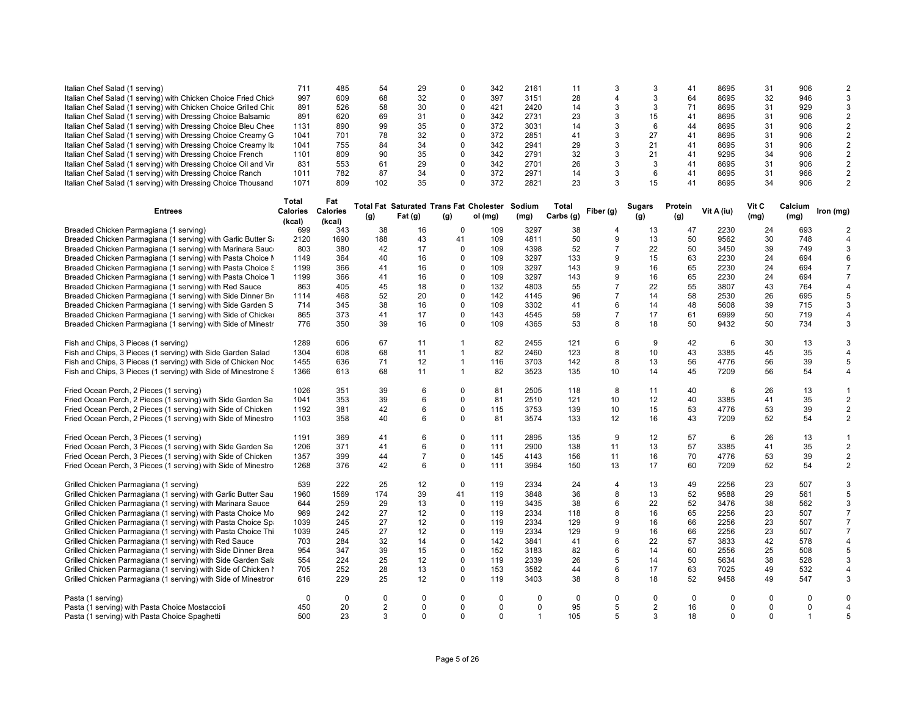| Italian Chef Salad (1 serving) | 711 | 485 | 54 | 29 | 0 | 342 | 2161 | 11 | 3 | 3 | 41 | 8695 | 31 | 906 | 2 |
|---|---|---|---|---|---|---|---|---|---|---|---|---|---|---|---|
| Italian Chef Salad (1 serving) with Chicken Choice Fried Chick | 997 | 609 | 68 | 32 | 0 | 397 | 3151 | 28 | 4 | 3 | 64 | 8695 | 32 | 946 | 3 |
| Italian Chef Salad (1 serving) with Chicken Choice Grilled Chi | 891 | 526 | 58 | 30 | 0 | 421 | 2420 | 14 | 3 | 3 | 71 | 8695 | 31 | 929 | 3 |
| Italian Chef Salad (1 serving) with Dressing Choice Balsamic | 891 | 620 | 69 | 31 | 0 | 342 | 2731 | 23 | 3 | 15 | 41 | 8695 | 31 | 906 | 2 |
| Italian Chef Salad (1 serving) with Dressing Choice Bleu Chee | 1131 | 890 | 99 | 35 | 0 | 372 | 3031 | 14 | 3 | 6 | 44 | 8695 | 31 | 906 | 2 |
| Italian Chef Salad (1 serving) with Dressing Choice Creamy G | 1041 | 701 | 78 | 32 | 0 | 372 | 2851 | 41 | 3 | 27 | 41 | 8695 | 31 | 906 | 2 |
| Italian Chef Salad (1 serving) with Dressing Choice Creamy It | 1041 | 755 | 84 | 34 | 0 | 342 | 2941 | 29 | 3 | 21 | 41 | 8695 | 31 | 906 | 2 |
| Italian Chef Salad (1 serving) with Dressing Choice French | 1101 | 809 | 90 | 35 | 0 | 342 | 2791 | 32 | 3 | 21 | 41 | 9295 | 34 | 906 | 2 |
| Italian Chef Salad (1 serving) with Dressing Choice Oil and Vir | 831 | 553 | 61 | 29 | 0 | 342 | 2701 | 26 | 3 | 3 | 41 | 8695 | 31 | 906 | 2 |
| Italian Chef Salad (1 serving) with Dressing Choice Ranch | 1011 | 782 | 87 | 34 | 0 | 372 | 2971 | 14 | 3 | 6 | 41 | 8695 | 31 | 966 | 2 |
| Italian Chef Salad (1 serving) with Dressing Choice Thousand | 1071 | 809 | 102 | 35 | 0 | 372 | 2821 | 23 | 3 | 15 | 41 | 8695 | 34 | 906 | 2 |

| Entrees | Total Calories (kcal) | Fat Calories (kcal) | Total Fat (g) | Saturated Fat (g) | Trans Fat (g) | Cholesterol (mg) | Sodium (mg) | Total Carbs (g) | Fiber (g) | Sugars (g) | Protein (g) | Vit A (iu) | Vit C (mg) | Calcium (mg) | Iron (mg) |
|---|---|---|---|---|---|---|---|---|---|---|---|---|---|---|---|
| Breaded Chicken Parmagiana (1 serving) | 699 | 343 | 38 | 16 | 0 | 109 | 3297 | 38 | 4 | 13 | 47 | 2230 | 24 | 693 | 2 |
| Breaded Chicken Parmagiana (1 serving) with Garlic Butter S | 2120 | 1690 | 188 | 43 | 41 | 109 | 4811 | 50 | 9 | 13 | 50 | 9562 | 30 | 748 | 4 |
| Breaded Chicken Parmagiana (1 serving) with Marinara Sauc | 803 | 380 | 42 | 17 | 0 | 109 | 4398 | 52 | 7 | 22 | 50 | 3450 | 39 | 749 | 3 |
| Breaded Chicken Parmagiana (1 serving) with Pasta Choice M | 1149 | 364 | 40 | 16 | 0 | 109 | 3297 | 133 | 9 | 15 | 63 | 2230 | 24 | 694 | 6 |
| Breaded Chicken Parmagiana (1 serving) with Pasta Choice S | 1199 | 366 | 41 | 16 | 0 | 109 | 3297 | 143 | 9 | 16 | 65 | 2230 | 24 | 694 | 7 |
| Breaded Chicken Parmagiana (1 serving) with Pasta Choice T | 1199 | 366 | 41 | 16 | 0 | 109 | 3297 | 143 | 9 | 16 | 65 | 2230 | 24 | 694 | 7 |
| Breaded Chicken Parmagiana (1 serving) with Red Sauce | 863 | 405 | 45 | 18 | 0 | 132 | 4803 | 55 | 7 | 22 | 55 | 3807 | 43 | 764 | 4 |
| Breaded Chicken Parmagiana (1 serving) with Side Dinner Br | 1114 | 468 | 52 | 20 | 0 | 142 | 4145 | 96 | 7 | 14 | 58 | 2530 | 26 | 695 | 5 |
| Breaded Chicken Parmagiana (1 serving) with Side Garden S | 714 | 345 | 38 | 16 | 0 | 109 | 3302 | 41 | 6 | 14 | 48 | 5608 | 39 | 715 | 3 |
| Breaded Chicken Parmagiana (1 serving) with Side of Chicken | 865 | 373 | 41 | 17 | 0 | 143 | 4545 | 59 | 7 | 17 | 61 | 6999 | 50 | 719 | 4 |
| Breaded Chicken Parmagiana (1 serving) with Side of Minestr | 776 | 350 | 39 | 16 | 0 | 109 | 4365 | 53 | 8 | 18 | 50 | 9432 | 50 | 734 | 3 |
| | | | | | | | | | | | | | | | |
| Fish and Chips, 3 Pieces (1 serving) | 1289 | 606 | 67 | 11 | 1 | 82 | 2455 | 121 | 6 | 9 | 42 | 6 | 30 | 13 | 3 |
| Fish and Chips, 3 Pieces (1 serving) with Side Garden Salad | 1304 | 608 | 68 | 11 | 1 | 82 | 2460 | 123 | 8 | 10 | 43 | 3385 | 45 | 35 | 4 |
| Fish and Chips, 3 Pieces (1 serving) with Side of Chicken Noc | 1455 | 636 | 71 | 12 | 1 | 116 | 3703 | 142 | 8 | 13 | 56 | 4776 | 56 | 39 | 5 |
| Fish and Chips, 3 Pieces (1 serving) with Side of Minestrone S | 1366 | 613 | 68 | 11 | 1 | 82 | 3523 | 135 | 10 | 14 | 45 | 7209 | 56 | 54 | 4 |
| | | | | | | | | | | | | | | | |
| Fried Ocean Perch, 2 Pieces (1 serving) | 1026 | 351 | 39 | 6 | 0 | 81 | 2505 | 118 | 8 | 11 | 40 | 6 | 26 | 13 | 1 |
| Fried Ocean Perch, 2 Pieces (1 serving) with Side Garden Sa | 1041 | 353 | 39 | 6 | 0 | 81 | 2510 | 121 | 10 | 12 | 40 | 3385 | 41 | 35 | 2 |
| Fried Ocean Perch, 2 Pieces (1 serving) with Side of Chicken | 1192 | 381 | 42 | 6 | 0 | 115 | 3753 | 139 | 10 | 15 | 53 | 4776 | 53 | 39 | 2 |
| Fried Ocean Perch, 2 Pieces (1 serving) with Side of Minestro | 1103 | 358 | 40 | 6 | 0 | 81 | 3574 | 133 | 12 | 16 | 43 | 7209 | 52 | 54 | 2 |
| | | | | | | | | | | | | | | | |
| Fried Ocean Perch, 3 Pieces (1 serving) | 1191 | 369 | 41 | 6 | 0 | 111 | 2895 | 135 | 9 | 12 | 57 | 6 | 26 | 13 | 1 |
| Fried Ocean Perch, 3 Pieces (1 serving) with Side Garden Sa | 1206 | 371 | 41 | 6 | 0 | 111 | 2900 | 138 | 11 | 13 | 57 | 3385 | 41 | 35 | 2 |
| Fried Ocean Perch, 3 Pieces (1 serving) with Side of Chicken | 1357 | 399 | 44 | 7 | 0 | 145 | 4143 | 156 | 11 | 16 | 70 | 4776 | 53 | 39 | 2 |
| Fried Ocean Perch, 3 Pieces (1 serving) with Side of Minestro | 1268 | 376 | 42 | 6 | 0 | 111 | 3964 | 150 | 13 | 17 | 60 | 7209 | 52 | 54 | 2 |
| | | | | | | | | | | | | | | | |
| Grilled Chicken Parmagiana (1 serving) | 539 | 222 | 25 | 12 | 0 | 119 | 2334 | 24 | 4 | 13 | 49 | 2256 | 23 | 507 | 3 |
| Grilled Chicken Parmagiana (1 serving) with Garlic Butter Sau | 1960 | 1569 | 174 | 39 | 41 | 119 | 3848 | 36 | 8 | 13 | 52 | 9588 | 29 | 561 | 5 |
| Grilled Chicken Parmagiana (1 serving) with Marinara Sauce | 644 | 259 | 29 | 13 | 0 | 119 | 3435 | 38 | 6 | 22 | 52 | 3476 | 38 | 562 | 3 |
| Grilled Chicken Parmagiana (1 serving) with Pasta Choice Mo | 989 | 242 | 27 | 12 | 0 | 119 | 2334 | 118 | 8 | 16 | 65 | 2256 | 23 | 507 | 7 |
| Grilled Chicken Parmagiana (1 serving) with Pasta Choice Sp | 1039 | 245 | 27 | 12 | 0 | 119 | 2334 | 129 | 9 | 16 | 66 | 2256 | 23 | 507 | 7 |
| Grilled Chicken Parmagiana (1 serving) with Pasta Choice Thi | 1039 | 245 | 27 | 12 | 0 | 119 | 2334 | 129 | 9 | 16 | 66 | 2256 | 23 | 507 | 7 |
| Grilled Chicken Parmagiana (1 serving) with Red Sauce | 703 | 284 | 32 | 14 | 0 | 142 | 3841 | 41 | 6 | 22 | 57 | 3833 | 42 | 578 | 4 |
| Grilled Chicken Parmagiana (1 serving) with Side Dinner Brea | 954 | 347 | 39 | 15 | 0 | 152 | 3183 | 82 | 6 | 14 | 60 | 2556 | 25 | 508 | 5 |
| Grilled Chicken Parmagiana (1 serving) with Side Garden Sala | 554 | 224 | 25 | 12 | 0 | 119 | 2339 | 26 | 5 | 14 | 50 | 5634 | 38 | 528 | 3 |
| Grilled Chicken Parmagiana (1 serving) with Side of Chicken N | 705 | 252 | 28 | 13 | 0 | 153 | 3582 | 44 | 6 | 17 | 63 | 7025 | 49 | 532 | 4 |
| Grilled Chicken Parmagiana (1 serving) with Side of Minestron | 616 | 229 | 25 | 12 | 0 | 119 | 3403 | 38 | 8 | 18 | 52 | 9458 | 49 | 547 | 3 |
| | | | | | | | | | | | | | | | |
| Pasta (1 serving) | 0 | 0 | 0 | 0 | 0 | 0 | 0 | 0 | 0 | 0 | 0 | 0 | 0 | 0 | 0 |
| Pasta (1 serving) with Pasta Choice Mostaccioli | 450 | 20 | 2 | 0 | 0 | 0 | 0 | 95 | 5 | 2 | 16 | 0 | 0 | 0 | 4 |
| Pasta (1 serving) with Pasta Choice Spaghetti | 500 | 23 | 3 | 0 | 0 | 0 | 1 | 105 | 5 | 3 | 18 | 0 | 0 | 1 | 5 |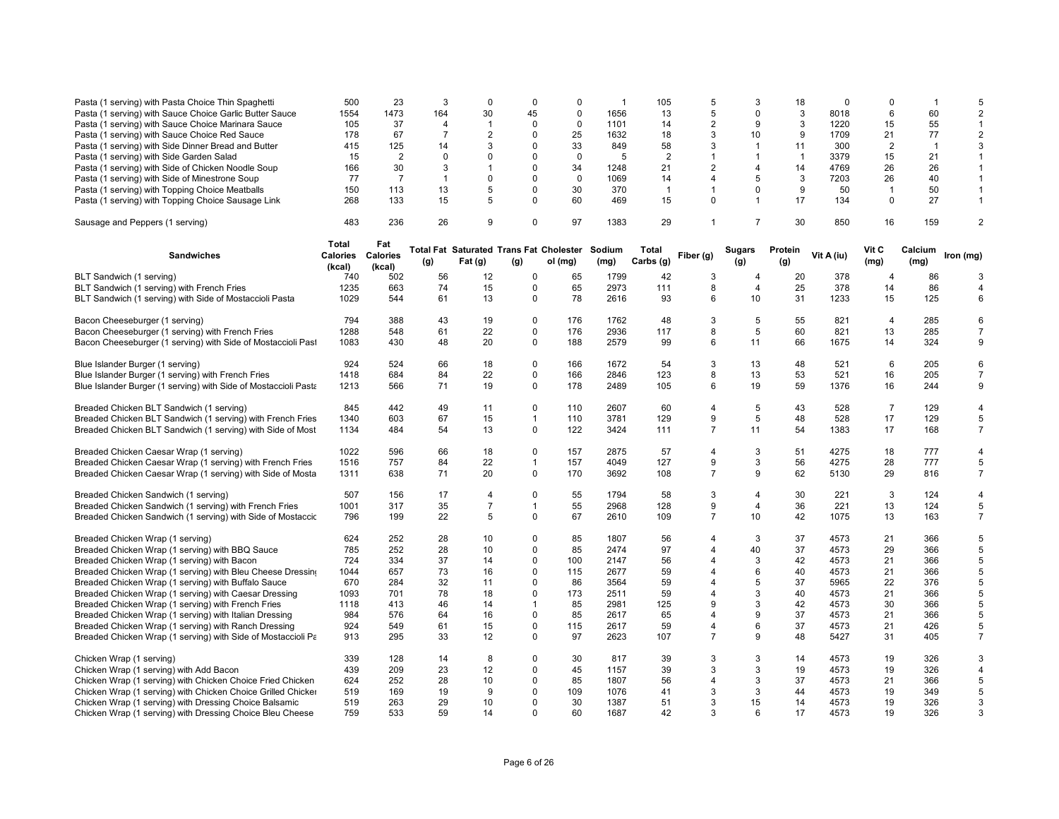| | | | | | | | | | | | | | | | |
|---|---|---|---|---|---|---|---|---|---|---|---|---|---|---|---|
| Pasta (1 serving) with Pasta Choice Thin Spaghetti | 500 | 23 | 3 | 0 | 0 | 0 | 1 | 105 | 5 | 3 | 18 | 0 | 0 | 1 | 5 |
| Pasta (1 serving) with Sauce Choice Garlic Butter Sauce | 1554 | 1473 | 164 | 30 | 45 | 0 | 1656 | 13 | 5 | 0 | 3 | 8018 | 6 | 60 | 2 |
| Pasta (1 serving) with Sauce Choice Marinara Sauce | 105 | 37 | 4 | 1 | 0 | 0 | 1101 | 14 | 2 | 9 | 3 | 1220 | 15 | 55 | 1 |
| Pasta (1 serving) with Sauce Choice Red Sauce | 178 | 67 | 7 | 2 | 0 | 25 | 1632 | 18 | 3 | 10 | 9 | 1709 | 21 | 77 | 2 |
| Pasta (1 serving) with Side Dinner Bread and Butter | 415 | 125 | 14 | 3 | 0 | 33 | 849 | 58 | 3 | 1 | 11 | 300 | 2 | 1 | 3 |
| Pasta (1 serving) with Side Garden Salad | 15 | 2 | 0 | 0 | 0 | 0 | 5 | 2 | 1 | 1 | 1 | 3379 | 15 | 21 | 1 |
| Pasta (1 serving) with Side of Chicken Noodle Soup | 166 | 30 | 3 | 1 | 0 | 34 | 1248 | 21 | 2 | 4 | 14 | 4769 | 26 | 26 | 1 |
| Pasta (1 serving) with Side of Minestrone Soup | 77 | 7 | 1 | 0 | 0 | 0 | 1069 | 14 | 4 | 5 | 3 | 7203 | 26 | 40 | 1 |
| Pasta (1 serving) with Topping Choice Meatballs | 150 | 113 | 13 | 5 | 0 | 30 | 370 | 1 | 1 | 0 | 9 | 50 | 1 | 50 | 1 |
| Pasta (1 serving) with Topping Choice Sausage Link | 268 | 133 | 15 | 5 | 0 | 60 | 469 | 15 | 0 | 1 | 17 | 134 | 0 | 27 | 1 |
| Sausage and Peppers (1 serving) | 483 | 236 | 26 | 9 | 0 | 97 | 1383 | 29 | 1 | 7 | 30 | 850 | 16 | 159 | 2 |

| Sandwiches | Total Calories (kcal) | Fat Calories (kcal) | Total Fat (g) | Saturated Fat (g) | Trans Fat (g) | Cholesterol (mg) | Sodium (mg) | Total Carbs (g) | Fiber (g) | Sugars (g) | Protein (g) | Vit A (iu) | Vit C (mg) | Calcium (mg) | Iron (mg) |
|---|---|---|---|---|---|---|---|---|---|---|---|---|---|---|---|
| BLT Sandwich (1 serving) | 740 | 502 | 56 | 12 | 0 | 65 | 1799 | 42 | 3 | 4 | 20 | 378 | 4 | 86 | 3 |
| BLT Sandwich (1 serving) with French Fries | 1235 | 663 | 74 | 15 | 0 | 65 | 2973 | 111 | 8 | 4 | 25 | 378 | 14 | 86 | 4 |
| BLT Sandwich (1 serving) with Side of Mostaccioli Pasta | 1029 | 544 | 61 | 13 | 0 | 78 | 2616 | 93 | 6 | 10 | 31 | 1233 | 15 | 125 | 6 |
| Bacon Cheeseburger (1 serving) | 794 | 388 | 43 | 19 | 0 | 176 | 1762 | 48 | 3 | 5 | 55 | 821 | 4 | 285 | 6 |
| Bacon Cheeseburger (1 serving) with French Fries | 1288 | 548 | 61 | 22 | 0 | 176 | 2936 | 117 | 8 | 5 | 60 | 821 | 13 | 285 | 7 |
| Bacon Cheeseburger (1 serving) with Side of Mostaccioli Past | 1083 | 430 | 48 | 20 | 0 | 188 | 2579 | 99 | 6 | 11 | 66 | 1675 | 14 | 324 | 9 |
| Blue Islander Burger (1 serving) | 924 | 524 | 66 | 18 | 0 | 166 | 1672 | 54 | 3 | 13 | 48 | 521 | 6 | 205 | 6 |
| Blue Islander Burger (1 serving) with French Fries | 1418 | 684 | 84 | 22 | 0 | 166 | 2846 | 123 | 8 | 13 | 53 | 521 | 16 | 205 | 7 |
| Blue Islander Burger (1 serving) with Side of Mostaccioli Pasta | 1213 | 566 | 71 | 19 | 0 | 178 | 2489 | 105 | 6 | 19 | 59 | 1376 | 16 | 244 | 9 |
| Breaded Chicken BLT Sandwich (1 serving) | 845 | 442 | 49 | 11 | 0 | 110 | 2607 | 60 | 4 | 5 | 43 | 528 | 7 | 129 | 4 |
| Breaded Chicken BLT Sandwich (1 serving) with French Fries | 1340 | 603 | 67 | 15 | 1 | 110 | 3781 | 129 | 9 | 5 | 48 | 528 | 17 | 129 | 5 |
| Breaded Chicken BLT Sandwich (1 serving) with Side of Most | 1134 | 484 | 54 | 13 | 0 | 122 | 3424 | 111 | 7 | 11 | 54 | 1383 | 17 | 168 | 7 |
| Breaded Chicken Caesar Wrap (1 serving) | 1022 | 596 | 66 | 18 | 0 | 157 | 2875 | 57 | 4 | 3 | 51 | 4275 | 18 | 777 | 4 |
| Breaded Chicken Caesar Wrap (1 serving) with French Fries | 1516 | 757 | 84 | 22 | 1 | 157 | 4049 | 127 | 9 | 3 | 56 | 4275 | 28 | 777 | 5 |
| Breaded Chicken Caesar Wrap (1 serving) with Side of Mosta | 1311 | 638 | 71 | 20 | 0 | 170 | 3692 | 108 | 7 | 9 | 62 | 5130 | 29 | 816 | 7 |
| Breaded Chicken Sandwich (1 serving) | 507 | 156 | 17 | 4 | 0 | 55 | 1794 | 58 | 3 | 4 | 30 | 221 | 3 | 124 | 4 |
| Breaded Chicken Sandwich (1 serving) with French Fries | 1001 | 317 | 35 | 7 | 1 | 55 | 2968 | 128 | 9 | 4 | 36 | 221 | 13 | 124 | 5 |
| Breaded Chicken Sandwich (1 serving) with Side of Mostaccic | 796 | 199 | 22 | 5 | 0 | 67 | 2610 | 109 | 7 | 10 | 42 | 1075 | 13 | 163 | 7 |
| Breaded Chicken Wrap (1 serving) | 624 | 252 | 28 | 10 | 0 | 85 | 1807 | 56 | 4 | 3 | 37 | 4573 | 21 | 366 | 5 |
| Breaded Chicken Wrap (1 serving) with BBQ Sauce | 785 | 252 | 28 | 10 | 0 | 85 | 2474 | 97 | 4 | 40 | 37 | 4573 | 29 | 366 | 5 |
| Breaded Chicken Wrap (1 serving) with Bacon | 724 | 334 | 37 | 14 | 0 | 100 | 2147 | 56 | 4 | 3 | 42 | 4573 | 21 | 366 | 5 |
| Breaded Chicken Wrap (1 serving) with Bleu Cheese Dressin | 1044 | 657 | 73 | 16 | 0 | 115 | 2677 | 59 | 4 | 6 | 40 | 4573 | 21 | 366 | 5 |
| Breaded Chicken Wrap (1 serving) with Buffalo Sauce | 670 | 284 | 32 | 11 | 0 | 86 | 3564 | 59 | 4 | 5 | 37 | 5965 | 22 | 376 | 5 |
| Breaded Chicken Wrap (1 serving) with Caesar Dressing | 1093 | 701 | 78 | 18 | 0 | 173 | 2511 | 59 | 4 | 3 | 40 | 4573 | 21 | 366 | 5 |
| Breaded Chicken Wrap (1 serving) with French Fries | 1118 | 413 | 46 | 14 | 1 | 85 | 2981 | 125 | 9 | 3 | 42 | 4573 | 30 | 366 | 5 |
| Breaded Chicken Wrap (1 serving) with Italian Dressing | 984 | 576 | 64 | 16 | 0 | 85 | 2617 | 65 | 4 | 9 | 37 | 4573 | 21 | 366 | 5 |
| Breaded Chicken Wrap (1 serving) with Ranch Dressing | 924 | 549 | 61 | 15 | 0 | 115 | 2617 | 59 | 4 | 6 | 37 | 4573 | 21 | 426 | 5 |
| Breaded Chicken Wrap (1 serving) with Side of Mostaccioli Pa | 913 | 295 | 33 | 12 | 0 | 97 | 2623 | 107 | 7 | 9 | 48 | 5427 | 31 | 405 | 7 |
| Chicken Wrap (1 serving) | 339 | 128 | 14 | 8 | 0 | 30 | 817 | 39 | 3 | 3 | 14 | 4573 | 19 | 326 | 3 |
| Chicken Wrap (1 serving) with Add Bacon | 439 | 209 | 23 | 12 | 0 | 45 | 1157 | 39 | 3 | 3 | 19 | 4573 | 19 | 326 | 4 |
| Chicken Wrap (1 serving) with Chicken Choice Fried Chicken | 624 | 252 | 28 | 10 | 0 | 85 | 1807 | 56 | 4 | 3 | 37 | 4573 | 21 | 366 | 5 |
| Chicken Wrap (1 serving) with Chicken Choice Grilled Chicker | 519 | 169 | 19 | 9 | 0 | 109 | 1076 | 41 | 3 | 3 | 44 | 4573 | 19 | 349 | 5 |
| Chicken Wrap (1 serving) with Dressing Choice Balsamic | 519 | 263 | 29 | 10 | 0 | 30 | 1387 | 51 | 3 | 15 | 14 | 4573 | 19 | 326 | 3 |
| Chicken Wrap (1 serving) with Dressing Choice Bleu Cheese | 759 | 533 | 59 | 14 | 0 | 60 | 1687 | 42 | 3 | 6 | 17 | 4573 | 19 | 326 | 3 |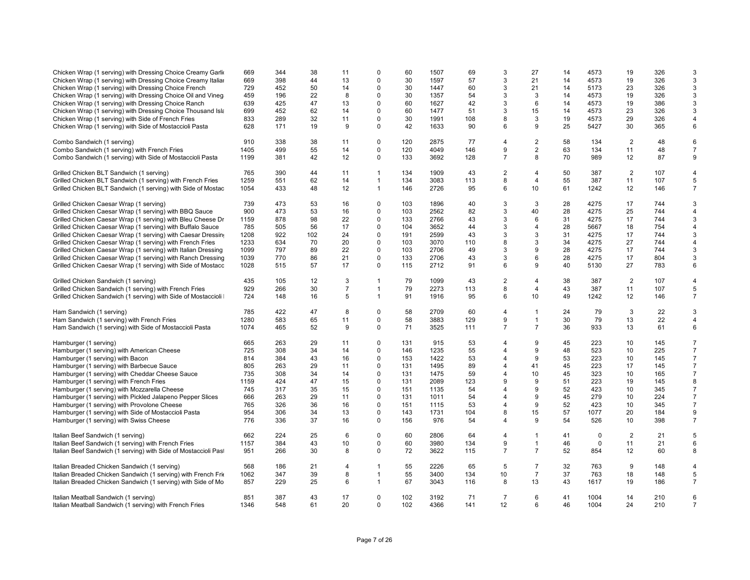| | | | | | | | | | | | | | | | |
|---|---|---|---|---|---|---|---|---|---|---|---|---|---|---|---|
| Chicken Wrap (1 serving) with Dressing Choice Creamy Garli | 669 | 344 | 38 | 11 | 0 | 60 | 1507 | 69 | 3 | 27 | 14 | 4573 | 19 | 326 | 3 |
| Chicken Wrap (1 serving) with Dressing Choice Creamy Italia | 669 | 398 | 44 | 13 | 0 | 30 | 1597 | 57 | 3 | 21 | 14 | 4573 | 19 | 326 | 3 |
| Chicken Wrap (1 serving) with Dressing Choice French | 729 | 452 | 50 | 14 | 0 | 30 | 1447 | 60 | 3 | 21 | 14 | 5173 | 23 | 326 | 3 |
| Chicken Wrap (1 serving) with Dressing Choice Oil and Vineg | 459 | 196 | 22 | 8 | 0 | 30 | 1357 | 54 | 3 | 3 | 14 | 4573 | 19 | 326 | 3 |
| Chicken Wrap (1 serving) with Dressing Choice Ranch | 639 | 425 | 47 | 13 | 0 | 60 | 1627 | 42 | 3 | 6 | 14 | 4573 | 19 | 386 | 3 |
| Chicken Wrap (1 serving) with Dressing Choice Thousand Isla | 699 | 452 | 62 | 14 | 0 | 60 | 1477 | 51 | 3 | 15 | 14 | 4573 | 23 | 326 | 3 |
| Chicken Wrap (1 serving) with Side of French Fries | 833 | 289 | 32 | 11 | 0 | 30 | 1991 | 108 | 8 | 3 | 19 | 4573 | 29 | 326 | 4 |
| Chicken Wrap (1 serving) with Side of Mostaccioli Pasta | 628 | 171 | 19 | 9 | 0 | 42 | 1633 | 90 | 6 | 9 | 25 | 5427 | 30 | 365 | 6 |
| Combo Sandwich (1 serving) | 910 | 338 | 38 | 11 | 0 | 120 | 2875 | 77 | 4 | 2 | 58 | 134 | 2 | 48 | 6 |
| Combo Sandwich (1 serving) with French Fries | 1405 | 499 | 55 | 14 | 0 | 120 | 4049 | 146 | 9 | 2 | 63 | 134 | 11 | 48 | 7 |
| Combo Sandwich (1 serving) with Side of Mostaccioli Pasta | 1199 | 381 | 42 | 12 | 0 | 133 | 3692 | 128 | 7 | 8 | 70 | 989 | 12 | 87 | 9 |
| Grilled Chicken BLT Sandwich (1 serving) | 765 | 390 | 44 | 11 | 1 | 134 | 1909 | 43 | 2 | 4 | 50 | 387 | 2 | 107 | 4 |
| Grilled Chicken BLT Sandwich (1 serving) with French Fries | 1259 | 551 | 62 | 14 | 1 | 134 | 3083 | 113 | 8 | 4 | 55 | 387 | 11 | 107 | 5 |
| Grilled Chicken BLT Sandwich (1 serving) with Side of Mostac | 1054 | 433 | 48 | 12 | 1 | 146 | 2726 | 95 | 6 | 10 | 61 | 1242 | 12 | 146 | 7 |
| Grilled Chicken Caesar Wrap (1 serving) | 739 | 473 | 53 | 16 | 0 | 103 | 1896 | 40 | 3 | 3 | 28 | 4275 | 17 | 744 | 3 |
| Grilled Chicken Caesar Wrap (1 serving) with BBQ Sauce | 900 | 473 | 53 | 16 | 0 | 103 | 2562 | 82 | 3 | 40 | 28 | 4275 | 25 | 744 | 4 |
| Grilled Chicken Caesar Wrap (1 serving) with Bleu Cheese Dr | 1159 | 878 | 98 | 22 | 0 | 133 | 2766 | 43 | 3 | 6 | 31 | 4275 | 17 | 744 | 3 |
| Grilled Chicken Caesar Wrap (1 serving) with Buffalo Sauce | 785 | 505 | 56 | 17 | 0 | 104 | 3652 | 44 | 3 | 4 | 28 | 5667 | 18 | 754 | 4 |
| Grilled Chicken Caesar Wrap (1 serving) with Caesar Dressin | 1208 | 922 | 102 | 24 | 0 | 191 | 2599 | 43 | 3 | 3 | 31 | 4275 | 17 | 744 | 3 |
| Grilled Chicken Caesar Wrap (1 serving) with French Fries | 1233 | 634 | 70 | 20 | 0 | 103 | 3070 | 110 | 8 | 3 | 34 | 4275 | 27 | 744 | 4 |
| Grilled Chicken Caesar Wrap (1 serving) with Italian Dressing | 1099 | 797 | 89 | 22 | 0 | 103 | 2706 | 49 | 3 | 9 | 28 | 4275 | 17 | 744 | 3 |
| Grilled Chicken Caesar Wrap (1 serving) with Ranch Dressing | 1039 | 770 | 86 | 21 | 0 | 133 | 2706 | 43 | 3 | 6 | 28 | 4275 | 17 | 804 | 3 |
| Grilled Chicken Caesar Wrap (1 serving) with Side of Mostacc | 1028 | 515 | 57 | 17 | 0 | 115 | 2712 | 91 | 6 | 9 | 40 | 5130 | 27 | 783 | 6 |
| Grilled Chicken Sandwich (1 serving) | 435 | 105 | 12 | 3 | 1 | 79 | 1099 | 43 | 2 | 4 | 38 | 387 | 2 | 107 | 4 |
| Grilled Chicken Sandwich (1 serving) with French Fries | 929 | 266 | 30 | 7 | 1 | 79 | 2273 | 113 | 8 | 4 | 43 | 387 | 11 | 107 | 5 |
| Grilled Chicken Sandwich (1 serving) with Side of Mostaccioli | 724 | 148 | 16 | 5 | 1 | 91 | 1916 | 95 | 6 | 10 | 49 | 1242 | 12 | 146 | 7 |
| Ham Sandwich (1 serving) | 785 | 422 | 47 | 8 | 0 | 58 | 2709 | 60 | 4 | 1 | 24 | 79 | 3 | 22 | 3 |
| Ham Sandwich (1 serving) with French Fries | 1280 | 583 | 65 | 11 | 0 | 58 | 3883 | 129 | 9 | 1 | 30 | 79 | 13 | 22 | 4 |
| Ham Sandwich (1 serving) with Side of Mostaccioli Pasta | 1074 | 465 | 52 | 9 | 0 | 71 | 3525 | 111 | 7 | 7 | 36 | 933 | 13 | 61 | 6 |
| Hamburger (1 serving) | 665 | 263 | 29 | 11 | 0 | 131 | 915 | 53 | 4 | 9 | 45 | 223 | 10 | 145 | 7 |
| Hamburger (1 serving) with American Cheese | 725 | 308 | 34 | 14 | 0 | 146 | 1235 | 55 | 4 | 9 | 48 | 523 | 10 | 225 | 7 |
| Hamburger (1 serving) with Bacon | 814 | 384 | 43 | 16 | 0 | 153 | 1422 | 53 | 4 | 9 | 53 | 223 | 10 | 145 | 7 |
| Hamburger (1 serving) with Barbecue Sauce | 805 | 263 | 29 | 11 | 0 | 131 | 1495 | 89 | 4 | 41 | 45 | 223 | 17 | 145 | 7 |
| Hamburger (1 serving) with Cheddar Cheese Sauce | 735 | 308 | 34 | 14 | 0 | 131 | 1475 | 59 | 4 | 10 | 45 | 323 | 10 | 165 | 7 |
| Hamburger (1 serving) with French Fries | 1159 | 424 | 47 | 15 | 0 | 131 | 2089 | 123 | 9 | 9 | 51 | 223 | 19 | 145 | 8 |
| Hamburger (1 serving) with Mozzarella Cheese | 745 | 317 | 35 | 15 | 0 | 151 | 1135 | 54 | 4 | 9 | 52 | 423 | 10 | 345 | 7 |
| Hamburger (1 serving) with Pickled Jalapeno Pepper Slices | 666 | 263 | 29 | 11 | 0 | 131 | 1011 | 54 | 4 | 9 | 45 | 279 | 10 | 224 | 7 |
| Hamburger (1 serving) with Provolone Cheese | 765 | 326 | 36 | 16 | 0 | 151 | 1115 | 53 | 4 | 9 | 52 | 423 | 10 | 345 | 7 |
| Hamburger (1 serving) with Side of Mostaccioli Pasta | 954 | 306 | 34 | 13 | 0 | 143 | 1731 | 104 | 8 | 15 | 57 | 1077 | 20 | 184 | 9 |
| Hamburger (1 serving) with Swiss Cheese | 776 | 336 | 37 | 16 | 0 | 156 | 976 | 54 | 4 | 9 | 54 | 526 | 10 | 398 | 7 |
| Italian Beef Sandwich (1 serving) | 662 | 224 | 25 | 6 | 0 | 60 | 2806 | 64 | 4 | 1 | 41 | 0 | 2 | 21 | 5 |
| Italian Beef Sandwich (1 serving) with French Fries | 1157 | 384 | 43 | 10 | 0 | 60 | 3980 | 134 | 9 | 1 | 46 | 0 | 11 | 21 | 6 |
| Italian Beef Sandwich (1 serving) with Side of Mostaccioli Pas | 951 | 266 | 30 | 8 | 0 | 72 | 3622 | 115 | 7 | 7 | 52 | 854 | 12 | 60 | 8 |
| Italian Breaded Chicken Sandwich (1 serving) | 568 | 186 | 21 | 4 | 1 | 55 | 2226 | 65 | 5 | 7 | 32 | 763 | 9 | 148 | 4 |
| Italian Breaded Chicken Sandwich (1 serving) with French Fri | 1062 | 347 | 39 | 8 | 1 | 55 | 3400 | 134 | 10 | 7 | 37 | 763 | 18 | 148 | 5 |
| Italian Breaded Chicken Sandwich (1 serving) with Side of Mo | 857 | 229 | 25 | 6 | 1 | 67 | 3043 | 116 | 8 | 13 | 43 | 1617 | 19 | 186 | 7 |
| Italian Meatball Sandwich (1 serving) | 851 | 387 | 43 | 17 | 0 | 102 | 3192 | 71 | 7 | 6 | 41 | 1004 | 14 | 210 | 6 |
| Italian Meatball Sandwich (1 serving) with French Fries | 1346 | 548 | 61 | 20 | 0 | 102 | 4366 | 141 | 12 | 6 | 46 | 1004 | 24 | 210 | 7 |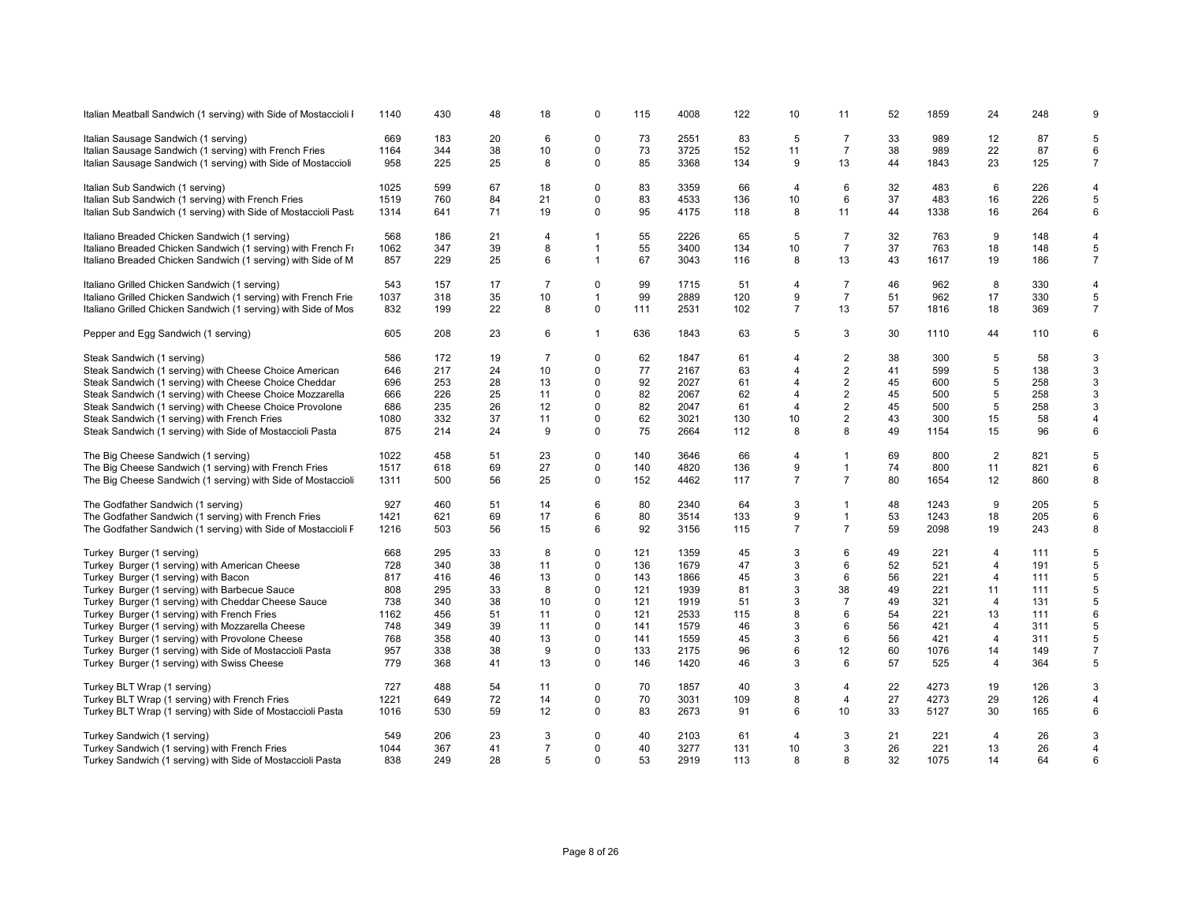| | | | | | | | | | | | | | | | |
|---|---|---|---|---|---|---|---|---|---|---|---|---|---|---|---|
| Italian Meatball Sandwich (1 serving) with Side of Mostaccioli I | 1140 | 430 | 48 | 18 | 0 | 115 | 4008 | 122 | 10 | 11 | 52 | 1859 | 24 | 248 | 9 |
| Italian Sausage Sandwich (1 serving) | 669 | 183 | 20 | 6 | 0 | 73 | 2551 | 83 | 5 | 7 | 33 | 989 | 12 | 87 | 5 |
| Italian Sausage Sandwich (1 serving) with French Fries | 1164 | 344 | 38 | 10 | 0 | 73 | 3725 | 152 | 11 | 7 | 38 | 989 | 22 | 87 | 6 |
| Italian Sausage Sandwich (1 serving) with Side of Mostaccioli | 958 | 225 | 25 | 8 | 0 | 85 | 3368 | 134 | 9 | 13 | 44 | 1843 | 23 | 125 | 7 |
| Italian Sub Sandwich (1 serving) | 1025 | 599 | 67 | 18 | 0 | 83 | 3359 | 66 | 4 | 6 | 32 | 483 | 6 | 226 | 4 |
| Italian Sub Sandwich (1 serving) with French Fries | 1519 | 760 | 84 | 21 | 0 | 83 | 4533 | 136 | 10 | 6 | 37 | 483 | 16 | 226 | 5 |
| Italian Sub Sandwich (1 serving) with Side of Mostaccioli Past | 1314 | 641 | 71 | 19 | 0 | 95 | 4175 | 118 | 8 | 11 | 44 | 1338 | 16 | 264 | 6 |
| Italiano Breaded Chicken Sandwich (1 serving) | 568 | 186 | 21 | 4 | 1 | 55 | 2226 | 65 | 5 | 7 | 32 | 763 | 9 | 148 | 4 |
| Italiano Breaded Chicken Sandwich (1 serving) with French Fr | 1062 | 347 | 39 | 8 | 1 | 55 | 3400 | 134 | 10 | 7 | 37 | 763 | 18 | 148 | 5 |
| Italiano Breaded Chicken Sandwich (1 serving) with Side of M | 857 | 229 | 25 | 6 | 1 | 67 | 3043 | 116 | 8 | 13 | 43 | 1617 | 19 | 186 | 7 |
| Italiano Grilled Chicken Sandwich (1 serving) | 543 | 157 | 17 | 7 | 0 | 99 | 1715 | 51 | 4 | 7 | 46 | 962 | 8 | 330 | 4 |
| Italiano Grilled Chicken Sandwich (1 serving) with French Frie | 1037 | 318 | 35 | 10 | 1 | 99 | 2889 | 120 | 9 | 7 | 51 | 962 | 17 | 330 | 5 |
| Italiano Grilled Chicken Sandwich (1 serving) with Side of Mos | 832 | 199 | 22 | 8 | 0 | 111 | 2531 | 102 | 7 | 13 | 57 | 1816 | 18 | 369 | 7 |
| Pepper and Egg Sandwich (1 serving) | 605 | 208 | 23 | 6 | 1 | 636 | 1843 | 63 | 5 | 3 | 30 | 1110 | 44 | 110 | 6 |
| Steak Sandwich (1 serving) | 586 | 172 | 19 | 7 | 0 | 62 | 1847 | 61 | 4 | 2 | 38 | 300 | 5 | 58 | 3 |
| Steak Sandwich (1 serving) with Cheese Choice American | 646 | 217 | 24 | 10 | 0 | 77 | 2167 | 63 | 4 | 2 | 41 | 599 | 5 | 138 | 3 |
| Steak Sandwich (1 serving) with Cheese Choice Cheddar | 696 | 253 | 28 | 13 | 0 | 92 | 2027 | 61 | 4 | 2 | 45 | 600 | 5 | 258 | 3 |
| Steak Sandwich (1 serving) with Cheese Choice Mozzarella | 666 | 226 | 25 | 11 | 0 | 82 | 2067 | 62 | 4 | 2 | 45 | 500 | 5 | 258 | 3 |
| Steak Sandwich (1 serving) with Cheese Choice Provolone | 686 | 235 | 26 | 12 | 0 | 82 | 2047 | 61 | 4 | 2 | 45 | 500 | 5 | 258 | 3 |
| Steak Sandwich (1 serving) with French Fries | 1080 | 332 | 37 | 11 | 0 | 62 | 3021 | 130 | 10 | 2 | 43 | 300 | 15 | 58 | 4 |
| Steak Sandwich (1 serving) with Side of Mostaccioli Pasta | 875 | 214 | 24 | 9 | 0 | 75 | 2664 | 112 | 8 | 8 | 49 | 1154 | 15 | 96 | 6 |
| The Big Cheese Sandwich (1 serving) | 1022 | 458 | 51 | 23 | 0 | 140 | 3646 | 66 | 4 | 1 | 69 | 800 | 2 | 821 | 5 |
| The Big Cheese Sandwich (1 serving) with French Fries | 1517 | 618 | 69 | 27 | 0 | 140 | 4820 | 136 | 9 | 1 | 74 | 800 | 11 | 821 | 6 |
| The Big Cheese Sandwich (1 serving) with Side of Mostaccioli | 1311 | 500 | 56 | 25 | 0 | 152 | 4462 | 117 | 7 | 7 | 80 | 1654 | 12 | 860 | 8 |
| The Godfather Sandwich (1 serving) | 927 | 460 | 51 | 14 | 6 | 80 | 2340 | 64 | 3 | 1 | 48 | 1243 | 9 | 205 | 5 |
| The Godfather Sandwich (1 serving) with French Fries | 1421 | 621 | 69 | 17 | 6 | 80 | 3514 | 133 | 9 | 1 | 53 | 1243 | 18 | 205 | 6 |
| The Godfather Sandwich (1 serving) with Side of Mostaccioli F | 1216 | 503 | 56 | 15 | 6 | 92 | 3156 | 115 | 7 | 7 | 59 | 2098 | 19 | 243 | 8 |
| Turkey Burger (1 serving) | 668 | 295 | 33 | 8 | 0 | 121 | 1359 | 45 | 3 | 6 | 49 | 221 | 4 | 111 | 5 |
| Turkey Burger (1 serving) with American Cheese | 728 | 340 | 38 | 11 | 0 | 136 | 1679 | 47 | 3 | 6 | 52 | 521 | 4 | 191 | 5 |
| Turkey Burger (1 serving) with Bacon | 817 | 416 | 46 | 13 | 0 | 143 | 1866 | 45 | 3 | 6 | 56 | 221 | 4 | 111 | 5 |
| Turkey Burger (1 serving) with Barbecue Sauce | 808 | 295 | 33 | 8 | 0 | 121 | 1939 | 81 | 3 | 38 | 49 | 221 | 11 | 111 | 5 |
| Turkey Burger (1 serving) with Cheddar Cheese Sauce | 738 | 340 | 38 | 10 | 0 | 121 | 1919 | 51 | 3 | 7 | 49 | 321 | 4 | 131 | 5 |
| Turkey Burger (1 serving) with French Fries | 1162 | 456 | 51 | 11 | 0 | 121 | 2533 | 115 | 8 | 6 | 54 | 221 | 13 | 111 | 6 |
| Turkey Burger (1 serving) with Mozzarella Cheese | 748 | 349 | 39 | 11 | 0 | 141 | 1579 | 46 | 3 | 6 | 56 | 421 | 4 | 311 | 5 |
| Turkey Burger (1 serving) with Provolone Cheese | 768 | 358 | 40 | 13 | 0 | 141 | 1559 | 45 | 3 | 6 | 56 | 421 | 4 | 311 | 5 |
| Turkey Burger (1 serving) with Side of Mostaccioli Pasta | 957 | 338 | 38 | 9 | 0 | 133 | 2175 | 96 | 6 | 12 | 60 | 1076 | 14 | 149 | 7 |
| Turkey Burger (1 serving) with Swiss Cheese | 779 | 368 | 41 | 13 | 0 | 146 | 1420 | 46 | 3 | 6 | 57 | 525 | 4 | 364 | 5 |
| Turkey BLT Wrap (1 serving) | 727 | 488 | 54 | 11 | 0 | 70 | 1857 | 40 | 3 | 4 | 22 | 4273 | 19 | 126 | 3 |
| Turkey BLT Wrap (1 serving) with French Fries | 1221 | 649 | 72 | 14 | 0 | 70 | 3031 | 109 | 8 | 4 | 27 | 4273 | 29 | 126 | 4 |
| Turkey BLT Wrap (1 serving) with Side of Mostaccioli Pasta | 1016 | 530 | 59 | 12 | 0 | 83 | 2673 | 91 | 6 | 10 | 33 | 5127 | 30 | 165 | 6 |
| Turkey Sandwich (1 serving) | 549 | 206 | 23 | 3 | 0 | 40 | 2103 | 61 | 4 | 3 | 21 | 221 | 4 | 26 | 3 |
| Turkey Sandwich (1 serving) with French Fries | 1044 | 367 | 41 | 7 | 0 | 40 | 3277 | 131 | 10 | 3 | 26 | 221 | 13 | 26 | 4 |
| Turkey Sandwich (1 serving) with Side of Mostaccioli Pasta | 838 | 249 | 28 | 5 | 0 | 53 | 2919 | 113 | 8 | 8 | 32 | 1075 | 14 | 64 | 6 |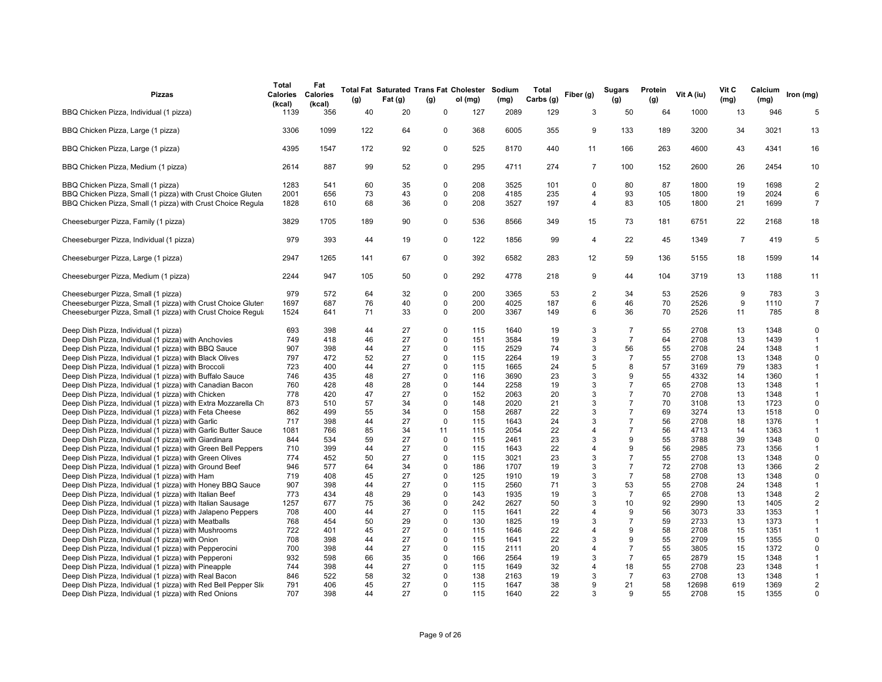| Pizzas | Total Calories (kcal) | Fat Calories (kcal) | Total Fat (g) | Saturated Fat (g) | Trans Fat (g) | Cholesterol (mg) | Sodium (mg) | Total Carbs (g) | Fiber (g) | Sugars (g) | Protein (g) | Vit A (iu) | Vit C (mg) | Calcium (mg) | Iron (mg) |
|---|---|---|---|---|---|---|---|---|---|---|---|---|---|---|---|
| BBQ Chicken Pizza, Individual (1 pizza) | 1139 | 356 | 40 | 20 | 0 | 127 | 2089 | 129 | 3 | 50 | 64 | 1000 | 13 | 946 | 5 |
| BBQ Chicken Pizza, Large (1 pizza) | 3306 | 1099 | 122 | 64 | 0 | 368 | 6005 | 355 | 9 | 133 | 189 | 3200 | 34 | 3021 | 13 |
| BBQ Chicken Pizza, Large (1 pizza) | 4395 | 1547 | 172 | 92 | 0 | 525 | 8170 | 440 | 11 | 166 | 263 | 4600 | 43 | 4341 | 16 |
| BBQ Chicken Pizza, Medium (1 pizza) | 2614 | 887 | 99 | 52 | 0 | 295 | 4711 | 274 | 7 | 100 | 152 | 2600 | 26 | 2454 | 10 |
| BBQ Chicken Pizza, Small (1 pizza) | 1283 | 541 | 60 | 35 | 0 | 208 | 3525 | 101 | 0 | 80 | 87 | 1800 | 19 | 1698 | 2 |
| BBQ Chicken Pizza, Small (1 pizza) with Crust Choice Gluten | 2001 | 656 | 73 | 43 | 0 | 208 | 4185 | 235 | 4 | 93 | 105 | 1800 | 19 | 2024 | 6 |
| BBQ Chicken Pizza, Small (1 pizza) with Crust Choice Regula | 1828 | 610 | 68 | 36 | 0 | 208 | 3527 | 197 | 4 | 83 | 105 | 1800 | 21 | 1699 | 7 |
| Cheeseburger Pizza, Family (1 pizza) | 3829 | 1705 | 189 | 90 | 0 | 536 | 8566 | 349 | 15 | 73 | 181 | 6751 | 22 | 2168 | 18 |
| Cheeseburger Pizza, Individual (1 pizza) | 979 | 393 | 44 | 19 | 0 | 122 | 1856 | 99 | 4 | 22 | 45 | 1349 | 7 | 419 | 5 |
| Cheeseburger Pizza, Large (1 pizza) | 2947 | 1265 | 141 | 67 | 0 | 392 | 6582 | 283 | 12 | 59 | 136 | 5155 | 18 | 1599 | 14 |
| Cheeseburger Pizza, Medium (1 pizza) | 2244 | 947 | 105 | 50 | 0 | 292 | 4778 | 218 | 9 | 44 | 104 | 3719 | 13 | 1188 | 11 |
| Cheeseburger Pizza, Small (1 pizza) | 979 | 572 | 64 | 32 | 0 | 200 | 3365 | 53 | 2 | 34 | 53 | 2526 | 9 | 783 | 3 |
| Cheeseburger Pizza, Small (1 pizza) with Crust Choice Gluten | 1697 | 687 | 76 | 40 | 0 | 200 | 4025 | 187 | 6 | 46 | 70 | 2526 | 9 | 1110 | 7 |
| Cheeseburger Pizza, Small (1 pizza) with Crust Choice Regul | 1524 | 641 | 71 | 33 | 0 | 200 | 3367 | 149 | 6 | 36 | 70 | 2526 | 11 | 785 | 8 |
| Deep Dish Pizza, Individual (1 pizza) | 693 | 398 | 44 | 27 | 0 | 115 | 1640 | 19 | 3 | 7 | 55 | 2708 | 13 | 1348 | 0 |
| Deep Dish Pizza, Individual (1 pizza) with Anchovies | 749 | 418 | 46 | 27 | 0 | 151 | 3584 | 19 | 3 | 7 | 64 | 2708 | 13 | 1439 | 1 |
| Deep Dish Pizza, Individual (1 pizza) with BBQ Sauce | 907 | 398 | 44 | 27 | 0 | 115 | 2529 | 74 | 3 | 56 | 55 | 2708 | 24 | 1348 | 1 |
| Deep Dish Pizza, Individual (1 pizza) with Black Olives | 797 | 472 | 52 | 27 | 0 | 115 | 2264 | 19 | 3 | 7 | 55 | 2708 | 13 | 1348 | 0 |
| Deep Dish Pizza, Individual (1 pizza) with Broccoli | 723 | 400 | 44 | 27 | 0 | 115 | 1665 | 24 | 5 | 8 | 57 | 3169 | 79 | 1383 | 1 |
| Deep Dish Pizza, Individual (1 pizza) with Buffalo Sauce | 746 | 435 | 48 | 27 | 0 | 116 | 3690 | 23 | 3 | 9 | 55 | 4332 | 14 | 1360 | 1 |
| Deep Dish Pizza, Individual (1 pizza) with Canadian Bacon | 760 | 428 | 48 | 28 | 0 | 144 | 2258 | 19 | 3 | 7 | 65 | 2708 | 13 | 1348 | 1 |
| Deep Dish Pizza, Individual (1 pizza) with Chicken | 778 | 420 | 47 | 27 | 0 | 152 | 2063 | 20 | 3 | 7 | 70 | 2708 | 13 | 1348 | 1 |
| Deep Dish Pizza, Individual (1 pizza) with Extra Mozzarella Ch | 873 | 510 | 57 | 34 | 0 | 148 | 2020 | 21 | 3 | 7 | 70 | 3108 | 13 | 1723 | 0 |
| Deep Dish Pizza, Individual (1 pizza) with Feta Cheese | 862 | 499 | 55 | 34 | 0 | 158 | 2687 | 22 | 3 | 7 | 69 | 3274 | 13 | 1518 | 0 |
| Deep Dish Pizza, Individual (1 pizza) with Garlic | 717 | 398 | 44 | 27 | 0 | 115 | 1643 | 24 | 3 | 7 | 56 | 2708 | 18 | 1376 | 1 |
| Deep Dish Pizza, Individual (1 pizza) with Garlic Butter Sauce | 1081 | 766 | 85 | 34 | 11 | 115 | 2054 | 22 | 4 | 7 | 56 | 4713 | 14 | 1363 | 1 |
| Deep Dish Pizza, Individual (1 pizza) with Giardinara | 844 | 534 | 59 | 27 | 0 | 115 | 2461 | 23 | 3 | 9 | 55 | 3788 | 39 | 1348 | 0 |
| Deep Dish Pizza, Individual (1 pizza) with Green Bell Peppers | 710 | 399 | 44 | 27 | 0 | 115 | 1643 | 22 | 4 | 9 | 56 | 2985 | 73 | 1356 | 1 |
| Deep Dish Pizza, Individual (1 pizza) with Green Olives | 774 | 452 | 50 | 27 | 0 | 115 | 3021 | 23 | 3 | 7 | 55 | 2708 | 13 | 1348 | 0 |
| Deep Dish Pizza, Individual (1 pizza) with Ground Beef | 946 | 577 | 64 | 34 | 0 | 186 | 1707 | 19 | 3 | 7 | 72 | 2708 | 13 | 1366 | 2 |
| Deep Dish Pizza, Individual (1 pizza) with Ham | 719 | 408 | 45 | 27 | 0 | 125 | 1910 | 19 | 3 | 7 | 58 | 2708 | 13 | 1348 | 0 |
| Deep Dish Pizza, Individual (1 pizza) with Honey BBQ Sauce | 907 | 398 | 44 | 27 | 0 | 115 | 2560 | 71 | 3 | 53 | 55 | 2708 | 24 | 1348 | 1 |
| Deep Dish Pizza, Individual (1 pizza) with Italian Beef | 773 | 434 | 48 | 29 | 0 | 143 | 1935 | 19 | 3 | 7 | 65 | 2708 | 13 | 1348 | 2 |
| Deep Dish Pizza, Individual (1 pizza) with Italian Sausage | 1257 | 677 | 75 | 36 | 0 | 242 | 2627 | 50 | 3 | 10 | 92 | 2990 | 13 | 1405 | 2 |
| Deep Dish Pizza, Individual (1 pizza) with Jalapeno Peppers | 708 | 400 | 44 | 27 | 0 | 115 | 1641 | 22 | 4 | 9 | 56 | 3073 | 33 | 1353 | 1 |
| Deep Dish Pizza, Individual (1 pizza) with Meatballs | 768 | 454 | 50 | 29 | 0 | 130 | 1825 | 19 | 3 | 7 | 59 | 2733 | 13 | 1373 | 1 |
| Deep Dish Pizza, Individual (1 pizza) with Mushrooms | 722 | 401 | 45 | 27 | 0 | 115 | 1646 | 22 | 4 | 9 | 58 | 2708 | 15 | 1351 | 1 |
| Deep Dish Pizza, Individual (1 pizza) with Onion | 708 | 398 | 44 | 27 | 0 | 115 | 1641 | 22 | 3 | 9 | 55 | 2709 | 15 | 1355 | 0 |
| Deep Dish Pizza, Individual (1 pizza) with Pepperocini | 700 | 398 | 44 | 27 | 0 | 115 | 2111 | 20 | 4 | 7 | 55 | 3805 | 15 | 1372 | 0 |
| Deep Dish Pizza, Individual (1 pizza) with Pepperoni | 932 | 598 | 66 | 35 | 0 | 166 | 2564 | 19 | 3 | 7 | 65 | 2879 | 15 | 1348 | 1 |
| Deep Dish Pizza, Individual (1 pizza) with Pineapple | 744 | 398 | 44 | 27 | 0 | 115 | 1649 | 32 | 4 | 18 | 55 | 2708 | 23 | 1348 | 1 |
| Deep Dish Pizza, Individual (1 pizza) with Real Bacon | 846 | 522 | 58 | 32 | 0 | 138 | 2163 | 19 | 3 | 7 | 63 | 2708 | 13 | 1348 | 1 |
| Deep Dish Pizza, Individual (1 pizza) with Red Bell Pepper Sli | 791 | 406 | 45 | 27 | 0 | 115 | 1647 | 38 | 9 | 21 | 58 | 12698 | 619 | 1369 | 2 |
| Deep Dish Pizza, Individual (1 pizza) with Red Onions | 707 | 398 | 44 | 27 | 0 | 115 | 1640 | 22 | 3 | 9 | 55 | 2708 | 15 | 1355 | 0 |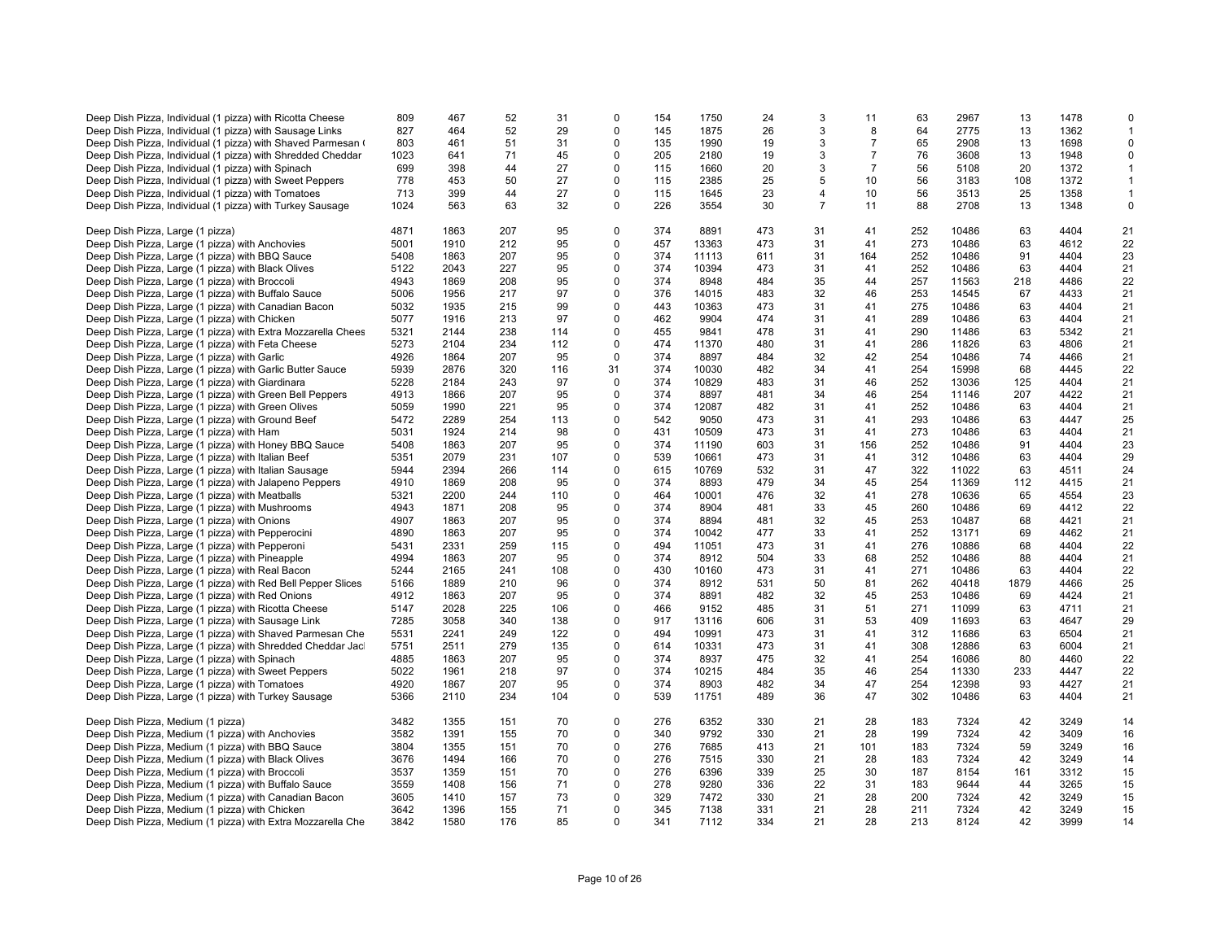| | | | | | | | | | | | | | | | |
|---|---|---|---|---|---|---|---|---|---|---|---|---|---|---|---|
| Deep Dish Pizza, Individual (1 pizza) with Ricotta Cheese | 809 | 467 | 52 | 31 | 0 | 154 | 1750 | 24 | 3 | 11 | 63 | 2967 | 13 | 1478 | 0 |
| Deep Dish Pizza, Individual (1 pizza) with Sausage Links | 827 | 464 | 52 | 29 | 0 | 145 | 1875 | 26 | 3 | 8 | 64 | 2775 | 13 | 1362 | 1 |
| Deep Dish Pizza, Individual (1 pizza) with Shaved Parmesan ( | 803 | 461 | 51 | 31 | 0 | 135 | 1990 | 19 | 3 | 7 | 65 | 2908 | 13 | 1698 | 0 |
| Deep Dish Pizza, Individual (1 pizza) with Shredded Cheddar | 1023 | 641 | 71 | 45 | 0 | 205 | 2180 | 19 | 3 | 7 | 76 | 3608 | 13 | 1948 | 0 |
| Deep Dish Pizza, Individual (1 pizza) with Spinach | 699 | 398 | 44 | 27 | 0 | 115 | 1660 | 20 | 3 | 7 | 56 | 5108 | 20 | 1372 | 1 |
| Deep Dish Pizza, Individual (1 pizza) with Sweet Peppers | 778 | 453 | 50 | 27 | 0 | 115 | 2385 | 25 | 5 | 10 | 56 | 3183 | 108 | 1372 | 1 |
| Deep Dish Pizza, Individual (1 pizza) with Tomatoes | 713 | 399 | 44 | 27 | 0 | 115 | 1645 | 23 | 4 | 10 | 56 | 3513 | 25 | 1358 | 1 |
| Deep Dish Pizza, Individual (1 pizza) with Turkey Sausage | 1024 | 563 | 63 | 32 | 0 | 226 | 3554 | 30 | 7 | 11 | 88 | 2708 | 13 | 1348 | 0 |
| | | | | | | | | | | | | | | | |
| Deep Dish Pizza, Large (1 pizza) | 4871 | 1863 | 207 | 95 | 0 | 374 | 8891 | 473 | 31 | 41 | 252 | 10486 | 63 | 4404 | 21 |
| Deep Dish Pizza, Large (1 pizza) with Anchovies | 5001 | 1910 | 212 | 95 | 0 | 457 | 13363 | 473 | 31 | 41 | 273 | 10486 | 63 | 4612 | 22 |
| Deep Dish Pizza, Large (1 pizza) with BBQ Sauce | 5408 | 1863 | 207 | 95 | 0 | 374 | 11113 | 611 | 31 | 164 | 252 | 10486 | 91 | 4404 | 23 |
| Deep Dish Pizza, Large (1 pizza) with Black Olives | 5122 | 2043 | 227 | 95 | 0 | 374 | 10394 | 473 | 31 | 41 | 252 | 10486 | 63 | 4404 | 21 |
| Deep Dish Pizza, Large (1 pizza) with Broccoli | 4943 | 1869 | 208 | 95 | 0 | 374 | 8948 | 484 | 35 | 44 | 257 | 11563 | 218 | 4486 | 22 |
| Deep Dish Pizza, Large (1 pizza) with Buffalo Sauce | 5006 | 1956 | 217 | 97 | 0 | 376 | 14015 | 483 | 32 | 46 | 253 | 14545 | 67 | 4433 | 21 |
| Deep Dish Pizza, Large (1 pizza) with Canadian Bacon | 5032 | 1935 | 215 | 99 | 0 | 443 | 10363 | 473 | 31 | 41 | 275 | 10486 | 63 | 4404 | 21 |
| Deep Dish Pizza, Large (1 pizza) with Chicken | 5077 | 1916 | 213 | 97 | 0 | 462 | 9904 | 474 | 31 | 41 | 289 | 10486 | 63 | 4404 | 21 |
| Deep Dish Pizza, Large (1 pizza) with Extra Mozzarella Chees | 5321 | 2144 | 238 | 114 | 0 | 455 | 9841 | 478 | 31 | 41 | 290 | 11486 | 63 | 5342 | 21 |
| Deep Dish Pizza, Large (1 pizza) with Feta Cheese | 5273 | 2104 | 234 | 112 | 0 | 474 | 11370 | 480 | 31 | 41 | 286 | 11826 | 63 | 4806 | 21 |
| Deep Dish Pizza, Large (1 pizza) with Garlic | 4926 | 1864 | 207 | 95 | 0 | 374 | 8897 | 484 | 32 | 42 | 254 | 10486 | 74 | 4466 | 21 |
| Deep Dish Pizza, Large (1 pizza) with Garlic Butter Sauce | 5939 | 2876 | 320 | 116 | 31 | 374 | 10030 | 482 | 34 | 41 | 254 | 15998 | 68 | 4445 | 22 |
| Deep Dish Pizza, Large (1 pizza) with Giardinara | 5228 | 2184 | 243 | 97 | 0 | 374 | 10829 | 483 | 31 | 46 | 252 | 13036 | 125 | 4404 | 21 |
| Deep Dish Pizza, Large (1 pizza) with Green Bell Peppers | 4913 | 1866 | 207 | 95 | 0 | 374 | 8897 | 481 | 34 | 46 | 254 | 11146 | 207 | 4422 | 21 |
| Deep Dish Pizza, Large (1 pizza) with Green Olives | 5059 | 1990 | 221 | 95 | 0 | 374 | 12087 | 482 | 31 | 41 | 252 | 10486 | 63 | 4404 | 21 |
| Deep Dish Pizza, Large (1 pizza) with Ground Beef | 5472 | 2289 | 254 | 113 | 0 | 542 | 9050 | 473 | 31 | 41 | 293 | 10486 | 63 | 4447 | 25 |
| Deep Dish Pizza, Large (1 pizza) with Ham | 5031 | 1924 | 214 | 98 | 0 | 431 | 10509 | 473 | 31 | 41 | 273 | 10486 | 63 | 4404 | 21 |
| Deep Dish Pizza, Large (1 pizza) with Honey BBQ Sauce | 5408 | 1863 | 207 | 95 | 0 | 374 | 11190 | 603 | 31 | 156 | 252 | 10486 | 91 | 4404 | 23 |
| Deep Dish Pizza, Large (1 pizza) with Italian Beef | 5351 | 2079 | 231 | 107 | 0 | 539 | 10661 | 473 | 31 | 41 | 312 | 10486 | 63 | 4404 | 29 |
| Deep Dish Pizza, Large (1 pizza) with Italian Sausage | 5944 | 2394 | 266 | 114 | 0 | 615 | 10769 | 532 | 31 | 47 | 322 | 11022 | 63 | 4511 | 24 |
| Deep Dish Pizza, Large (1 pizza) with Jalapeno Peppers | 4910 | 1869 | 208 | 95 | 0 | 374 | 8893 | 479 | 34 | 45 | 254 | 11369 | 112 | 4415 | 21 |
| Deep Dish Pizza, Large (1 pizza) with Meatballs | 5321 | 2200 | 244 | 110 | 0 | 464 | 10001 | 476 | 32 | 41 | 278 | 10636 | 65 | 4554 | 23 |
| Deep Dish Pizza, Large (1 pizza) with Mushrooms | 4943 | 1871 | 208 | 95 | 0 | 374 | 8904 | 481 | 33 | 45 | 260 | 10486 | 69 | 4412 | 22 |
| Deep Dish Pizza, Large (1 pizza) with Onions | 4907 | 1863 | 207 | 95 | 0 | 374 | 8894 | 481 | 32 | 45 | 253 | 10487 | 68 | 4421 | 21 |
| Deep Dish Pizza, Large (1 pizza) with Pepperocini | 4890 | 1863 | 207 | 95 | 0 | 374 | 10042 | 477 | 33 | 41 | 252 | 13171 | 69 | 4462 | 21 |
| Deep Dish Pizza, Large (1 pizza) with Pepperoni | 5431 | 2331 | 259 | 115 | 0 | 494 | 11051 | 473 | 31 | 41 | 276 | 10886 | 68 | 4404 | 22 |
| Deep Dish Pizza, Large (1 pizza) with Pineapple | 4994 | 1863 | 207 | 95 | 0 | 374 | 8912 | 504 | 33 | 68 | 252 | 10486 | 88 | 4404 | 21 |
| Deep Dish Pizza, Large (1 pizza) with Real Bacon | 5244 | 2165 | 241 | 108 | 0 | 430 | 10160 | 473 | 31 | 41 | 271 | 10486 | 63 | 4404 | 22 |
| Deep Dish Pizza, Large (1 pizza) with Red Bell Pepper Slices | 5166 | 1889 | 210 | 96 | 0 | 374 | 8912 | 531 | 50 | 81 | 262 | 40418 | 1879 | 4466 | 25 |
| Deep Dish Pizza, Large (1 pizza) with Red Onions | 4912 | 1863 | 207 | 95 | 0 | 374 | 8891 | 482 | 32 | 45 | 253 | 10486 | 69 | 4424 | 21 |
| Deep Dish Pizza, Large (1 pizza) with Ricotta Cheese | 5147 | 2028 | 225 | 106 | 0 | 466 | 9152 | 485 | 31 | 51 | 271 | 11099 | 63 | 4711 | 21 |
| Deep Dish Pizza, Large (1 pizza) with Sausage Link | 7285 | 3058 | 340 | 138 | 0 | 917 | 13116 | 606 | 31 | 53 | 409 | 11693 | 63 | 4647 | 29 |
| Deep Dish Pizza, Large (1 pizza) with Shaved Parmesan Che | 5531 | 2241 | 249 | 122 | 0 | 494 | 10991 | 473 | 31 | 41 | 312 | 11686 | 63 | 6504 | 21 |
| Deep Dish Pizza, Large (1 pizza) with Shredded Cheddar Jac | 5751 | 2511 | 279 | 135 | 0 | 614 | 10331 | 473 | 31 | 41 | 308 | 12886 | 63 | 6004 | 21 |
| Deep Dish Pizza, Large (1 pizza) with Spinach | 4885 | 1863 | 207 | 95 | 0 | 374 | 8937 | 475 | 32 | 41 | 254 | 16086 | 80 | 4460 | 22 |
| Deep Dish Pizza, Large (1 pizza) with Sweet Peppers | 5022 | 1961 | 218 | 97 | 0 | 374 | 10215 | 484 | 35 | 46 | 254 | 11330 | 233 | 4447 | 22 |
| Deep Dish Pizza, Large (1 pizza) with Tomatoes | 4920 | 1867 | 207 | 95 | 0 | 374 | 8903 | 482 | 34 | 47 | 254 | 12398 | 93 | 4427 | 21 |
| Deep Dish Pizza, Large (1 pizza) with Turkey Sausage | 5366 | 2110 | 234 | 104 | 0 | 539 | 11751 | 489 | 36 | 47 | 302 | 10486 | 63 | 4404 | 21 |
| | | | | | | | | | | | | | | | |
| Deep Dish Pizza, Medium (1 pizza) | 3482 | 1355 | 151 | 70 | 0 | 276 | 6352 | 330 | 21 | 28 | 183 | 7324 | 42 | 3249 | 14 |
| Deep Dish Pizza, Medium (1 pizza) with Anchovies | 3582 | 1391 | 155 | 70 | 0 | 340 | 9792 | 330 | 21 | 28 | 199 | 7324 | 42 | 3409 | 16 |
| Deep Dish Pizza, Medium (1 pizza) with BBQ Sauce | 3804 | 1355 | 151 | 70 | 0 | 276 | 7685 | 413 | 21 | 101 | 183 | 7324 | 59 | 3249 | 16 |
| Deep Dish Pizza, Medium (1 pizza) with Black Olives | 3676 | 1494 | 166 | 70 | 0 | 276 | 7515 | 330 | 21 | 28 | 183 | 7324 | 42 | 3249 | 14 |
| Deep Dish Pizza, Medium (1 pizza) with Broccoli | 3537 | 1359 | 151 | 70 | 0 | 276 | 6396 | 339 | 25 | 30 | 187 | 8154 | 161 | 3312 | 15 |
| Deep Dish Pizza, Medium (1 pizza) with Buffalo Sauce | 3559 | 1408 | 156 | 71 | 0 | 278 | 9280 | 336 | 22 | 31 | 183 | 9644 | 44 | 3265 | 15 |
| Deep Dish Pizza, Medium (1 pizza) with Canadian Bacon | 3605 | 1410 | 157 | 73 | 0 | 329 | 7472 | 330 | 21 | 28 | 200 | 7324 | 42 | 3249 | 15 |
| Deep Dish Pizza, Medium (1 pizza) with Chicken | 3642 | 1396 | 155 | 71 | 0 | 345 | 7138 | 331 | 21 | 28 | 211 | 7324 | 42 | 3249 | 15 |
| Deep Dish Pizza, Medium (1 pizza) with Extra Mozzarella Che | 3842 | 1580 | 176 | 85 | 0 | 341 | 7112 | 334 | 21 | 28 | 213 | 8124 | 42 | 3999 | 14 |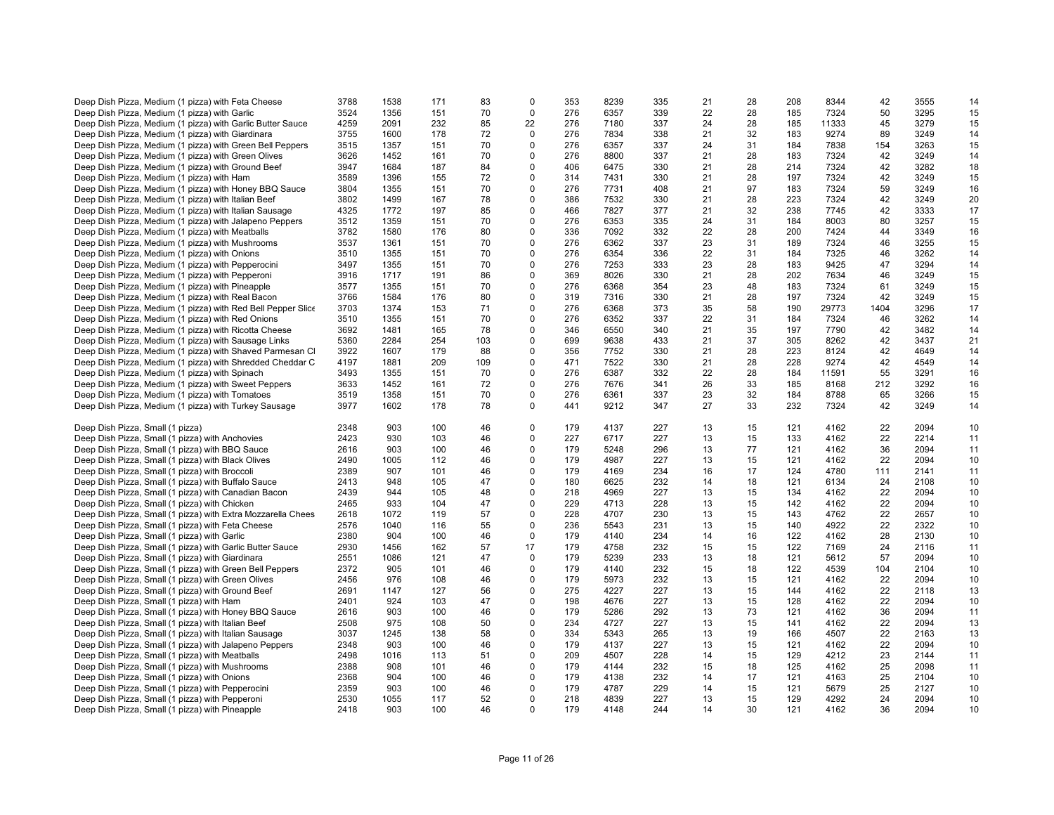| | | | | | | | | | | | | | | |
|---|---|---|---|---|---|---|---|---|---|---|---|---|---|---|
| Deep Dish Pizza, Medium (1 pizza) with Feta Cheese | 3788 | 1538 | 171 | 83 | 0 | 353 | 8239 | 335 | 21 | 28 | 208 | 8344 | 42 | 3555 | 14 |
| Deep Dish Pizza, Medium (1 pizza) with Garlic | 3524 | 1356 | 151 | 70 | 0 | 276 | 6357 | 339 | 22 | 28 | 185 | 7324 | 50 | 3295 | 15 |
| Deep Dish Pizza, Medium (1 pizza) with Garlic Butter Sauce | 4259 | 2091 | 232 | 85 | 22 | 276 | 7180 | 337 | 24 | 28 | 185 | 11333 | 45 | 3279 | 15 |
| Deep Dish Pizza, Medium (1 pizza) with Giardinara | 3755 | 1600 | 178 | 72 | 0 | 276 | 7834 | 338 | 21 | 32 | 183 | 9274 | 89 | 3249 | 14 |
| Deep Dish Pizza, Medium (1 pizza) with Green Bell Peppers | 3515 | 1357 | 151 | 70 | 0 | 276 | 6357 | 337 | 24 | 31 | 184 | 7838 | 154 | 3263 | 15 |
| Deep Dish Pizza, Medium (1 pizza) with Green Olives | 3626 | 1452 | 161 | 70 | 0 | 276 | 8800 | 337 | 21 | 28 | 183 | 7324 | 42 | 3249 | 14 |
| Deep Dish Pizza, Medium (1 pizza) with Ground Beef | 3947 | 1684 | 187 | 84 | 0 | 406 | 6475 | 330 | 21 | 28 | 214 | 7324 | 42 | 3282 | 18 |
| Deep Dish Pizza, Medium (1 pizza) with Ham | 3589 | 1396 | 155 | 72 | 0 | 314 | 7431 | 330 | 21 | 28 | 197 | 7324 | 42 | 3249 | 15 |
| Deep Dish Pizza, Medium (1 pizza) with Honey BBQ Sauce | 3804 | 1355 | 151 | 70 | 0 | 276 | 7731 | 408 | 21 | 97 | 183 | 7324 | 59 | 3249 | 16 |
| Deep Dish Pizza, Medium (1 pizza) with Italian Beef | 3802 | 1499 | 167 | 78 | 0 | 386 | 7532 | 330 | 21 | 28 | 223 | 7324 | 42 | 3249 | 20 |
| Deep Dish Pizza, Medium (1 pizza) with Italian Sausage | 4325 | 1772 | 197 | 85 | 0 | 466 | 7827 | 377 | 21 | 32 | 238 | 7745 | 42 | 3333 | 17 |
| Deep Dish Pizza, Medium (1 pizza) with Jalapeno Peppers | 3512 | 1359 | 151 | 70 | 0 | 276 | 6353 | 335 | 24 | 31 | 184 | 8003 | 80 | 3257 | 15 |
| Deep Dish Pizza, Medium (1 pizza) with Meatballs | 3782 | 1580 | 176 | 80 | 0 | 336 | 7092 | 332 | 22 | 28 | 200 | 7424 | 44 | 3349 | 16 |
| Deep Dish Pizza, Medium (1 pizza) with Mushrooms | 3537 | 1361 | 151 | 70 | 0 | 276 | 6362 | 337 | 23 | 31 | 189 | 7324 | 46 | 3255 | 15 |
| Deep Dish Pizza, Medium (1 pizza) with Onions | 3510 | 1355 | 151 | 70 | 0 | 276 | 6354 | 336 | 22 | 31 | 184 | 7325 | 46 | 3262 | 14 |
| Deep Dish Pizza, Medium (1 pizza) with Pepperocini | 3497 | 1355 | 151 | 70 | 0 | 276 | 7253 | 333 | 23 | 28 | 183 | 9425 | 47 | 3294 | 14 |
| Deep Dish Pizza, Medium (1 pizza) with Pepperoni | 3916 | 1717 | 191 | 86 | 0 | 369 | 8026 | 330 | 21 | 28 | 202 | 7634 | 46 | 3249 | 15 |
| Deep Dish Pizza, Medium (1 pizza) with Pineapple | 3577 | 1355 | 151 | 70 | 0 | 276 | 6368 | 354 | 23 | 48 | 183 | 7324 | 61 | 3249 | 15 |
| Deep Dish Pizza, Medium (1 pizza) with Real Bacon | 3766 | 1584 | 176 | 80 | 0 | 319 | 7316 | 330 | 21 | 28 | 197 | 7324 | 42 | 3249 | 15 |
| Deep Dish Pizza, Medium (1 pizza) with Red Bell Pepper Slice | 3703 | 1374 | 153 | 71 | 0 | 276 | 6368 | 373 | 35 | 58 | 190 | 29773 | 1404 | 3296 | 17 |
| Deep Dish Pizza, Medium (1 pizza) with Red Onions | 3510 | 1355 | 151 | 70 | 0 | 276 | 6352 | 337 | 22 | 31 | 184 | 7324 | 46 | 3262 | 14 |
| Deep Dish Pizza, Medium (1 pizza) with Ricotta Cheese | 3692 | 1481 | 165 | 78 | 0 | 346 | 6550 | 340 | 21 | 35 | 197 | 7790 | 42 | 3482 | 14 |
| Deep Dish Pizza, Medium (1 pizza) with Sausage Links | 5360 | 2284 | 254 | 103 | 0 | 699 | 9638 | 433 | 21 | 37 | 305 | 8262 | 42 | 3437 | 21 |
| Deep Dish Pizza, Medium (1 pizza) with Shaved Parmesan Cl | 3922 | 1607 | 179 | 88 | 0 | 356 | 7752 | 330 | 21 | 28 | 223 | 8124 | 42 | 4649 | 14 |
| Deep Dish Pizza, Medium (1 pizza) with Shredded Cheddar C | 4197 | 1881 | 209 | 109 | 0 | 471 | 7522 | 330 | 21 | 28 | 228 | 9274 | 42 | 4549 | 14 |
| Deep Dish Pizza, Medium (1 pizza) with Spinach | 3493 | 1355 | 151 | 70 | 0 | 276 | 6387 | 332 | 22 | 28 | 184 | 11591 | 55 | 3291 | 16 |
| Deep Dish Pizza, Medium (1 pizza) with Sweet Peppers | 3633 | 1452 | 161 | 72 | 0 | 276 | 7676 | 341 | 26 | 33 | 185 | 8168 | 212 | 3292 | 16 |
| Deep Dish Pizza, Medium (1 pizza) with Tomatoes | 3519 | 1358 | 151 | 70 | 0 | 276 | 6361 | 337 | 23 | 32 | 184 | 8788 | 65 | 3266 | 15 |
| Deep Dish Pizza, Medium (1 pizza) with Turkey Sausage | 3977 | 1602 | 178 | 78 | 0 | 441 | 9212 | 347 | 27 | 33 | 232 | 7324 | 42 | 3249 | 14 |
| | | | | | | | | | | | | | | | |
| Deep Dish Pizza, Small (1 pizza) | 2348 | 903 | 100 | 46 | 0 | 179 | 4137 | 227 | 13 | 15 | 121 | 4162 | 22 | 2094 | 10 |
| Deep Dish Pizza, Small (1 pizza) with Anchovies | 2423 | 930 | 103 | 46 | 0 | 227 | 6717 | 227 | 13 | 15 | 133 | 4162 | 22 | 2214 | 11 |
| Deep Dish Pizza, Small (1 pizza) with BBQ Sauce | 2616 | 903 | 100 | 46 | 0 | 179 | 5248 | 296 | 13 | 77 | 121 | 4162 | 36 | 2094 | 11 |
| Deep Dish Pizza, Small (1 pizza) with Black Olives | 2490 | 1005 | 112 | 46 | 0 | 179 | 4987 | 227 | 13 | 15 | 121 | 4162 | 22 | 2094 | 10 |
| Deep Dish Pizza, Small (1 pizza) with Broccoli | 2389 | 907 | 101 | 46 | 0 | 179 | 4169 | 234 | 16 | 17 | 124 | 4780 | 111 | 2141 | 11 |
| Deep Dish Pizza, Small (1 pizza) with Buffalo Sauce | 2413 | 948 | 105 | 47 | 0 | 180 | 6625 | 232 | 14 | 18 | 121 | 6134 | 24 | 2108 | 10 |
| Deep Dish Pizza, Small (1 pizza) with Canadian Bacon | 2439 | 944 | 105 | 48 | 0 | 218 | 4969 | 227 | 13 | 15 | 134 | 4162 | 22 | 2094 | 10 |
| Deep Dish Pizza, Small (1 pizza) with Chicken | 2465 | 933 | 104 | 47 | 0 | 229 | 4713 | 228 | 13 | 15 | 142 | 4162 | 22 | 2094 | 10 |
| Deep Dish Pizza, Small (1 pizza) with Extra Mozzarella Chees | 2618 | 1072 | 119 | 57 | 0 | 228 | 4707 | 230 | 13 | 15 | 143 | 4762 | 22 | 2657 | 10 |
| Deep Dish Pizza, Small (1 pizza) with Feta Cheese | 2576 | 1040 | 116 | 55 | 0 | 236 | 5543 | 231 | 13 | 15 | 140 | 4922 | 22 | 2322 | 10 |
| Deep Dish Pizza, Small (1 pizza) with Garlic | 2380 | 904 | 100 | 46 | 0 | 179 | 4140 | 234 | 14 | 16 | 122 | 4162 | 28 | 2130 | 10 |
| Deep Dish Pizza, Small (1 pizza) with Garlic Butter Sauce | 2930 | 1456 | 162 | 57 | 17 | 179 | 4758 | 232 | 15 | 15 | 122 | 7169 | 24 | 2116 | 11 |
| Deep Dish Pizza, Small (1 pizza) with Giardinara | 2551 | 1086 | 121 | 47 | 0 | 179 | 5239 | 233 | 13 | 18 | 121 | 5612 | 57 | 2094 | 10 |
| Deep Dish Pizza, Small (1 pizza) with Green Bell Peppers | 2372 | 905 | 101 | 46 | 0 | 179 | 4140 | 232 | 15 | 18 | 122 | 4539 | 104 | 2104 | 10 |
| Deep Dish Pizza, Small (1 pizza) with Green Olives | 2456 | 976 | 108 | 46 | 0 | 179 | 5973 | 232 | 13 | 15 | 121 | 4162 | 22 | 2094 | 10 |
| Deep Dish Pizza, Small (1 pizza) with Ground Beef | 2691 | 1147 | 127 | 56 | 0 | 275 | 4227 | 227 | 13 | 15 | 144 | 4162 | 22 | 2118 | 13 |
| Deep Dish Pizza, Small (1 pizza) with Ham | 2401 | 924 | 103 | 47 | 0 | 198 | 4676 | 227 | 13 | 15 | 128 | 4162 | 22 | 2094 | 10 |
| Deep Dish Pizza, Small (1 pizza) with Honey BBQ Sauce | 2616 | 903 | 100 | 46 | 0 | 179 | 5286 | 292 | 13 | 73 | 121 | 4162 | 36 | 2094 | 11 |
| Deep Dish Pizza, Small (1 pizza) with Italian Beef | 2508 | 975 | 108 | 50 | 0 | 234 | 4727 | 227 | 13 | 15 | 141 | 4162 | 22 | 2094 | 13 |
| Deep Dish Pizza, Small (1 pizza) with Italian Sausage | 3037 | 1245 | 138 | 58 | 0 | 334 | 5343 | 265 | 13 | 19 | 166 | 4507 | 22 | 2163 | 13 |
| Deep Dish Pizza, Small (1 pizza) with Jalapeno Peppers | 2348 | 903 | 100 | 46 | 0 | 179 | 4137 | 227 | 13 | 15 | 121 | 4162 | 22 | 2094 | 10 |
| Deep Dish Pizza, Small (1 pizza) with Meatballs | 2498 | 1016 | 113 | 51 | 0 | 209 | 4507 | 228 | 14 | 15 | 129 | 4212 | 23 | 2144 | 11 |
| Deep Dish Pizza, Small (1 pizza) with Mushrooms | 2388 | 908 | 101 | 46 | 0 | 179 | 4144 | 232 | 15 | 18 | 125 | 4162 | 25 | 2098 | 11 |
| Deep Dish Pizza, Small (1 pizza) with Onions | 2368 | 904 | 100 | 46 | 0 | 179 | 4138 | 232 | 14 | 17 | 121 | 4163 | 25 | 2104 | 10 |
| Deep Dish Pizza, Small (1 pizza) with Pepperocini | 2359 | 903 | 100 | 46 | 0 | 179 | 4787 | 229 | 14 | 15 | 121 | 5679 | 25 | 2127 | 10 |
| Deep Dish Pizza, Small (1 pizza) with Pepperoni | 2530 | 1055 | 117 | 52 | 0 | 218 | 4839 | 227 | 13 | 15 | 129 | 4292 | 24 | 2094 | 10 |
| Deep Dish Pizza, Small (1 pizza) with Pineapple | 2418 | 903 | 100 | 46 | 0 | 179 | 4148 | 244 | 14 | 30 | 121 | 4162 | 36 | 2094 | 10 |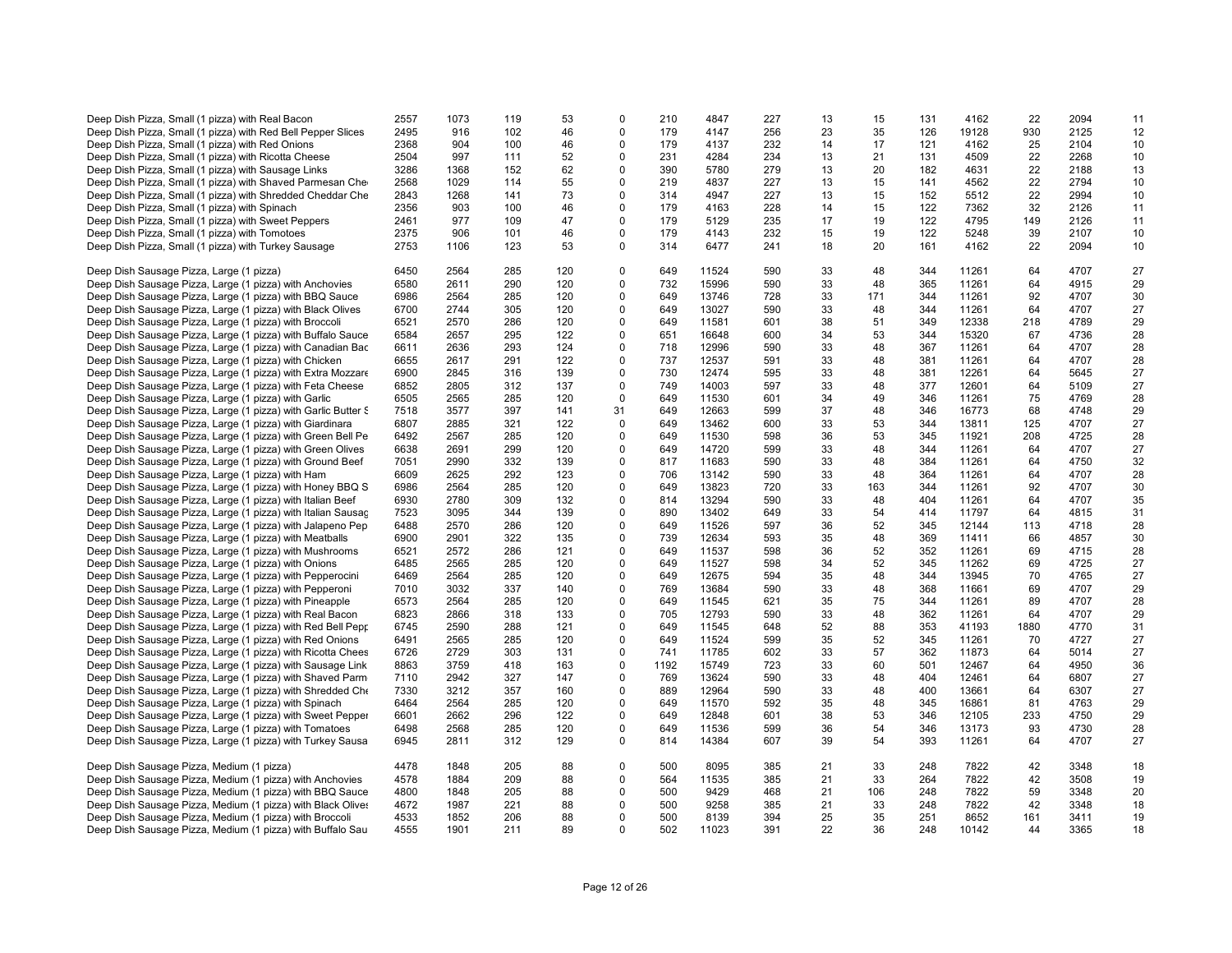| | | | | | | | | | | | | | | | |
|---|---|---|---|---|---|---|---|---|---|---|---|---|---|---|---|
| Deep Dish Pizza, Small (1 pizza) with Real Bacon | 2557 | 1073 | 119 | 53 | 0 | 210 | 4847 | 227 | 13 | 15 | 131 | 4162 | 22 | 2094 | 11 |
| Deep Dish Pizza, Small (1 pizza) with Red Bell Pepper Slices | 2495 | 916 | 102 | 46 | 0 | 179 | 4147 | 256 | 23 | 35 | 126 | 19128 | 930 | 2125 | 12 |
| Deep Dish Pizza, Small (1 pizza) with Red Onions | 2368 | 904 | 100 | 46 | 0 | 179 | 4137 | 232 | 14 | 17 | 121 | 4162 | 25 | 2104 | 10 |
| Deep Dish Pizza, Small (1 pizza) with Ricotta Cheese | 2504 | 997 | 111 | 52 | 0 | 231 | 4284 | 234 | 13 | 21 | 131 | 4509 | 22 | 2268 | 10 |
| Deep Dish Pizza, Small (1 pizza) with Sausage Links | 3286 | 1368 | 152 | 62 | 0 | 390 | 5780 | 279 | 13 | 20 | 182 | 4631 | 22 | 2188 | 13 |
| Deep Dish Pizza, Small (1 pizza) with Shaved Parmesan Che | 2568 | 1029 | 114 | 55 | 0 | 219 | 4837 | 227 | 13 | 15 | 141 | 4562 | 22 | 2794 | 10 |
| Deep Dish Pizza, Small (1 pizza) with Shredded Cheddar Che | 2843 | 1268 | 141 | 73 | 0 | 314 | 4947 | 227 | 13 | 15 | 152 | 5512 | 22 | 2994 | 10 |
| Deep Dish Pizza, Small (1 pizza) with Spinach | 2356 | 903 | 100 | 46 | 0 | 179 | 4163 | 228 | 14 | 15 | 122 | 7362 | 32 | 2126 | 11 |
| Deep Dish Pizza, Small (1 pizza) with Sweet Peppers | 2461 | 977 | 109 | 47 | 0 | 179 | 5129 | 235 | 17 | 19 | 122 | 4795 | 149 | 2126 | 11 |
| Deep Dish Pizza, Small (1 pizza) with Tomotoes | 2375 | 906 | 101 | 46 | 0 | 179 | 4143 | 232 | 15 | 19 | 122 | 5248 | 39 | 2107 | 10 |
| Deep Dish Pizza, Small (1 pizza) with Turkey Sausage | 2753 | 1106 | 123 | 53 | 0 | 314 | 6477 | 241 | 18 | 20 | 161 | 4162 | 22 | 2094 | 10 |
| | | | | | | | | | | | | | | | |
| Deep Dish Sausage Pizza, Large (1 pizza) | 6450 | 2564 | 285 | 120 | 0 | 649 | 11524 | 590 | 33 | 48 | 344 | 11261 | 64 | 4707 | 27 |
| Deep Dish Sausage Pizza, Large (1 pizza) with Anchovies | 6580 | 2611 | 290 | 120 | 0 | 732 | 15996 | 590 | 33 | 48 | 365 | 11261 | 64 | 4915 | 29 |
| Deep Dish Sausage Pizza, Large (1 pizza) with BBQ Sauce | 6986 | 2564 | 285 | 120 | 0 | 649 | 13746 | 728 | 33 | 171 | 344 | 11261 | 92 | 4707 | 30 |
| Deep Dish Sausage Pizza, Large (1 pizza) with Black Olives | 6700 | 2744 | 305 | 120 | 0 | 649 | 13027 | 590 | 33 | 48 | 344 | 11261 | 64 | 4707 | 27 |
| Deep Dish Sausage Pizza, Large (1 pizza) with Broccoli | 6521 | 2570 | 286 | 120 | 0 | 649 | 11581 | 601 | 38 | 51 | 349 | 12338 | 218 | 4789 | 29 |
| Deep Dish Sausage Pizza, Large (1 pizza) with Buffalo Sauce | 6584 | 2657 | 295 | 122 | 0 | 651 | 16648 | 600 | 34 | 53 | 344 | 15320 | 67 | 4736 | 28 |
| Deep Dish Sausage Pizza, Large (1 pizza) with Canadian Bac | 6611 | 2636 | 293 | 124 | 0 | 718 | 12996 | 590 | 33 | 48 | 367 | 11261 | 64 | 4707 | 28 |
| Deep Dish Sausage Pizza, Large (1 pizza) with Chicken | 6655 | 2617 | 291 | 122 | 0 | 737 | 12537 | 591 | 33 | 48 | 381 | 11261 | 64 | 4707 | 28 |
| Deep Dish Sausage Pizza, Large (1 pizza) with Extra Mozzare | 6900 | 2845 | 316 | 139 | 0 | 730 | 12474 | 595 | 33 | 48 | 381 | 12261 | 64 | 5645 | 27 |
| Deep Dish Sausage Pizza, Large (1 pizza) with Feta Cheese | 6852 | 2805 | 312 | 137 | 0 | 749 | 14003 | 597 | 33 | 48 | 377 | 12601 | 64 | 5109 | 27 |
| Deep Dish Sausage Pizza, Large (1 pizza) with Garlic | 6505 | 2565 | 285 | 120 | 0 | 649 | 11530 | 601 | 34 | 49 | 346 | 11261 | 75 | 4769 | 28 |
| Deep Dish Sausage Pizza, Large (1 pizza) with Garlic Butter S | 7518 | 3577 | 397 | 141 | 31 | 649 | 12663 | 599 | 37 | 48 | 346 | 16773 | 68 | 4748 | 29 |
| Deep Dish Sausage Pizza, Large (1 pizza) with Giardinara | 6807 | 2885 | 321 | 122 | 0 | 649 | 13462 | 600 | 33 | 53 | 344 | 13811 | 125 | 4707 | 27 |
| Deep Dish Sausage Pizza, Large (1 pizza) with Green Bell Pe | 6492 | 2567 | 285 | 120 | 0 | 649 | 11530 | 598 | 36 | 53 | 345 | 11921 | 208 | 4725 | 28 |
| Deep Dish Sausage Pizza, Large (1 pizza) with Green Olives | 6638 | 2691 | 299 | 120 | 0 | 649 | 14720 | 599 | 33 | 48 | 344 | 11261 | 64 | 4707 | 27 |
| Deep Dish Sausage Pizza, Large (1 pizza) with Ground Beef | 7051 | 2990 | 332 | 139 | 0 | 817 | 11683 | 590 | 33 | 48 | 384 | 11261 | 64 | 4750 | 32 |
| Deep Dish Sausage Pizza, Large (1 pizza) with Ham | 6609 | 2625 | 292 | 123 | 0 | 706 | 13142 | 590 | 33 | 48 | 364 | 11261 | 64 | 4707 | 28 |
| Deep Dish Sausage Pizza, Large (1 pizza) with Honey BBQ S | 6986 | 2564 | 285 | 120 | 0 | 649 | 13823 | 720 | 33 | 163 | 344 | 11261 | 92 | 4707 | 30 |
| Deep Dish Sausage Pizza, Large (1 pizza) with Italian Beef | 6930 | 2780 | 309 | 132 | 0 | 814 | 13294 | 590 | 33 | 48 | 404 | 11261 | 64 | 4707 | 35 |
| Deep Dish Sausage Pizza, Large (1 pizza) with Italian Sausag | 7523 | 3095 | 344 | 139 | 0 | 890 | 13402 | 649 | 33 | 54 | 414 | 11797 | 64 | 4815 | 31 |
| Deep Dish Sausage Pizza, Large (1 pizza) with Jalapeno Pep | 6488 | 2570 | 286 | 120 | 0 | 649 | 11526 | 597 | 36 | 52 | 345 | 12144 | 113 | 4718 | 28 |
| Deep Dish Sausage Pizza, Large (1 pizza) with Meatballs | 6900 | 2901 | 322 | 135 | 0 | 739 | 12634 | 593 | 35 | 48 | 369 | 11411 | 66 | 4857 | 30 |
| Deep Dish Sausage Pizza, Large (1 pizza) with Mushrooms | 6521 | 2572 | 286 | 121 | 0 | 649 | 11537 | 598 | 36 | 52 | 352 | 11261 | 69 | 4715 | 28 |
| Deep Dish Sausage Pizza, Large (1 pizza) with Onions | 6485 | 2565 | 285 | 120 | 0 | 649 | 11527 | 598 | 34 | 52 | 345 | 11262 | 69 | 4725 | 27 |
| Deep Dish Sausage Pizza, Large (1 pizza) with Pepperocini | 6469 | 2564 | 285 | 120 | 0 | 649 | 12675 | 594 | 35 | 48 | 344 | 13945 | 70 | 4765 | 27 |
| Deep Dish Sausage Pizza, Large (1 pizza) with Pepperoni | 7010 | 3032 | 337 | 140 | 0 | 769 | 13684 | 590 | 33 | 48 | 368 | 11661 | 69 | 4707 | 29 |
| Deep Dish Sausage Pizza, Large (1 pizza) with Pineapple | 6573 | 2564 | 285 | 120 | 0 | 649 | 11545 | 621 | 35 | 75 | 344 | 11261 | 89 | 4707 | 28 |
| Deep Dish Sausage Pizza, Large (1 pizza) with Real Bacon | 6823 | 2866 | 318 | 133 | 0 | 705 | 12793 | 590 | 33 | 48 | 362 | 11261 | 64 | 4707 | 29 |
| Deep Dish Sausage Pizza, Large (1 pizza) with Red Bell Pepp | 6745 | 2590 | 288 | 121 | 0 | 649 | 11545 | 648 | 52 | 88 | 353 | 41193 | 1880 | 4770 | 31 |
| Deep Dish Sausage Pizza, Large (1 pizza) with Red Onions | 6491 | 2565 | 285 | 120 | 0 | 649 | 11524 | 599 | 35 | 52 | 345 | 11261 | 70 | 4727 | 27 |
| Deep Dish Sausage Pizza, Large (1 pizza) with Ricotta Chees | 6726 | 2729 | 303 | 131 | 0 | 741 | 11785 | 602 | 33 | 57 | 362 | 11873 | 64 | 5014 | 27 |
| Deep Dish Sausage Pizza, Large (1 pizza) with Sausage Link | 8863 | 3759 | 418 | 163 | 0 | 1192 | 15749 | 723 | 33 | 60 | 501 | 12467 | 64 | 4950 | 36 |
| Deep Dish Sausage Pizza, Large (1 pizza) with Shaved Parm | 7110 | 2942 | 327 | 147 | 0 | 769 | 13624 | 590 | 33 | 48 | 404 | 12461 | 64 | 6807 | 27 |
| Deep Dish Sausage Pizza, Large (1 pizza) with Shredded Che | 7330 | 3212 | 357 | 160 | 0 | 889 | 12964 | 590 | 33 | 48 | 400 | 13661 | 64 | 6307 | 27 |
| Deep Dish Sausage Pizza, Large (1 pizza) with Spinach | 6464 | 2564 | 285 | 120 | 0 | 649 | 11570 | 592 | 35 | 48 | 345 | 16861 | 81 | 4763 | 29 |
| Deep Dish Sausage Pizza, Large (1 pizza) with Sweet Pepper | 6601 | 2662 | 296 | 122 | 0 | 649 | 12848 | 601 | 38 | 53 | 346 | 12105 | 233 | 4750 | 29 |
| Deep Dish Sausage Pizza, Large (1 pizza) with Tomatoes | 6498 | 2568 | 285 | 120 | 0 | 649 | 11536 | 599 | 36 | 54 | 346 | 13173 | 93 | 4730 | 28 |
| Deep Dish Sausage Pizza, Large (1 pizza) with Turkey Sausa | 6945 | 2811 | 312 | 129 | 0 | 814 | 14384 | 607 | 39 | 54 | 393 | 11261 | 64 | 4707 | 27 |
| | | | | | | | | | | | | | | | |
| Deep Dish Sausage Pizza, Medium (1 pizza) | 4478 | 1848 | 205 | 88 | 0 | 500 | 8095 | 385 | 21 | 33 | 248 | 7822 | 42 | 3348 | 18 |
| Deep Dish Sausage Pizza, Medium (1 pizza) with Anchovies | 4578 | 1884 | 209 | 88 | 0 | 564 | 11535 | 385 | 21 | 33 | 264 | 7822 | 42 | 3508 | 19 |
| Deep Dish Sausage Pizza, Medium (1 pizza) with BBQ Sauce | 4800 | 1848 | 205 | 88 | 0 | 500 | 9429 | 468 | 21 | 106 | 248 | 7822 | 59 | 3348 | 20 |
| Deep Dish Sausage Pizza, Medium (1 pizza) with Black Olives | 4672 | 1987 | 221 | 88 | 0 | 500 | 9258 | 385 | 21 | 33 | 248 | 7822 | 42 | 3348 | 18 |
| Deep Dish Sausage Pizza, Medium (1 pizza) with Broccoli | 4533 | 1852 | 206 | 88 | 0 | 500 | 8139 | 394 | 25 | 35 | 251 | 8652 | 161 | 3411 | 19 |
| Deep Dish Sausage Pizza, Medium (1 pizza) with Buffalo Sau | 4555 | 1901 | 211 | 89 | 0 | 502 | 11023 | 391 | 22 | 36 | 248 | 10142 | 44 | 3365 | 18 |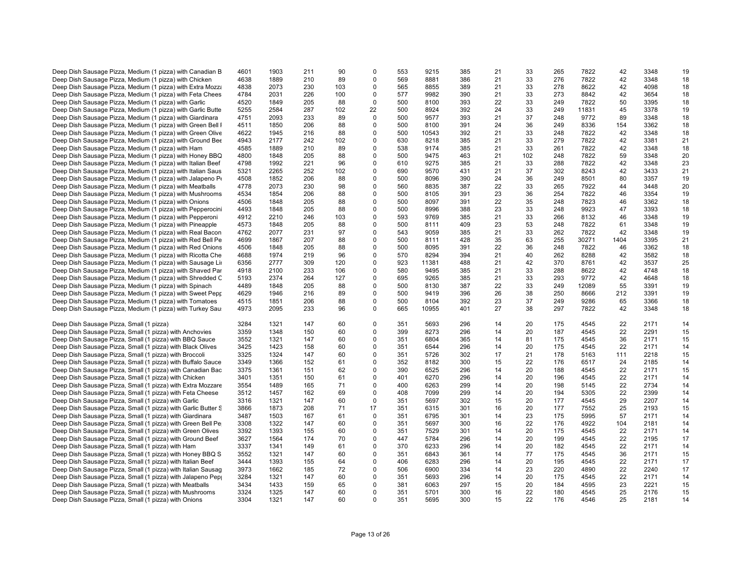| | | | | | | | | | | | | | | | |
|---|---|---|---|---|---|---|---|---|---|---|---|---|---|---|---|
| Deep Dish Sausage Pizza, Medium (1 pizza) with Canadian B | 4601 | 1903 | 211 | 90 | 0 | 553 | 9215 | 385 | 21 | 33 | 265 | 7822 | 42 | 3348 | 19 |
| Deep Dish Sausage Pizza, Medium (1 pizza) with Chicken | 4638 | 1889 | 210 | 89 | 0 | 569 | 8881 | 386 | 21 | 33 | 276 | 7822 | 42 | 3348 | 18 |
| Deep Dish Sausage Pizza, Medium (1 pizza) with Extra Mozza | 4838 | 2073 | 230 | 103 | 0 | 565 | 8855 | 389 | 21 | 33 | 278 | 8622 | 42 | 4098 | 18 |
| Deep Dish Sausage Pizza, Medium (1 pizza) with Feta Chees | 4784 | 2031 | 226 | 100 | 0 | 577 | 9982 | 390 | 21 | 33 | 273 | 8842 | 42 | 3654 | 18 |
| Deep Dish Sausage Pizza, Medium (1 pizza) with Garlic | 4520 | 1849 | 205 | 88 | 0 | 500 | 8100 | 393 | 22 | 33 | 249 | 7822 | 50 | 3395 | 18 |
| Deep Dish Sausage Pizza, Medium (1 pizza) with Garlic Butte | 5255 | 2584 | 287 | 102 | 22 | 500 | 8924 | 392 | 24 | 33 | 249 | 11831 | 45 | 3378 | 19 |
| Deep Dish Sausage Pizza, Medium (1 pizza) with Giardinara | 4751 | 2093 | 233 | 89 | 0 | 500 | 9577 | 393 | 21 | 37 | 248 | 9772 | 89 | 3348 | 18 |
| Deep Dish Sausage Pizza, Medium (1 pizza) with Green Bell I | 4511 | 1850 | 206 | 88 | 0 | 500 | 8100 | 391 | 24 | 36 | 249 | 8336 | 154 | 3362 | 18 |
| Deep Dish Sausage Pizza, Medium (1 pizza) with Green Olive | 4622 | 1945 | 216 | 88 | 0 | 500 | 10543 | 392 | 21 | 33 | 248 | 7822 | 42 | 3348 | 18 |
| Deep Dish Sausage Pizza, Medium (1 pizza) with Ground Bee | 4943 | 2177 | 242 | 102 | 0 | 630 | 8218 | 385 | 21 | 33 | 279 | 7822 | 42 | 3381 | 21 |
| Deep Dish Sausage Pizza, Medium (1 pizza) with Ham | 4585 | 1889 | 210 | 89 | 0 | 538 | 9174 | 385 | 21 | 33 | 261 | 7822 | 42 | 3348 | 18 |
| Deep Dish Sausage Pizza, Medium (1 pizza) with Honey BBQ | 4800 | 1848 | 205 | 88 | 0 | 500 | 9475 | 463 | 21 | 102 | 248 | 7822 | 59 | 3348 | 20 |
| Deep Dish Sausage Pizza, Medium (1 pizza) with Italian Beef | 4798 | 1992 | 221 | 96 | 0 | 610 | 9275 | 385 | 21 | 33 | 288 | 7822 | 42 | 3348 | 23 |
| Deep Dish Sausage Pizza, Medium (1 pizza) with Italian Saus | 5321 | 2265 | 252 | 102 | 0 | 690 | 9570 | 431 | 21 | 37 | 302 | 8243 | 42 | 3433 | 21 |
| Deep Dish Sausage Pizza, Medium (1 pizza) with Jalapeno Pe | 4508 | 1852 | 206 | 88 | 0 | 500 | 8096 | 390 | 24 | 36 | 249 | 8501 | 80 | 3357 | 19 |
| Deep Dish Sausage Pizza, Medium (1 pizza) with Meatballs | 4778 | 2073 | 230 | 98 | 0 | 560 | 8835 | 387 | 22 | 33 | 265 | 7922 | 44 | 3448 | 20 |
| Deep Dish Sausage Pizza, Medium (1 pizza) with Mushrooms | 4534 | 1854 | 206 | 88 | 0 | 500 | 8105 | 391 | 23 | 36 | 254 | 7822 | 46 | 3354 | 19 |
| Deep Dish Sausage Pizza, Medium (1 pizza) with Onions | 4506 | 1848 | 205 | 88 | 0 | 500 | 8097 | 391 | 22 | 35 | 248 | 7823 | 46 | 3362 | 18 |
| Deep Dish Sausage Pizza, Medium (1 pizza) with Pepperocini | 4493 | 1848 | 205 | 88 | 0 | 500 | 8996 | 388 | 23 | 33 | 248 | 9923 | 47 | 3393 | 18 |
| Deep Dish Sausage Pizza, Medium (1 pizza) with Pepperoni | 4912 | 2210 | 246 | 103 | 0 | 593 | 9769 | 385 | 21 | 33 | 266 | 8132 | 46 | 3348 | 19 |
| Deep Dish Sausage Pizza, Medium (1 pizza) with Pineapple | 4573 | 1848 | 205 | 88 | 0 | 500 | 8111 | 409 | 23 | 53 | 248 | 7822 | 61 | 3348 | 19 |
| Deep Dish Sausage Pizza, Medium (1 pizza) with Real Bacon | 4762 | 2077 | 231 | 97 | 0 | 543 | 9059 | 385 | 21 | 33 | 262 | 7822 | 42 | 3348 | 19 |
| Deep Dish Sausage Pizza, Medium (1 pizza) with Red Bell Pe | 4699 | 1867 | 207 | 88 | 0 | 500 | 8111 | 428 | 35 | 63 | 255 | 30271 | 1404 | 3395 | 21 |
| Deep Dish Sausage Pizza, Medium (1 pizza) with Red Onions | 4506 | 1848 | 205 | 88 | 0 | 500 | 8095 | 391 | 22 | 36 | 248 | 7822 | 46 | 3362 | 18 |
| Deep Dish Sausage Pizza, Medium (1 pizza) with Ricotta Che | 4688 | 1974 | 219 | 96 | 0 | 570 | 8294 | 394 | 21 | 40 | 262 | 8288 | 42 | 3582 | 18 |
| Deep Dish Sausage Pizza, Medium (1 pizza) with Sausage Lii | 6356 | 2777 | 309 | 120 | 0 | 923 | 11381 | 488 | 21 | 42 | 370 | 8761 | 42 | 3537 | 25 |
| Deep Dish Sausage Pizza, Medium (1 pizza) with Shaved Par | 4918 | 2100 | 233 | 106 | 0 | 580 | 9495 | 385 | 21 | 33 | 288 | 8622 | 42 | 4748 | 18 |
| Deep Dish Sausage Pizza, Medium (1 pizza) with Shredded C | 5193 | 2374 | 264 | 127 | 0 | 695 | 9265 | 385 | 21 | 33 | 293 | 9772 | 42 | 4648 | 18 |
| Deep Dish Sausage Pizza, Medium (1 pizza) with Spinach | 4489 | 1848 | 205 | 88 | 0 | 500 | 8130 | 387 | 22 | 33 | 249 | 12089 | 55 | 3391 | 19 |
| Deep Dish Sausage Pizza, Medium (1 pizza) with Sweet Pepp | 4629 | 1946 | 216 | 89 | 0 | 500 | 9419 | 396 | 26 | 38 | 250 | 8666 | 212 | 3391 | 19 |
| Deep Dish Sausage Pizza, Medium (1 pizza) with Tomatoes | 4515 | 1851 | 206 | 88 | 0 | 500 | 8104 | 392 | 23 | 37 | 249 | 9286 | 65 | 3366 | 18 |
| Deep Dish Sausage Pizza, Medium (1 pizza) with Turkey Saus | 4973 | 2095 | 233 | 96 | 0 | 665 | 10955 | 401 | 27 | 38 | 297 | 7822 | 42 | 3348 | 18 |
| | | | | | | | | | | | | | | | |
| Deep Dish Sausage Pizza, Small (1 pizza) | 3284 | 1321 | 147 | 60 | 0 | 351 | 5693 | 296 | 14 | 20 | 175 | 4545 | 22 | 2171 | 14 |
| Deep Dish Sausage Pizza, Small (1 pizza) with Anchovies | 3359 | 1348 | 150 | 60 | 0 | 399 | 8273 | 296 | 14 | 20 | 187 | 4545 | 22 | 2291 | 15 |
| Deep Dish Sausage Pizza, Small (1 pizza) with BBQ Sauce | 3552 | 1321 | 147 | 60 | 0 | 351 | 6804 | 365 | 14 | 81 | 175 | 4545 | 36 | 2171 | 15 |
| Deep Dish Sausage Pizza, Small (1 pizza) with Black Olives | 3425 | 1423 | 158 | 60 | 0 | 351 | 6544 | 296 | 14 | 20 | 175 | 4545 | 22 | 2171 | 14 |
| Deep Dish Sausage Pizza, Small (1 pizza) with Broccoli | 3325 | 1324 | 147 | 60 | 0 | 351 | 5726 | 302 | 17 | 21 | 178 | 5163 | 111 | 2218 | 15 |
| Deep Dish Sausage Pizza, Small (1 pizza) with Buffalo Sauce | 3349 | 1366 | 152 | 61 | 0 | 352 | 8182 | 300 | 15 | 22 | 176 | 6517 | 24 | 2185 | 14 |
| Deep Dish Sausage Pizza, Small (1 pizza) with Canadian Bac | 3375 | 1361 | 151 | 62 | 0 | 390 | 6525 | 296 | 14 | 20 | 188 | 4545 | 22 | 2171 | 15 |
| Deep Dish Sausage Pizza, Small (1 pizza) with Chicken | 3401 | 1351 | 150 | 61 | 0 | 401 | 6270 | 296 | 14 | 20 | 196 | 4545 | 22 | 2171 | 14 |
| Deep Dish Sausage Pizza, Small (1 pizza) with Extra Mozzare | 3554 | 1489 | 165 | 71 | 0 | 400 | 6263 | 299 | 14 | 20 | 198 | 5145 | 22 | 2734 | 14 |
| Deep Dish Sausage Pizza, Small (1 pizza) with Feta Cheese | 3512 | 1457 | 162 | 69 | 0 | 408 | 7099 | 299 | 14 | 20 | 194 | 5305 | 22 | 2399 | 14 |
| Deep Dish Sausage Pizza, Small (1 pizza) with Garlic | 3316 | 1321 | 147 | 60 | 0 | 351 | 5697 | 302 | 15 | 20 | 177 | 4545 | 29 | 2207 | 14 |
| Deep Dish Sausage Pizza, Small (1 pizza) with Garlic Butter S | 3866 | 1873 | 208 | 71 | 17 | 351 | 6315 | 301 | 16 | 20 | 177 | 7552 | 25 | 2193 | 15 |
| Deep Dish Sausage Pizza, Small (1 pizza) with Giardinara | 3487 | 1503 | 167 | 61 | 0 | 351 | 6795 | 301 | 14 | 23 | 175 | 5995 | 57 | 2171 | 14 |
| Deep Dish Sausage Pizza, Small (1 pizza) with Green Bell Pe | 3308 | 1322 | 147 | 60 | 0 | 351 | 5697 | 300 | 16 | 22 | 176 | 4922 | 104 | 2181 | 14 |
| Deep Dish Sausage Pizza, Small (1 pizza) with Green Olives | 3392 | 1393 | 155 | 60 | 0 | 351 | 7529 | 301 | 14 | 20 | 175 | 4545 | 22 | 2171 | 14 |
| Deep Dish Sausage Pizza, Small (1 pizza) with Ground Beef | 3627 | 1564 | 174 | 70 | 0 | 447 | 5784 | 296 | 14 | 20 | 199 | 4545 | 22 | 2195 | 17 |
| Deep Dish Sausage Pizza, Small (1 pizza) with Ham | 3337 | 1341 | 149 | 61 | 0 | 370 | 6233 | 296 | 14 | 20 | 182 | 4545 | 22 | 2171 | 14 |
| Deep Dish Sausage Pizza, Small (1 pizza) with Honey BBQ S | 3552 | 1321 | 147 | 60 | 0 | 351 | 6843 | 361 | 14 | 77 | 175 | 4545 | 36 | 2171 | 15 |
| Deep Dish Sausage Pizza, Small (1 pizza) with Italian Beef | 3444 | 1393 | 155 | 64 | 0 | 406 | 6283 | 296 | 14 | 20 | 195 | 4545 | 22 | 2171 | 17 |
| Deep Dish Sausage Pizza, Small (1 pizza) with Italian Sausag | 3973 | 1662 | 185 | 72 | 0 | 506 | 6900 | 334 | 14 | 23 | 220 | 4890 | 22 | 2240 | 17 |
| Deep Dish Sausage Pizza, Small (1 pizza) with Jalapeno Pep | 3284 | 1321 | 147 | 60 | 0 | 351 | 5693 | 296 | 14 | 20 | 175 | 4545 | 22 | 2171 | 14 |
| Deep Dish Sausage Pizza, Small (1 pizza) with Meatballs | 3434 | 1433 | 159 | 65 | 0 | 381 | 6063 | 297 | 15 | 20 | 184 | 4595 | 23 | 2221 | 15 |
| Deep Dish Sausage Pizza, Small (1 pizza) with Mushrooms | 3324 | 1325 | 147 | 60 | 0 | 351 | 5701 | 300 | 16 | 22 | 180 | 4545 | 25 | 2176 | 15 |
| Deep Dish Sausage Pizza, Small (1 pizza) with Onions | 3304 | 1321 | 147 | 60 | 0 | 351 | 5695 | 300 | 15 | 22 | 176 | 4546 | 25 | 2181 | 14 |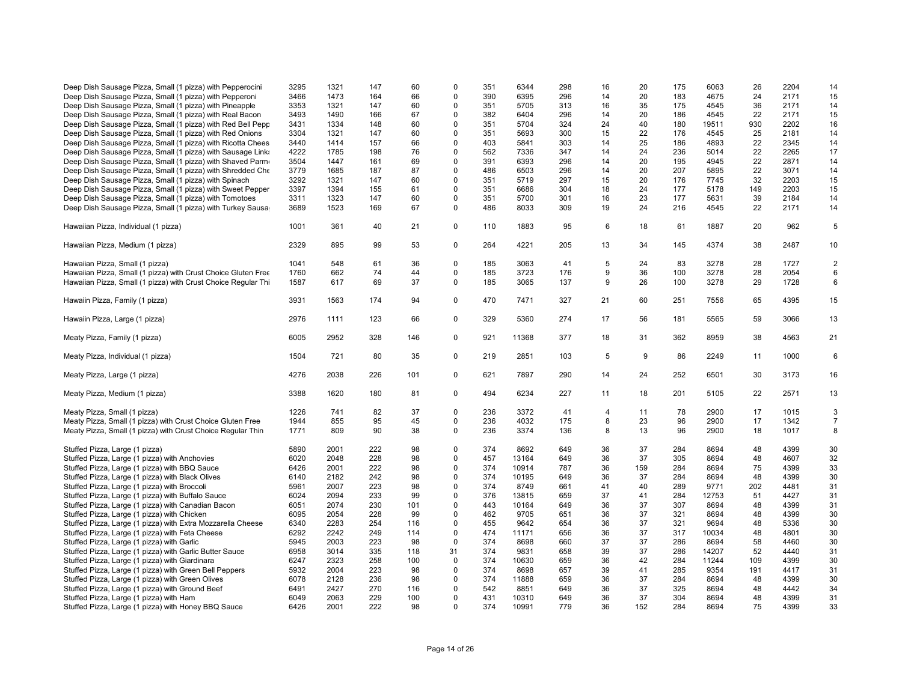| | | | | | | | | | | | | | | | |
|---|---|---|---|---|---|---|---|---|---|---|---|---|---|---|---|
| Deep Dish Sausage Pizza, Small (1 pizza) with Pepperocini | 3295 | 1321 | 147 | 60 | 0 | 351 | 6344 | 298 | 16 | 20 | 175 | 6063 | 26 | 2204 | 14 |
| Deep Dish Sausage Pizza, Small (1 pizza) with Pepperoni | 3466 | 1473 | 164 | 66 | 0 | 390 | 6395 | 296 | 14 | 20 | 183 | 4675 | 24 | 2171 | 15 |
| Deep Dish Sausage Pizza, Small (1 pizza) with Pineapple | 3353 | 1321 | 147 | 60 | 0 | 351 | 5705 | 313 | 16 | 35 | 175 | 4545 | 36 | 2171 | 14 |
| Deep Dish Sausage Pizza, Small (1 pizza) with Real Bacon | 3493 | 1490 | 166 | 67 | 0 | 382 | 6404 | 296 | 14 | 20 | 186 | 4545 | 22 | 2171 | 15 |
| Deep Dish Sausage Pizza, Small (1 pizza) with Red Bell Pepp | 3431 | 1334 | 148 | 60 | 0 | 351 | 5704 | 324 | 24 | 40 | 180 | 19511 | 930 | 2202 | 16 |
| Deep Dish Sausage Pizza, Small (1 pizza) with Red Onions | 3304 | 1321 | 147 | 60 | 0 | 351 | 5693 | 300 | 15 | 22 | 176 | 4545 | 25 | 2181 | 14 |
| Deep Dish Sausage Pizza, Small (1 pizza) with Ricotta Chees | 3440 | 1414 | 157 | 66 | 0 | 403 | 5841 | 303 | 14 | 25 | 186 | 4893 | 22 | 2345 | 14 |
| Deep Dish Sausage Pizza, Small (1 pizza) with Sausage Links | 4222 | 1785 | 198 | 76 | 0 | 562 | 7336 | 347 | 14 | 24 | 236 | 5014 | 22 | 2265 | 17 |
| Deep Dish Sausage Pizza, Small (1 pizza) with Shaved Parm | 3504 | 1447 | 161 | 69 | 0 | 391 | 6393 | 296 | 14 | 20 | 195 | 4945 | 22 | 2871 | 14 |
| Deep Dish Sausage Pizza, Small (1 pizza) with Shredded Che | 3779 | 1685 | 187 | 87 | 0 | 486 | 6503 | 296 | 14 | 20 | 207 | 5895 | 22 | 3071 | 14 |
| Deep Dish Sausage Pizza, Small (1 pizza) with Spinach | 3292 | 1321 | 147 | 60 | 0 | 351 | 5719 | 297 | 15 | 20 | 176 | 7745 | 32 | 2203 | 15 |
| Deep Dish Sausage Pizza, Small (1 pizza) with Sweet Pepper | 3397 | 1394 | 155 | 61 | 0 | 351 | 6686 | 304 | 18 | 24 | 177 | 5178 | 149 | 2203 | 15 |
| Deep Dish Sausage Pizza, Small (1 pizza) with Tomotoes | 3311 | 1323 | 147 | 60 | 0 | 351 | 5700 | 301 | 16 | 23 | 177 | 5631 | 39 | 2184 | 14 |
| Deep Dish Sausage Pizza, Small (1 pizza) with Turkey Sausa | 3689 | 1523 | 169 | 67 | 0 | 486 | 8033 | 309 | 19 | 24 | 216 | 4545 | 22 | 2171 | 14 |
| Hawaiian Pizza, Individual (1 pizza) | 1001 | 361 | 40 | 21 | 0 | 110 | 1883 | 95 | 6 | 18 | 61 | 1887 | 20 | 962 | 5 |
| Hawaiian Pizza, Medium (1 pizza) | 2329 | 895 | 99 | 53 | 0 | 264 | 4221 | 205 | 13 | 34 | 145 | 4374 | 38 | 2487 | 10 |
| Hawaiian Pizza, Small (1 pizza) | 1041 | 548 | 61 | 36 | 0 | 185 | 3063 | 41 | 5 | 24 | 83 | 3278 | 28 | 1727 | 2 |
| Hawaiian Pizza, Small (1 pizza) with Crust Choice Gluten Free | 1760 | 662 | 74 | 44 | 0 | 185 | 3723 | 176 | 9 | 36 | 100 | 3278 | 28 | 2054 | 6 |
| Hawaiian Pizza, Small (1 pizza) with Crust Choice Regular Thi | 1587 | 617 | 69 | 37 | 0 | 185 | 3065 | 137 | 9 | 26 | 100 | 3278 | 29 | 1728 | 6 |
| Hawaiin Pizza, Family (1 pizza) | 3931 | 1563 | 174 | 94 | 0 | 470 | 7471 | 327 | 21 | 60 | 251 | 7556 | 65 | 4395 | 15 |
| Hawaiin Pizza, Large (1 pizza) | 2976 | 1111 | 123 | 66 | 0 | 329 | 5360 | 274 | 17 | 56 | 181 | 5565 | 59 | 3066 | 13 |
| Meaty Pizza, Family (1 pizza) | 6005 | 2952 | 328 | 146 | 0 | 921 | 11368 | 377 | 18 | 31 | 362 | 8959 | 38 | 4563 | 21 |
| Meaty Pizza, Individual (1 pizza) | 1504 | 721 | 80 | 35 | 0 | 219 | 2851 | 103 | 5 | 9 | 86 | 2249 | 11 | 1000 | 6 |
| Meaty Pizza, Large (1 pizza) | 4276 | 2038 | 226 | 101 | 0 | 621 | 7897 | 290 | 14 | 24 | 252 | 6501 | 30 | 3173 | 16 |
| Meaty Pizza, Medium (1 pizza) | 3388 | 1620 | 180 | 81 | 0 | 494 | 6234 | 227 | 11 | 18 | 201 | 5105 | 22 | 2571 | 13 |
| Meaty Pizza, Small (1 pizza) | 1226 | 741 | 82 | 37 | 0 | 236 | 3372 | 41 | 4 | 11 | 78 | 2900 | 17 | 1015 | 3 |
| Meaty Pizza, Small (1 pizza) with Crust Choice Gluten Free | 1944 | 855 | 95 | 45 | 0 | 236 | 4032 | 175 | 8 | 23 | 96 | 2900 | 17 | 1342 | 7 |
| Meaty Pizza, Small (1 pizza) with Crust Choice Regular Thin | 1771 | 809 | 90 | 38 | 0 | 236 | 3374 | 136 | 8 | 13 | 96 | 2900 | 18 | 1017 | 8 |
| Stuffed Pizza, Large (1 pizza) | 5890 | 2001 | 222 | 98 | 0 | 374 | 8692 | 649 | 36 | 37 | 284 | 8694 | 48 | 4399 | 30 |
| Stuffed Pizza, Large (1 pizza) with Anchovies | 6020 | 2048 | 228 | 98 | 0 | 457 | 13164 | 649 | 36 | 37 | 305 | 8694 | 48 | 4607 | 32 |
| Stuffed Pizza, Large (1 pizza) with BBQ Sauce | 6426 | 2001 | 222 | 98 | 0 | 374 | 10914 | 787 | 36 | 159 | 284 | 8694 | 75 | 4399 | 33 |
| Stuffed Pizza, Large (1 pizza) with Black Olives | 6140 | 2182 | 242 | 98 | 0 | 374 | 10195 | 649 | 36 | 37 | 284 | 8694 | 48 | 4399 | 30 |
| Stuffed Pizza, Large (1 pizza) with Broccoli | 5961 | 2007 | 223 | 98 | 0 | 374 | 8749 | 661 | 41 | 40 | 289 | 9771 | 202 | 4481 | 31 |
| Stuffed Pizza, Large (1 pizza) with Buffalo Sauce | 6024 | 2094 | 233 | 99 | 0 | 376 | 13815 | 659 | 37 | 41 | 284 | 12753 | 51 | 4427 | 31 |
| Stuffed Pizza, Large (1 pizza) with Canadian Bacon | 6051 | 2074 | 230 | 101 | 0 | 443 | 10164 | 649 | 36 | 37 | 307 | 8694 | 48 | 4399 | 31 |
| Stuffed Pizza, Large (1 pizza) with Chicken | 6095 | 2054 | 228 | 99 | 0 | 462 | 9705 | 651 | 36 | 37 | 321 | 8694 | 48 | 4399 | 30 |
| Stuffed Pizza, Large (1 pizza) with Extra Mozzarella Cheese | 6340 | 2283 | 254 | 116 | 0 | 455 | 9642 | 654 | 36 | 37 | 321 | 9694 | 48 | 5336 | 30 |
| Stuffed Pizza, Large (1 pizza) with Feta Cheese | 6292 | 2242 | 249 | 114 | 0 | 474 | 11171 | 656 | 36 | 37 | 317 | 10034 | 48 | 4801 | 30 |
| Stuffed Pizza, Large (1 pizza) with Garlic | 5945 | 2003 | 223 | 98 | 0 | 374 | 8698 | 660 | 37 | 37 | 286 | 8694 | 58 | 4460 | 30 |
| Stuffed Pizza, Large (1 pizza) with Garlic Butter Sauce | 6958 | 3014 | 335 | 118 | 31 | 374 | 9831 | 658 | 39 | 37 | 286 | 14207 | 52 | 4440 | 31 |
| Stuffed Pizza, Large (1 pizza) with Giardinara | 6247 | 2323 | 258 | 100 | 0 | 374 | 10630 | 659 | 36 | 42 | 284 | 11244 | 109 | 4399 | 30 |
| Stuffed Pizza, Large (1 pizza) with Green Bell Peppers | 5932 | 2004 | 223 | 98 | 0 | 374 | 8698 | 657 | 39 | 41 | 285 | 9354 | 191 | 4417 | 31 |
| Stuffed Pizza, Large (1 pizza) with Green Olives | 6078 | 2128 | 236 | 98 | 0 | 374 | 11888 | 659 | 36 | 37 | 284 | 8694 | 48 | 4399 | 30 |
| Stuffed Pizza, Large (1 pizza) with Ground Beef | 6491 | 2427 | 270 | 116 | 0 | 542 | 8851 | 649 | 36 | 37 | 325 | 8694 | 48 | 4442 | 34 |
| Stuffed Pizza, Large (1 pizza) with Ham | 6049 | 2063 | 229 | 100 | 0 | 431 | 10310 | 649 | 36 | 37 | 304 | 8694 | 48 | 4399 | 31 |
| Stuffed Pizza, Large (1 pizza) with Honey BBQ Sauce | 6426 | 2001 | 222 | 98 | 0 | 374 | 10991 | 779 | 36 | 152 | 284 | 8694 | 75 | 4399 | 33 |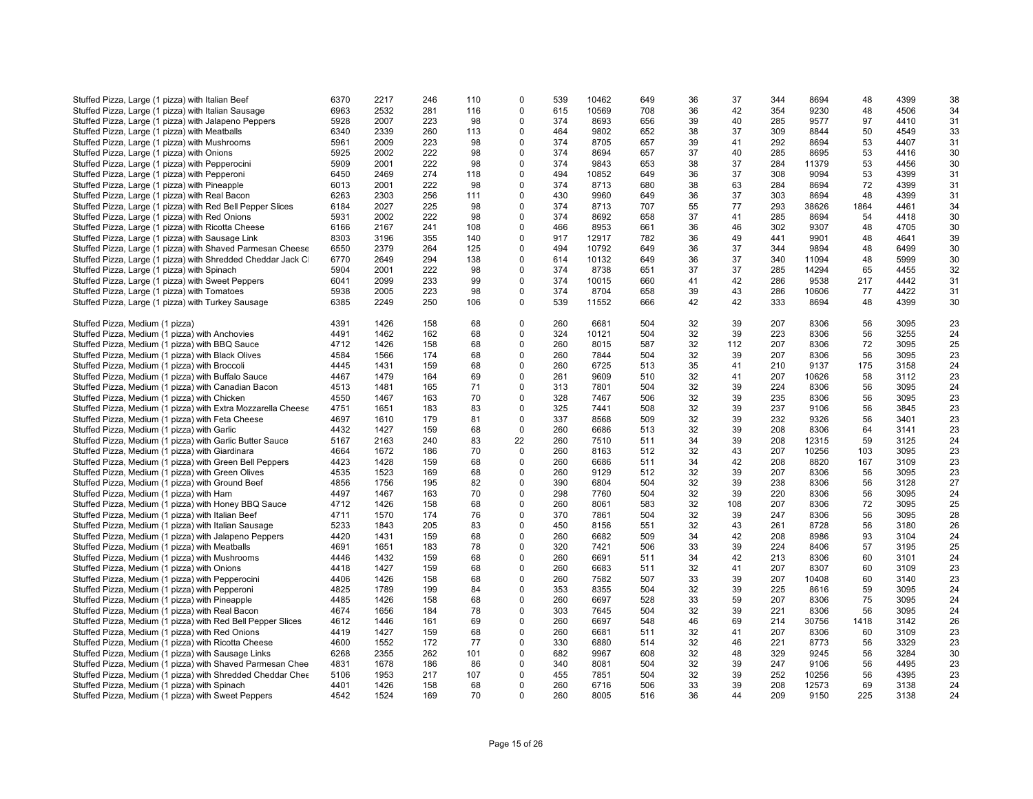| | | | | | | | | | | | | | | | |
|---|---|---|---|---|---|---|---|---|---|---|---|---|---|---|---|
| Stuffed Pizza, Large (1 pizza) with Italian Beef | 6370 | 2217 | 246 | 110 | 0 | 539 | 10462 | 649 | 36 | 37 | 344 | 8694 | 48 | 4399 | 38 |
| Stuffed Pizza, Large (1 pizza) with Italian Sausage | 6963 | 2532 | 281 | 116 | 0 | 615 | 10569 | 708 | 36 | 42 | 354 | 9230 | 48 | 4506 | 34 |
| Stuffed Pizza, Large (1 pizza) with Jalapeno Peppers | 5928 | 2007 | 223 | 98 | 0 | 374 | 8693 | 656 | 39 | 40 | 285 | 9577 | 97 | 4410 | 31 |
| Stuffed Pizza, Large (1 pizza) with Meatballs | 6340 | 2339 | 260 | 113 | 0 | 464 | 9802 | 652 | 38 | 37 | 309 | 8844 | 50 | 4549 | 33 |
| Stuffed Pizza, Large (1 pizza) with Mushrooms | 5961 | 2009 | 223 | 98 | 0 | 374 | 8705 | 657 | 39 | 41 | 292 | 8694 | 53 | 4407 | 31 |
| Stuffed Pizza, Large (1 pizza) with Onions | 5925 | 2002 | 222 | 98 | 0 | 374 | 8694 | 657 | 37 | 40 | 285 | 8695 | 53 | 4416 | 30 |
| Stuffed Pizza, Large (1 pizza) with Pepperocini | 5909 | 2001 | 222 | 98 | 0 | 374 | 9843 | 653 | 38 | 37 | 284 | 11379 | 53 | 4456 | 30 |
| Stuffed Pizza, Large (1 pizza) with Pepperoni | 6450 | 2469 | 274 | 118 | 0 | 494 | 10852 | 649 | 36 | 37 | 308 | 9094 | 53 | 4399 | 31 |
| Stuffed Pizza, Large (1 pizza) with Pineapple | 6013 | 2001 | 222 | 98 | 0 | 374 | 8713 | 680 | 38 | 63 | 284 | 8694 | 72 | 4399 | 31 |
| Stuffed Pizza, Large (1 pizza) with Real Bacon | 6263 | 2303 | 256 | 111 | 0 | 430 | 9960 | 649 | 36 | 37 | 303 | 8694 | 48 | 4399 | 31 |
| Stuffed Pizza, Large (1 pizza) with Red Bell Pepper Slices | 6184 | 2027 | 225 | 98 | 0 | 374 | 8713 | 707 | 55 | 77 | 293 | 38626 | 1864 | 4461 | 34 |
| Stuffed Pizza, Large (1 pizza) with Red Onions | 5931 | 2002 | 222 | 98 | 0 | 374 | 8692 | 658 | 37 | 41 | 285 | 8694 | 54 | 4418 | 30 |
| Stuffed Pizza, Large (1 pizza) with Ricotta Cheese | 6166 | 2167 | 241 | 108 | 0 | 466 | 8953 | 661 | 36 | 46 | 302 | 9307 | 48 | 4705 | 30 |
| Stuffed Pizza, Large (1 pizza) with Sausage Link | 8303 | 3196 | 355 | 140 | 0 | 917 | 12917 | 782 | 36 | 49 | 441 | 9901 | 48 | 4641 | 39 |
| Stuffed Pizza, Large (1 pizza) with Shaved Parmesan Cheese | 6550 | 2379 | 264 | 125 | 0 | 494 | 10792 | 649 | 36 | 37 | 344 | 9894 | 48 | 6499 | 30 |
| Stuffed Pizza, Large (1 pizza) with Shredded Cheddar Jack Cl | 6770 | 2649 | 294 | 138 | 0 | 614 | 10132 | 649 | 36 | 37 | 340 | 11094 | 48 | 5999 | 30 |
| Stuffed Pizza, Large (1 pizza) with Spinach | 5904 | 2001 | 222 | 98 | 0 | 374 | 8738 | 651 | 37 | 37 | 285 | 14294 | 65 | 4455 | 32 |
| Stuffed Pizza, Large (1 pizza) with Sweet Peppers | 6041 | 2099 | 233 | 99 | 0 | 374 | 10015 | 660 | 41 | 42 | 286 | 9538 | 217 | 4442 | 31 |
| Stuffed Pizza, Large (1 pizza) with Tomatoes | 5938 | 2005 | 223 | 98 | 0 | 374 | 8704 | 658 | 39 | 43 | 286 | 10606 | 77 | 4422 | 31 |
| Stuffed Pizza, Large (1 pizza) with Turkey Sausage | 6385 | 2249 | 250 | 106 | 0 | 539 | 11552 | 666 | 42 | 42 | 333 | 8694 | 48 | 4399 | 30 |
| | | | | | | | | | | | | | | | |
| Stuffed Pizza, Medium (1 pizza) | 4391 | 1426 | 158 | 68 | 0 | 260 | 6681 | 504 | 32 | 39 | 207 | 8306 | 56 | 3095 | 23 |
| Stuffed Pizza, Medium (1 pizza) with Anchovies | 4491 | 1462 | 162 | 68 | 0 | 324 | 10121 | 504 | 32 | 39 | 223 | 8306 | 56 | 3255 | 24 |
| Stuffed Pizza, Medium (1 pizza) with BBQ Sauce | 4712 | 1426 | 158 | 68 | 0 | 260 | 8015 | 587 | 32 | 112 | 207 | 8306 | 72 | 3095 | 25 |
| Stuffed Pizza, Medium (1 pizza) with Black Olives | 4584 | 1566 | 174 | 68 | 0 | 260 | 7844 | 504 | 32 | 39 | 207 | 8306 | 56 | 3095 | 23 |
| Stuffed Pizza, Medium (1 pizza) with Broccoli | 4445 | 1431 | 159 | 68 | 0 | 260 | 6725 | 513 | 35 | 41 | 210 | 9137 | 175 | 3158 | 24 |
| Stuffed Pizza, Medium (1 pizza) with Buffalo Sauce | 4467 | 1479 | 164 | 69 | 0 | 261 | 9609 | 510 | 32 | 41 | 207 | 10626 | 58 | 3112 | 23 |
| Stuffed Pizza, Medium (1 pizza) with Canadian Bacon | 4513 | 1481 | 165 | 71 | 0 | 313 | 7801 | 504 | 32 | 39 | 224 | 8306 | 56 | 3095 | 24 |
| Stuffed Pizza, Medium (1 pizza) with Chicken | 4550 | 1467 | 163 | 70 | 0 | 328 | 7467 | 506 | 32 | 39 | 235 | 8306 | 56 | 3095 | 23 |
| Stuffed Pizza, Medium (1 pizza) with Extra Mozzarella Cheese | 4751 | 1651 | 183 | 83 | 0 | 325 | 7441 | 508 | 32 | 39 | 237 | 9106 | 56 | 3845 | 23 |
| Stuffed Pizza, Medium (1 pizza) with Feta Cheese | 4697 | 1610 | 179 | 81 | 0 | 337 | 8568 | 509 | 32 | 39 | 232 | 9326 | 56 | 3401 | 23 |
| Stuffed Pizza, Medium (1 pizza) with Garlic | 4432 | 1427 | 159 | 68 | 0 | 260 | 6686 | 513 | 32 | 39 | 208 | 8306 | 64 | 3141 | 23 |
| Stuffed Pizza, Medium (1 pizza) with Garlic Butter Sauce | 5167 | 2163 | 240 | 83 | 22 | 260 | 7510 | 511 | 34 | 39 | 208 | 12315 | 59 | 3125 | 24 |
| Stuffed Pizza, Medium (1 pizza) with Giardinara | 4664 | 1672 | 186 | 70 | 0 | 260 | 8163 | 512 | 32 | 43 | 207 | 10256 | 103 | 3095 | 23 |
| Stuffed Pizza, Medium (1 pizza) with Green Bell Peppers | 4423 | 1428 | 159 | 68 | 0 | 260 | 6686 | 511 | 34 | 42 | 208 | 8820 | 167 | 3109 | 23 |
| Stuffed Pizza, Medium (1 pizza) with Green Olives | 4535 | 1523 | 169 | 68 | 0 | 260 | 9129 | 512 | 32 | 39 | 207 | 8306 | 56 | 3095 | 23 |
| Stuffed Pizza, Medium (1 pizza) with Ground Beef | 4856 | 1756 | 195 | 82 | 0 | 390 | 6804 | 504 | 32 | 39 | 238 | 8306 | 56 | 3128 | 27 |
| Stuffed Pizza, Medium (1 pizza) with Ham | 4497 | 1467 | 163 | 70 | 0 | 298 | 7760 | 504 | 32 | 39 | 220 | 8306 | 56 | 3095 | 24 |
| Stuffed Pizza, Medium (1 pizza) with Honey BBQ Sauce | 4712 | 1426 | 158 | 68 | 0 | 260 | 8061 | 583 | 32 | 108 | 207 | 8306 | 72 | 3095 | 25 |
| Stuffed Pizza, Medium (1 pizza) with Italian Beef | 4711 | 1570 | 174 | 76 | 0 | 370 | 7861 | 504 | 32 | 39 | 247 | 8306 | 56 | 3095 | 28 |
| Stuffed Pizza, Medium (1 pizza) with Italian Sausage | 5233 | 1843 | 205 | 83 | 0 | 450 | 8156 | 551 | 32 | 43 | 261 | 8728 | 56 | 3180 | 26 |
| Stuffed Pizza, Medium (1 pizza) with Jalapeno Peppers | 4420 | 1431 | 159 | 68 | 0 | 260 | 6682 | 509 | 34 | 42 | 208 | 8986 | 93 | 3104 | 24 |
| Stuffed Pizza, Medium (1 pizza) with Meatballs | 4691 | 1651 | 183 | 78 | 0 | 320 | 7421 | 506 | 33 | 39 | 224 | 8406 | 57 | 3195 | 25 |
| Stuffed Pizza, Medium (1 pizza) with Mushrooms | 4446 | 1432 | 159 | 68 | 0 | 260 | 6691 | 511 | 34 | 42 | 213 | 8306 | 60 | 3101 | 24 |
| Stuffed Pizza, Medium (1 pizza) with Onions | 4418 | 1427 | 159 | 68 | 0 | 260 | 6683 | 511 | 32 | 41 | 207 | 8307 | 60 | 3109 | 23 |
| Stuffed Pizza, Medium (1 pizza) with Pepperocini | 4406 | 1426 | 158 | 68 | 0 | 260 | 7582 | 507 | 33 | 39 | 207 | 10408 | 60 | 3140 | 23 |
| Stuffed Pizza, Medium (1 pizza) with Pepperoni | 4825 | 1789 | 199 | 84 | 0 | 353 | 8355 | 504 | 32 | 39 | 225 | 8616 | 59 | 3095 | 24 |
| Stuffed Pizza, Medium (1 pizza) with Pineapple | 4485 | 1426 | 158 | 68 | 0 | 260 | 6697 | 528 | 33 | 59 | 207 | 8306 | 75 | 3095 | 24 |
| Stuffed Pizza, Medium (1 pizza) with Real Bacon | 4674 | 1656 | 184 | 78 | 0 | 303 | 7645 | 504 | 32 | 39 | 221 | 8306 | 56 | 3095 | 24 |
| Stuffed Pizza, Medium (1 pizza) with Red Bell Pepper Slices | 4612 | 1446 | 161 | 69 | 0 | 260 | 6697 | 548 | 46 | 69 | 214 | 30756 | 1418 | 3142 | 26 |
| Stuffed Pizza, Medium (1 pizza) with Red Onions | 4419 | 1427 | 159 | 68 | 0 | 260 | 6681 | 511 | 32 | 41 | 207 | 8306 | 60 | 3109 | 23 |
| Stuffed Pizza, Medium (1 pizza) with Ricotta Cheese | 4600 | 1552 | 172 | 77 | 0 | 330 | 6880 | 514 | 32 | 46 | 221 | 8773 | 56 | 3329 | 23 |
| Stuffed Pizza, Medium (1 pizza) with Sausage Links | 6268 | 2355 | 262 | 101 | 0 | 682 | 9967 | 608 | 32 | 48 | 329 | 9245 | 56 | 3284 | 30 |
| Stuffed Pizza, Medium (1 pizza) with Shaved Parmesan Chee | 4831 | 1678 | 186 | 86 | 0 | 340 | 8081 | 504 | 32 | 39 | 247 | 9106 | 56 | 4495 | 23 |
| Stuffed Pizza, Medium (1 pizza) with Shredded Cheddar Chee | 5106 | 1953 | 217 | 107 | 0 | 455 | 7851 | 504 | 32 | 39 | 252 | 10256 | 56 | 4395 | 23 |
| Stuffed Pizza, Medium (1 pizza) with Spinach | 4401 | 1426 | 158 | 68 | 0 | 260 | 6716 | 506 | 33 | 39 | 208 | 12573 | 69 | 3138 | 24 |
| Stuffed Pizza, Medium (1 pizza) with Sweet Peppers | 4542 | 1524 | 169 | 70 | 0 | 260 | 8005 | 516 | 36 | 44 | 209 | 9150 | 225 | 3138 | 24 |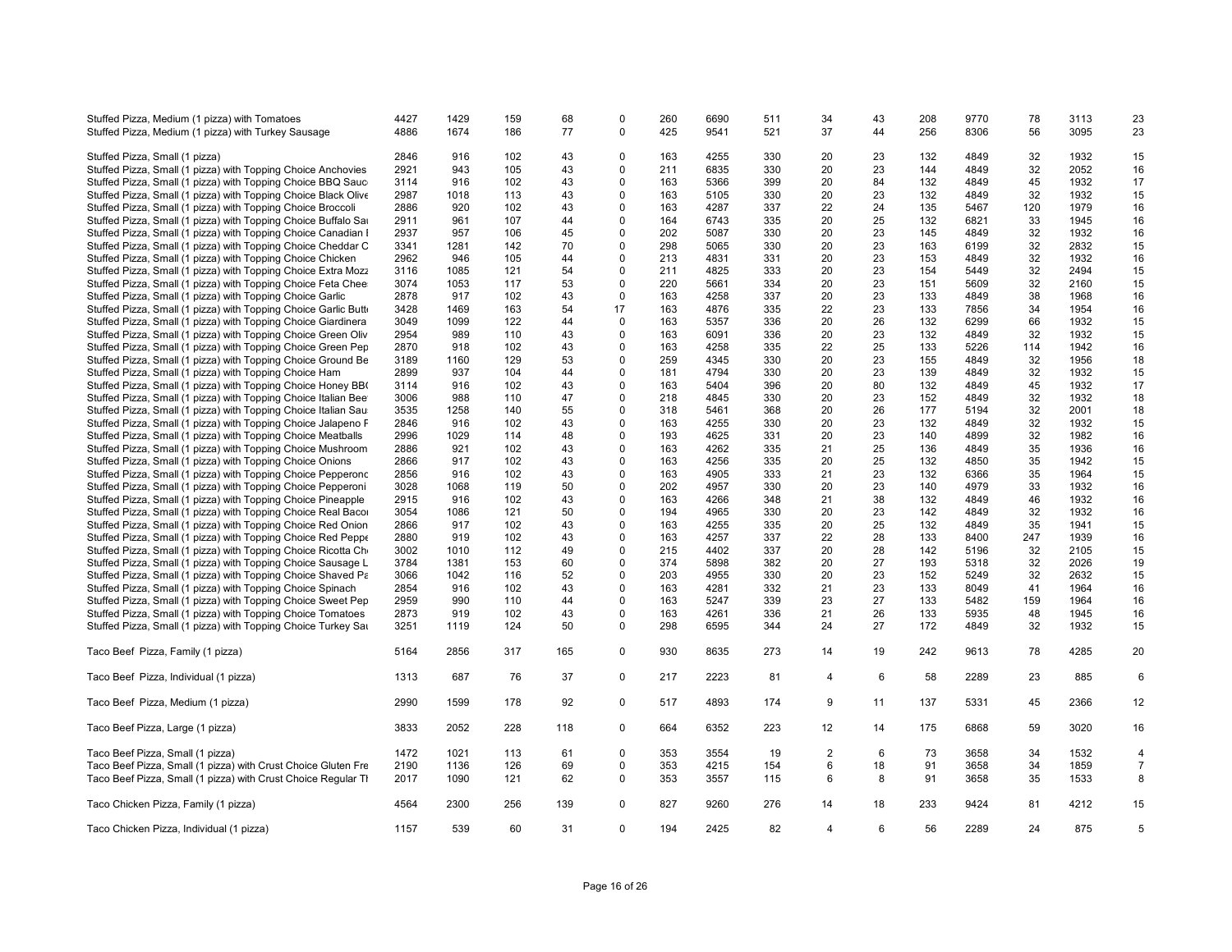| | | | | | | | | | | | | | | | |
|---|---|---|---|---|---|---|---|---|---|---|---|---|---|---|---|
| Stuffed Pizza, Medium (1 pizza) with Tomatoes | 4427 | 1429 | 159 | 68 | 0 | 260 | 6690 | 511 | 34 | 43 | 208 | 9770 | 78 | 3113 | 23 |
| Stuffed Pizza, Medium (1 pizza) with Turkey Sausage | 4886 | 1674 | 186 | 77 | 0 | 425 | 9541 | 521 | 37 | 44 | 256 | 8306 | 56 | 3095 | 23 |
| Stuffed Pizza, Small (1 pizza) | 2846 | 916 | 102 | 43 | 0 | 163 | 4255 | 330 | 20 | 23 | 132 | 4849 | 32 | 1932 | 15 |
| Stuffed Pizza, Small (1 pizza) with Topping Choice Anchovies | 2921 | 943 | 105 | 43 | 0 | 211 | 6835 | 330 | 20 | 23 | 144 | 4849 | 32 | 2052 | 16 |
| Stuffed Pizza, Small (1 pizza) with Topping Choice BBQ Sauc | 3114 | 916 | 102 | 43 | 0 | 163 | 5366 | 399 | 20 | 84 | 132 | 4849 | 45 | 1932 | 17 |
| Stuffed Pizza, Small (1 pizza) with Topping Choice Black Olive | 2987 | 1018 | 113 | 43 | 0 | 163 | 5105 | 330 | 20 | 23 | 132 | 4849 | 32 | 1932 | 15 |
| Stuffed Pizza, Small (1 pizza) with Topping Choice Broccoli | 2886 | 920 | 102 | 43 | 0 | 163 | 4287 | 337 | 22 | 24 | 135 | 5467 | 120 | 1979 | 16 |
| Stuffed Pizza, Small (1 pizza) with Topping Choice Buffalo Sa | 2911 | 961 | 107 | 44 | 0 | 164 | 6743 | 335 | 20 | 25 | 132 | 6821 | 33 | 1945 | 16 |
| Stuffed Pizza, Small (1 pizza) with Topping Choice Canadian I | 2937 | 957 | 106 | 45 | 0 | 202 | 5087 | 330 | 20 | 23 | 145 | 4849 | 32 | 1932 | 16 |
| Stuffed Pizza, Small (1 pizza) with Topping Choice Cheddar C | 3341 | 1281 | 142 | 70 | 0 | 298 | 5065 | 330 | 20 | 23 | 163 | 6199 | 32 | 2832 | 15 |
| Stuffed Pizza, Small (1 pizza) with Topping Choice Chicken | 2962 | 946 | 105 | 44 | 0 | 213 | 4831 | 331 | 20 | 23 | 153 | 4849 | 32 | 1932 | 16 |
| Stuffed Pizza, Small (1 pizza) with Topping Choice Extra Mozz | 3116 | 1085 | 121 | 54 | 0 | 211 | 4825 | 333 | 20 | 23 | 154 | 5449 | 32 | 2494 | 15 |
| Stuffed Pizza, Small (1 pizza) with Topping Choice Feta Chee | 3074 | 1053 | 117 | 53 | 0 | 220 | 5661 | 334 | 20 | 23 | 151 | 5609 | 32 | 2160 | 15 |
| Stuffed Pizza, Small (1 pizza) with Topping Choice Garlic | 2878 | 917 | 102 | 43 | 0 | 163 | 4258 | 337 | 20 | 23 | 133 | 4849 | 38 | 1968 | 16 |
| Stuffed Pizza, Small (1 pizza) with Topping Choice Garlic Butt | 3428 | 1469 | 163 | 54 | 17 | 163 | 4876 | 335 | 22 | 23 | 133 | 7856 | 34 | 1954 | 16 |
| Stuffed Pizza, Small (1 pizza) with Topping Choice Giardinera | 3049 | 1099 | 122 | 44 | 0 | 163 | 5357 | 336 | 20 | 26 | 132 | 6299 | 66 | 1932 | 15 |
| Stuffed Pizza, Small (1 pizza) with Topping Choice Green Oliv | 2954 | 989 | 110 | 43 | 0 | 163 | 6091 | 336 | 20 | 23 | 132 | 4849 | 32 | 1932 | 15 |
| Stuffed Pizza, Small (1 pizza) with Topping Choice Green Pep | 2870 | 918 | 102 | 43 | 0 | 163 | 4258 | 335 | 22 | 25 | 133 | 5226 | 114 | 1942 | 16 |
| Stuffed Pizza, Small (1 pizza) with Topping Choice Ground Be | 3189 | 1160 | 129 | 53 | 0 | 259 | 4345 | 330 | 20 | 23 | 155 | 4849 | 32 | 1956 | 18 |
| Stuffed Pizza, Small (1 pizza) with Topping Choice Ham | 2899 | 937 | 104 | 44 | 0 | 181 | 4794 | 330 | 20 | 23 | 139 | 4849 | 32 | 1932 | 15 |
| Stuffed Pizza, Small (1 pizza) with Topping Choice Honey BB( | 3114 | 916 | 102 | 43 | 0 | 163 | 5404 | 396 | 20 | 80 | 132 | 4849 | 45 | 1932 | 17 |
| Stuffed Pizza, Small (1 pizza) with Topping Choice Italian Bee | 3006 | 988 | 110 | 47 | 0 | 218 | 4845 | 330 | 20 | 23 | 152 | 4849 | 32 | 1932 | 18 |
| Stuffed Pizza, Small (1 pizza) with Topping Choice Italian Sau | 3535 | 1258 | 140 | 55 | 0 | 318 | 5461 | 368 | 20 | 26 | 177 | 5194 | 32 | 2001 | 18 |
| Stuffed Pizza, Small (1 pizza) with Topping Choice Jalapeno F | 2846 | 916 | 102 | 43 | 0 | 163 | 4255 | 330 | 20 | 23 | 132 | 4849 | 32 | 1932 | 15 |
| Stuffed Pizza, Small (1 pizza) with Topping Choice Meatballs | 2996 | 1029 | 114 | 48 | 0 | 193 | 4625 | 331 | 20 | 23 | 140 | 4899 | 32 | 1982 | 16 |
| Stuffed Pizza, Small (1 pizza) with Topping Choice Mushroom | 2886 | 921 | 102 | 43 | 0 | 163 | 4262 | 335 | 21 | 25 | 136 | 4849 | 35 | 1936 | 16 |
| Stuffed Pizza, Small (1 pizza) with Topping Choice Onions | 2866 | 917 | 102 | 43 | 0 | 163 | 4256 | 335 | 20 | 25 | 132 | 4850 | 35 | 1942 | 15 |
| Stuffed Pizza, Small (1 pizza) with Topping Choice Pepperonc | 2856 | 916 | 102 | 43 | 0 | 163 | 4905 | 333 | 21 | 23 | 132 | 6366 | 35 | 1964 | 15 |
| Stuffed Pizza, Small (1 pizza) with Topping Choice Pepperoni | 3028 | 1068 | 119 | 50 | 0 | 202 | 4957 | 330 | 20 | 23 | 140 | 4979 | 33 | 1932 | 16 |
| Stuffed Pizza, Small (1 pizza) with Topping Choice Pineapple | 2915 | 916 | 102 | 43 | 0 | 163 | 4266 | 348 | 21 | 38 | 132 | 4849 | 46 | 1932 | 16 |
| Stuffed Pizza, Small (1 pizza) with Topping Choice Real Bacon | 3054 | 1086 | 121 | 50 | 0 | 194 | 4965 | 330 | 20 | 23 | 142 | 4849 | 32 | 1932 | 16 |
| Stuffed Pizza, Small (1 pizza) with Topping Choice Red Onion | 2866 | 917 | 102 | 43 | 0 | 163 | 4255 | 335 | 20 | 25 | 132 | 4849 | 35 | 1941 | 15 |
| Stuffed Pizza, Small (1 pizza) with Topping Choice Red Peppe | 2880 | 919 | 102 | 43 | 0 | 163 | 4257 | 337 | 22 | 28 | 133 | 8400 | 247 | 1939 | 16 |
| Stuffed Pizza, Small (1 pizza) with Topping Choice Ricotta Ch | 3002 | 1010 | 112 | 49 | 0 | 215 | 4402 | 337 | 20 | 28 | 142 | 5196 | 32 | 2105 | 15 |
| Stuffed Pizza, Small (1 pizza) with Topping Choice Sausage L | 3784 | 1381 | 153 | 60 | 0 | 374 | 5898 | 382 | 20 | 27 | 193 | 5318 | 32 | 2026 | 19 |
| Stuffed Pizza, Small (1 pizza) with Topping Choice Shaved Pa | 3066 | 1042 | 116 | 52 | 0 | 203 | 4955 | 330 | 20 | 23 | 152 | 5249 | 32 | 2632 | 15 |
| Stuffed Pizza, Small (1 pizza) with Topping Choice Spinach | 2854 | 916 | 102 | 43 | 0 | 163 | 4281 | 332 | 21 | 23 | 133 | 8049 | 41 | 1964 | 16 |
| Stuffed Pizza, Small (1 pizza) with Topping Choice Sweet Pep | 2959 | 990 | 110 | 44 | 0 | 163 | 5247 | 339 | 23 | 27 | 133 | 5482 | 159 | 1964 | 16 |
| Stuffed Pizza, Small (1 pizza) with Topping Choice Tomatoes | 2873 | 919 | 102 | 43 | 0 | 163 | 4261 | 336 | 21 | 26 | 133 | 5935 | 48 | 1945 | 16 |
| Stuffed Pizza, Small (1 pizza) with Topping Choice Turkey Sau | 3251 | 1119 | 124 | 50 | 0 | 298 | 6595 | 344 | 24 | 27 | 172 | 4849 | 32 | 1932 | 15 |
| Taco Beef Pizza, Family (1 pizza) | 5164 | 2856 | 317 | 165 | 0 | 930 | 8635 | 273 | 14 | 19 | 242 | 9613 | 78 | 4285 | 20 |
| Taco Beef Pizza, Individual (1 pizza) | 1313 | 687 | 76 | 37 | 0 | 217 | 2223 | 81 | 4 | 6 | 58 | 2289 | 23 | 885 | 6 |
| Taco Beef Pizza, Medium (1 pizza) | 2990 | 1599 | 178 | 92 | 0 | 517 | 4893 | 174 | 9 | 11 | 137 | 5331 | 45 | 2366 | 12 |
| Taco Beef Pizza, Large (1 pizza) | 3833 | 2052 | 228 | 118 | 0 | 664 | 6352 | 223 | 12 | 14 | 175 | 6868 | 59 | 3020 | 16 |
| Taco Beef Pizza, Small (1 pizza) | 1472 | 1021 | 113 | 61 | 0 | 353 | 3554 | 19 | 2 | 6 | 73 | 3658 | 34 | 1532 | 4 |
| Taco Beef Pizza, Small (1 pizza) with Crust Choice Gluten Fre | 2190 | 1136 | 126 | 69 | 0 | 353 | 4215 | 154 | 6 | 18 | 91 | 3658 | 34 | 1859 | 7 |
| Taco Beef Pizza, Small (1 pizza) with Crust Choice Regular Th | 2017 | 1090 | 121 | 62 | 0 | 353 | 3557 | 115 | 6 | 8 | 91 | 3658 | 35 | 1533 | 8 |
| Taco Chicken Pizza, Family (1 pizza) | 4564 | 2300 | 256 | 139 | 0 | 827 | 9260 | 276 | 14 | 18 | 233 | 9424 | 81 | 4212 | 15 |
| Taco Chicken Pizza, Individual (1 pizza) | 1157 | 539 | 60 | 31 | 0 | 194 | 2425 | 82 | 4 | 6 | 56 | 2289 | 24 | 875 | 5 |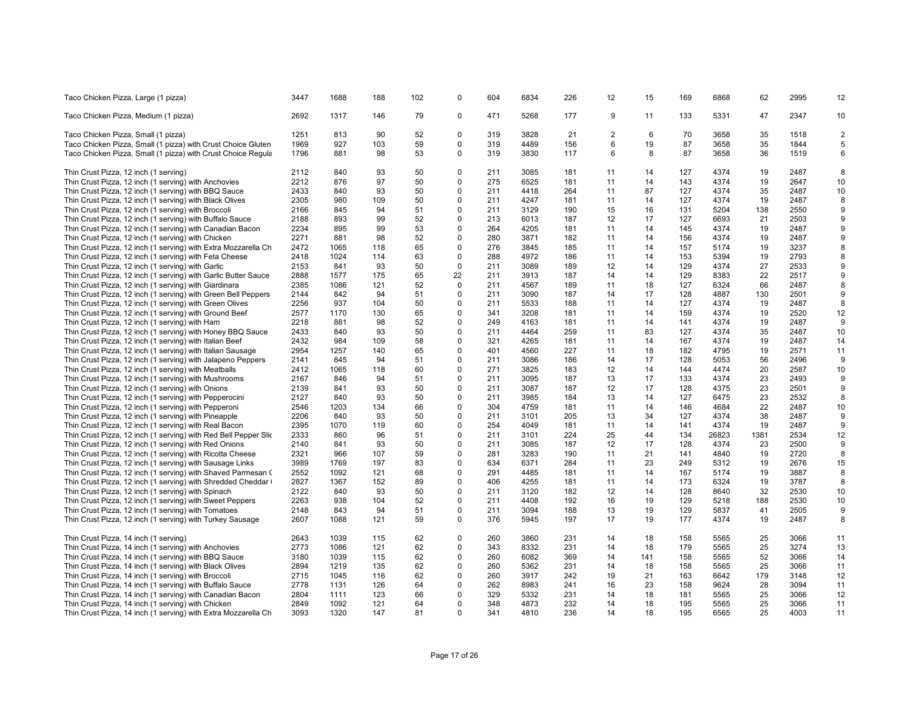| | | | | | | | | | | | | | | | |
|---|---|---|---|---|---|---|---|---|---|---|---|---|---|---|---|
| Taco Chicken Pizza, Large (1 pizza) | 3447 | 1688 | 188 | 102 | 0 | 604 | 6834 | 226 | 12 | 15 | 169 | 6868 | 62 | 2995 | 12 |
| Taco Chicken Pizza, Medium (1 pizza) | 2692 | 1317 | 146 | 79 | 0 | 471 | 5268 | 177 | 9 | 11 | 133 | 5331 | 47 | 2347 | 10 |
| Taco Chicken Pizza, Small (1 pizza) | 1251 | 813 | 90 | 52 | 0 | 319 | 3828 | 21 | 2 | 6 | 70 | 3658 | 35 | 1518 | 2 |
| Taco Chicken Pizza, Small (1 pizza) with Crust Choice Gluten | 1969 | 927 | 103 | 59 | 0 | 319 | 4489 | 156 | 6 | 19 | 87 | 3658 | 35 | 1844 | 5 |
| Taco Chicken Pizza, Small (1 pizza) with Crust Choice Regula | 1796 | 881 | 98 | 53 | 0 | 319 | 3830 | 117 | 6 | 8 | 87 | 3658 | 36 | 1519 | 6 |
| Thin Crust Pizza, 12 inch (1 serving) | 2112 | 840 | 93 | 50 | 0 | 211 | 3085 | 181 | 11 | 14 | 127 | 4374 | 19 | 2487 | 8 |
| Thin Crust Pizza, 12 inch (1 serving) with Anchovies | 2212 | 876 | 97 | 50 | 0 | 275 | 6525 | 181 | 11 | 14 | 143 | 4374 | 19 | 2647 | 10 |
| Thin Crust Pizza, 12 inch (1 serving) with BBQ Sauce | 2433 | 840 | 93 | 50 | 0 | 211 | 4418 | 264 | 11 | 87 | 127 | 4374 | 35 | 2487 | 10 |
| Thin Crust Pizza, 12 inch (1 serving) with Black Olives | 2305 | 980 | 109 | 50 | 0 | 211 | 4247 | 181 | 11 | 14 | 127 | 4374 | 19 | 2487 | 8 |
| Thin Crust Pizza, 12 inch (1 serving) with Broccoli | 2166 | 845 | 94 | 51 | 0 | 211 | 3129 | 190 | 15 | 16 | 131 | 5204 | 138 | 2550 | 9 |
| Thin Crust Pizza, 12 inch (1 serving) with Buffalo Sauce | 2188 | 893 | 99 | 52 | 0 | 213 | 6013 | 187 | 12 | 17 | 127 | 6693 | 21 | 2503 | 9 |
| Thin Crust Pizza, 12 inch (1 serving) with Canadian Bacon | 2234 | 895 | 99 | 53 | 0 | 264 | 4205 | 181 | 11 | 14 | 145 | 4374 | 19 | 2487 | 9 |
| Thin Crust Pizza, 12 inch (1 serving) with Chicken | 2271 | 881 | 98 | 52 | 0 | 280 | 3871 | 182 | 11 | 14 | 156 | 4374 | 19 | 2487 | 9 |
| Thin Crust Pizza, 12 inch (1 serving) with Extra Mozzarella Ch | 2472 | 1065 | 118 | 65 | 0 | 276 | 3845 | 185 | 11 | 14 | 157 | 5174 | 19 | 3237 | 8 |
| Thin Crust Pizza, 12 inch (1 serving) with Feta Cheese | 2418 | 1024 | 114 | 63 | 0 | 288 | 4972 | 186 | 11 | 14 | 153 | 5394 | 19 | 2793 | 8 |
| Thin Crust Pizza, 12 inch (1 serving) with Garlic | 2153 | 841 | 93 | 50 | 0 | 211 | 3089 | 189 | 12 | 14 | 129 | 4374 | 27 | 2533 | 9 |
| Thin Crust Pizza, 12 inch (1 serving) with Garlic Butter Sauce | 2888 | 1577 | 175 | 65 | 22 | 211 | 3913 | 187 | 14 | 14 | 129 | 8383 | 22 | 2517 | 9 |
| Thin Crust Pizza, 12 inch (1 serving) with Giardinara | 2385 | 1086 | 121 | 52 | 0 | 211 | 4567 | 189 | 11 | 18 | 127 | 6324 | 66 | 2487 | 8 |
| Thin Crust Pizza, 12 inch (1 serving) with Green Bell Peppers | 2144 | 842 | 94 | 51 | 0 | 211 | 3090 | 187 | 14 | 17 | 128 | 4887 | 130 | 2501 | 9 |
| Thin Crust Pizza, 12 inch (1 serving) with Green Olives | 2256 | 937 | 104 | 50 | 0 | 211 | 5533 | 188 | 11 | 14 | 127 | 4374 | 19 | 2487 | 8 |
| Thin Crust Pizza, 12 inch (1 serving) with Ground Beef | 2577 | 1170 | 130 | 65 | 0 | 341 | 3208 | 181 | 11 | 14 | 159 | 4374 | 19 | 2520 | 12 |
| Thin Crust Pizza, 12 inch (1 serving) with Ham | 2218 | 881 | 98 | 52 | 0 | 249 | 4163 | 181 | 11 | 14 | 141 | 4374 | 19 | 2487 | 9 |
| Thin Crust Pizza, 12 inch (1 serving) with Honey BBQ Sauce | 2433 | 840 | 93 | 50 | 0 | 211 | 4464 | 259 | 11 | 83 | 127 | 4374 | 35 | 2487 | 10 |
| Thin Crust Pizza, 12 inch (1 serving) with Italian Beef | 2432 | 984 | 109 | 58 | 0 | 321 | 4265 | 181 | 11 | 14 | 167 | 4374 | 19 | 2487 | 14 |
| Thin Crust Pizza, 12 inch (1 serving) with Italian Sausage | 2954 | 1257 | 140 | 65 | 0 | 401 | 4560 | 227 | 11 | 18 | 182 | 4795 | 19 | 2571 | 11 |
| Thin Crust Pizza, 12 inch (1 serving) with Jalapeno Peppers | 2141 | 845 | 94 | 51 | 0 | 211 | 3086 | 186 | 14 | 17 | 128 | 5053 | 56 | 2496 | 9 |
| Thin Crust Pizza, 12 inch (1 serving) with Meatballs | 2412 | 1065 | 118 | 60 | 0 | 271 | 3825 | 183 | 12 | 14 | 144 | 4474 | 20 | 2587 | 10 |
| Thin Crust Pizza, 12 inch (1 serving) with Mushrooms | 2167 | 846 | 94 | 51 | 0 | 211 | 3095 | 187 | 13 | 17 | 133 | 4374 | 23 | 2493 | 9 |
| Thin Crust Pizza, 12 inch (1 serving) with Onions | 2139 | 841 | 93 | 50 | 0 | 211 | 3087 | 187 | 12 | 17 | 128 | 4375 | 23 | 2501 | 9 |
| Thin Crust Pizza, 12 inch (1 serving) with Pepperocini | 2127 | 840 | 93 | 50 | 0 | 211 | 3985 | 184 | 13 | 14 | 127 | 6475 | 23 | 2532 | 8 |
| Thin Crust Pizza, 12 inch (1 serving) with Pepperoni | 2546 | 1203 | 134 | 66 | 0 | 304 | 4759 | 181 | 11 | 14 | 146 | 4684 | 22 | 2487 | 10 |
| Thin Crust Pizza, 12 inch (1 serving) with Pineapple | 2206 | 840 | 93 | 50 | 0 | 211 | 3101 | 205 | 13 | 34 | 127 | 4374 | 38 | 2487 | 9 |
| Thin Crust Pizza, 12 inch (1 serving) with Real Bacon | 2395 | 1070 | 119 | 60 | 0 | 254 | 4049 | 181 | 11 | 14 | 141 | 4374 | 19 | 2487 | 9 |
| Thin Crust Pizza, 12 inch (1 serving) with Red Bell Pepper Slic | 2333 | 860 | 96 | 51 | 0 | 211 | 3101 | 224 | 25 | 44 | 134 | 26823 | 1381 | 2534 | 12 |
| Thin Crust Pizza, 12 inch (1 serving) with Red Onions | 2140 | 841 | 93 | 50 | 0 | 211 | 3085 | 187 | 12 | 17 | 128 | 4374 | 23 | 2500 | 9 |
| Thin Crust Pizza, 12 inch (1 serving) with Ricotta Cheese | 2321 | 966 | 107 | 59 | 0 | 281 | 3283 | 190 | 11 | 21 | 141 | 4840 | 19 | 2720 | 8 |
| Thin Crust Pizza, 12 inch (1 serving) with Sausage Links | 3989 | 1769 | 197 | 83 | 0 | 634 | 6371 | 284 | 11 | 23 | 249 | 5312 | 19 | 2676 | 15 |
| Thin Crust Pizza, 12 inch (1 serving) with Shaved Parmesan ( | 2552 | 1092 | 121 | 68 | 0 | 291 | 4485 | 181 | 11 | 14 | 167 | 5174 | 19 | 3887 | 8 |
| Thin Crust Pizza, 12 inch (1 serving) with Shredded Cheddar ( | 2827 | 1367 | 152 | 89 | 0 | 406 | 4255 | 181 | 11 | 14 | 173 | 6324 | 19 | 3787 | 8 |
| Thin Crust Pizza, 12 inch (1 serving) with Spinach | 2122 | 840 | 93 | 50 | 0 | 211 | 3120 | 182 | 12 | 14 | 128 | 8640 | 32 | 2530 | 10 |
| Thin Crust Pizza, 12 inch (1 serving) with Sweet Peppers | 2263 | 938 | 104 | 52 | 0 | 211 | 4408 | 192 | 16 | 19 | 129 | 5218 | 188 | 2530 | 10 |
| Thin Crust Pizza, 12 inch (1 serving) with Tomatoes | 2148 | 843 | 94 | 51 | 0 | 211 | 3094 | 188 | 13 | 19 | 129 | 5837 | 41 | 2505 | 9 |
| Thin Crust Pizza, 12 inch (1 serving) with Turkey Sausage | 2607 | 1088 | 121 | 59 | 0 | 376 | 5945 | 197 | 17 | 19 | 177 | 4374 | 19 | 2487 | 8 |
| Thin Crust Pizza, 14 inch (1 serving) | 2643 | 1039 | 115 | 62 | 0 | 260 | 3860 | 231 | 14 | 18 | 158 | 5565 | 25 | 3066 | 11 |
| Thin Crust Pizza, 14 inch (1 serving) with Anchovies | 2773 | 1086 | 121 | 62 | 0 | 343 | 8332 | 231 | 14 | 18 | 179 | 5565 | 25 | 3274 | 13 |
| Thin Crust Pizza, 14 inch (1 serving) with BBQ Sauce | 3180 | 1039 | 115 | 62 | 0 | 260 | 6082 | 369 | 14 | 141 | 158 | 5565 | 52 | 3066 | 14 |
| Thin Crust Pizza, 14 inch (1 serving) with Black Olives | 2894 | 1219 | 135 | 62 | 0 | 260 | 5362 | 231 | 14 | 18 | 158 | 5565 | 25 | 3066 | 11 |
| Thin Crust Pizza, 14 inch (1 serving) with Broccoli | 2715 | 1045 | 116 | 62 | 0 | 260 | 3917 | 242 | 19 | 21 | 163 | 6642 | 179 | 3148 | 12 |
| Thin Crust Pizza, 14 inch (1 serving) with Buffalo Sauce | 2778 | 1131 | 126 | 64 | 0 | 262 | 8983 | 241 | 16 | 23 | 158 | 9624 | 28 | 3094 | 11 |
| Thin Crust Pizza, 14 inch (1 serving) with Canadian Bacon | 2804 | 1111 | 123 | 66 | 0 | 329 | 5332 | 231 | 14 | 18 | 181 | 5565 | 25 | 3066 | 12 |
| Thin Crust Pizza, 14 inch (1 serving) with Chicken | 2849 | 1092 | 121 | 64 | 0 | 348 | 4873 | 232 | 14 | 18 | 195 | 5565 | 25 | 3066 | 11 |
| Thin Crust Pizza, 14 inch (1 serving) with Extra Mozzarella Ch | 3093 | 1320 | 147 | 81 | 0 | 341 | 4810 | 236 | 14 | 18 | 195 | 6565 | 25 | 4003 | 11 |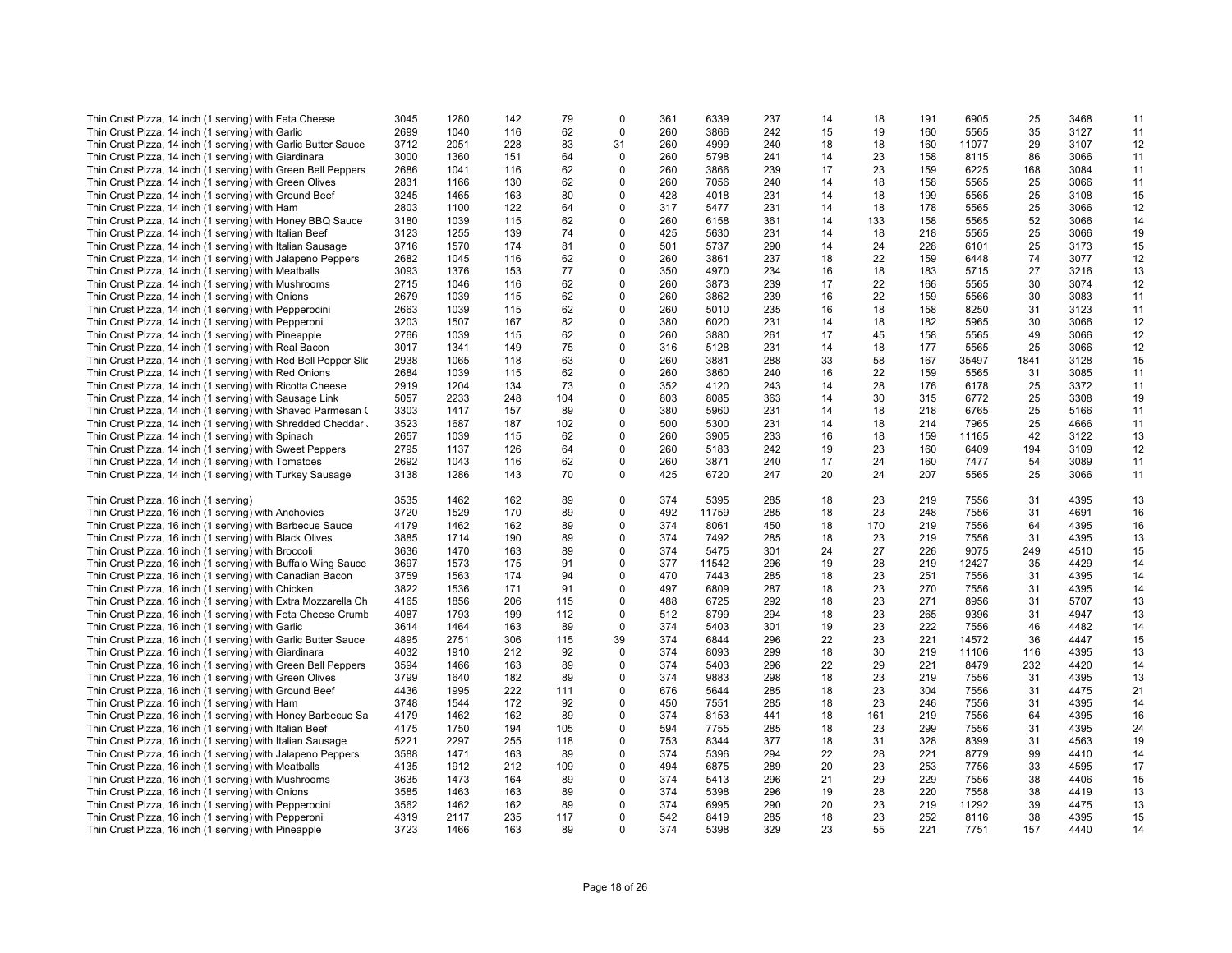| | | | | | | | | | | | | | | |
|---|---|---|---|---|---|---|---|---|---|---|---|---|---|---|
| Thin Crust Pizza, 14 inch (1 serving) with Feta Cheese | 3045 | 1280 | 142 | 79 | 0 | 361 | 6339 | 237 | 14 | 18 | 191 | 6905 | 25 | 3468 | 11 |
| Thin Crust Pizza, 14 inch (1 serving) with Garlic | 2699 | 1040 | 116 | 62 | 0 | 260 | 3866 | 242 | 15 | 19 | 160 | 5565 | 35 | 3127 | 11 |
| Thin Crust Pizza, 14 inch (1 serving) with Garlic Butter Sauce | 3712 | 2051 | 228 | 83 | 31 | 260 | 4999 | 240 | 18 | 18 | 160 | 11077 | 29 | 3107 | 12 |
| Thin Crust Pizza, 14 inch (1 serving) with Giardinara | 3000 | 1360 | 151 | 64 | 0 | 260 | 5798 | 241 | 14 | 23 | 158 | 8115 | 86 | 3066 | 11 |
| Thin Crust Pizza, 14 inch (1 serving) with Green Bell Peppers | 2686 | 1041 | 116 | 62 | 0 | 260 | 3866 | 239 | 17 | 23 | 159 | 6225 | 168 | 3084 | 11 |
| Thin Crust Pizza, 14 inch (1 serving) with Green Olives | 2831 | 1166 | 130 | 62 | 0 | 260 | 7056 | 240 | 14 | 18 | 158 | 5565 | 25 | 3066 | 11 |
| Thin Crust Pizza, 14 inch (1 serving) with Ground Beef | 3245 | 1465 | 163 | 80 | 0 | 428 | 4018 | 231 | 14 | 18 | 199 | 5565 | 25 | 3108 | 15 |
| Thin Crust Pizza, 14 inch (1 serving) with Ham | 2803 | 1100 | 122 | 64 | 0 | 317 | 5477 | 231 | 14 | 18 | 178 | 5565 | 25 | 3066 | 12 |
| Thin Crust Pizza, 14 inch (1 serving) with Honey BBQ Sauce | 3180 | 1039 | 115 | 62 | 0 | 260 | 6158 | 361 | 14 | 133 | 158 | 5565 | 52 | 3066 | 14 |
| Thin Crust Pizza, 14 inch (1 serving) with Italian Beef | 3123 | 1255 | 139 | 74 | 0 | 425 | 5630 | 231 | 14 | 18 | 218 | 5565 | 25 | 3066 | 19 |
| Thin Crust Pizza, 14 inch (1 serving) with Italian Sausage | 3716 | 1570 | 174 | 81 | 0 | 501 | 5737 | 290 | 14 | 24 | 228 | 6101 | 25 | 3173 | 15 |
| Thin Crust Pizza, 14 inch (1 serving) with Jalapeno Peppers | 2682 | 1045 | 116 | 62 | 0 | 260 | 3861 | 237 | 18 | 22 | 159 | 6448 | 74 | 3077 | 12 |
| Thin Crust Pizza, 14 inch (1 serving) with Meatballs | 3093 | 1376 | 153 | 77 | 0 | 350 | 4970 | 234 | 16 | 18 | 183 | 5715 | 27 | 3216 | 13 |
| Thin Crust Pizza, 14 inch (1 serving) with Mushrooms | 2715 | 1046 | 116 | 62 | 0 | 260 | 3873 | 239 | 17 | 22 | 166 | 5565 | 30 | 3074 | 12 |
| Thin Crust Pizza, 14 inch (1 serving) with Onions | 2679 | 1039 | 115 | 62 | 0 | 260 | 3862 | 239 | 16 | 22 | 159 | 5566 | 30 | 3083 | 11 |
| Thin Crust Pizza, 14 inch (1 serving) with Pepperocini | 2663 | 1039 | 115 | 62 | 0 | 260 | 5010 | 235 | 16 | 18 | 158 | 8250 | 31 | 3123 | 11 |
| Thin Crust Pizza, 14 inch (1 serving) with Pepperoni | 3203 | 1507 | 167 | 82 | 0 | 380 | 6020 | 231 | 14 | 18 | 182 | 5965 | 30 | 3066 | 12 |
| Thin Crust Pizza, 14 inch (1 serving) with Pineapple | 2766 | 1039 | 115 | 62 | 0 | 260 | 3880 | 261 | 17 | 45 | 158 | 5565 | 49 | 3066 | 12 |
| Thin Crust Pizza, 14 inch (1 serving) with Real Bacon | 3017 | 1341 | 149 | 75 | 0 | 316 | 5128 | 231 | 14 | 18 | 177 | 5565 | 25 | 3066 | 12 |
| Thin Crust Pizza, 14 inch (1 serving) with Red Bell Pepper Slic | 2938 | 1065 | 118 | 63 | 0 | 260 | 3881 | 288 | 33 | 58 | 167 | 35497 | 1841 | 3128 | 15 |
| Thin Crust Pizza, 14 inch (1 serving) with Red Onions | 2684 | 1039 | 115 | 62 | 0 | 260 | 3860 | 240 | 16 | 22 | 159 | 5565 | 31 | 3085 | 11 |
| Thin Crust Pizza, 14 inch (1 serving) with Ricotta Cheese | 2919 | 1204 | 134 | 73 | 0 | 352 | 4120 | 243 | 14 | 28 | 176 | 6178 | 25 | 3372 | 11 |
| Thin Crust Pizza, 14 inch (1 serving) with Sausage Link | 5057 | 2233 | 248 | 104 | 0 | 803 | 8085 | 363 | 14 | 30 | 315 | 6772 | 25 | 3308 | 19 |
| Thin Crust Pizza, 14 inch (1 serving) with Shaved Parmesan ( | 3303 | 1417 | 157 | 89 | 0 | 380 | 5960 | 231 | 14 | 18 | 218 | 6765 | 25 | 5166 | 11 |
| Thin Crust Pizza, 14 inch (1 serving) with Shredded Cheddar . | 3523 | 1687 | 187 | 102 | 0 | 500 | 5300 | 231 | 14 | 18 | 214 | 7965 | 25 | 4666 | 11 |
| Thin Crust Pizza, 14 inch (1 serving) with Spinach | 2657 | 1039 | 115 | 62 | 0 | 260 | 3905 | 233 | 16 | 18 | 159 | 11165 | 42 | 3122 | 13 |
| Thin Crust Pizza, 14 inch (1 serving) with Sweet Peppers | 2795 | 1137 | 126 | 64 | 0 | 260 | 5183 | 242 | 19 | 23 | 160 | 6409 | 194 | 3109 | 12 |
| Thin Crust Pizza, 14 inch (1 serving) with Tomatoes | 2692 | 1043 | 116 | 62 | 0 | 260 | 3871 | 240 | 17 | 24 | 160 | 7477 | 54 | 3089 | 11 |
| Thin Crust Pizza, 14 inch (1 serving) with Turkey Sausage | 3138 | 1286 | 143 | 70 | 0 | 425 | 6720 | 247 | 20 | 24 | 207 | 5565 | 25 | 3066 | 11 |
| Thin Crust Pizza, 16 inch (1 serving) | 3535 | 1462 | 162 | 89 | 0 | 374 | 5395 | 285 | 18 | 23 | 219 | 7556 | 31 | 4395 | 13 |
| Thin Crust Pizza, 16 inch (1 serving) with Anchovies | 3720 | 1529 | 170 | 89 | 0 | 492 | 11759 | 285 | 18 | 23 | 248 | 7556 | 31 | 4691 | 16 |
| Thin Crust Pizza, 16 inch (1 serving) with Barbecue Sauce | 4179 | 1462 | 162 | 89 | 0 | 374 | 8061 | 450 | 18 | 170 | 219 | 7556 | 64 | 4395 | 16 |
| Thin Crust Pizza, 16 inch (1 serving) with Black Olives | 3885 | 1714 | 190 | 89 | 0 | 374 | 7492 | 285 | 18 | 23 | 219 | 7556 | 31 | 4395 | 13 |
| Thin Crust Pizza, 16 inch (1 serving) with Broccoli | 3636 | 1470 | 163 | 89 | 0 | 374 | 5475 | 301 | 24 | 27 | 226 | 9075 | 249 | 4510 | 15 |
| Thin Crust Pizza, 16 inch (1 serving) with Buffalo Wing Sauce | 3697 | 1573 | 175 | 91 | 0 | 377 | 11542 | 296 | 19 | 28 | 219 | 12427 | 35 | 4429 | 14 |
| Thin Crust Pizza, 16 inch (1 serving) with Canadian Bacon | 3759 | 1563 | 174 | 94 | 0 | 470 | 7443 | 285 | 18 | 23 | 251 | 7556 | 31 | 4395 | 14 |
| Thin Crust Pizza, 16 inch (1 serving) with Chicken | 3822 | 1536 | 171 | 91 | 0 | 497 | 6809 | 287 | 18 | 23 | 270 | 7556 | 31 | 4395 | 14 |
| Thin Crust Pizza, 16 inch (1 serving) with Extra Mozzarella Ch | 4165 | 1856 | 206 | 115 | 0 | 488 | 6725 | 292 | 18 | 23 | 271 | 8956 | 31 | 5707 | 13 |
| Thin Crust Pizza, 16 inch (1 serving) with Feta Cheese Crumb | 4087 | 1793 | 199 | 112 | 0 | 512 | 8799 | 294 | 18 | 23 | 265 | 9396 | 31 | 4947 | 13 |
| Thin Crust Pizza, 16 inch (1 serving) with Garlic | 3614 | 1464 | 163 | 89 | 0 | 374 | 5403 | 301 | 19 | 23 | 222 | 7556 | 46 | 4482 | 14 |
| Thin Crust Pizza, 16 inch (1 serving) with Garlic Butter Sauce | 4895 | 2751 | 306 | 115 | 39 | 374 | 6844 | 296 | 22 | 23 | 221 | 14572 | 36 | 4447 | 15 |
| Thin Crust Pizza, 16 inch (1 serving) with Giardinara | 4032 | 1910 | 212 | 92 | 0 | 374 | 8093 | 299 | 18 | 30 | 219 | 11106 | 116 | 4395 | 13 |
| Thin Crust Pizza, 16 inch (1 serving) with Green Bell Peppers | 3594 | 1466 | 163 | 89 | 0 | 374 | 5403 | 296 | 22 | 29 | 221 | 8479 | 232 | 4420 | 14 |
| Thin Crust Pizza, 16 inch (1 serving) with Green Olives | 3799 | 1640 | 182 | 89 | 0 | 374 | 9883 | 298 | 18 | 23 | 219 | 7556 | 31 | 4395 | 13 |
| Thin Crust Pizza, 16 inch (1 serving) with Ground Beef | 4436 | 1995 | 222 | 111 | 0 | 676 | 5644 | 285 | 18 | 23 | 304 | 7556 | 31 | 4475 | 21 |
| Thin Crust Pizza, 16 inch (1 serving) with Ham | 3748 | 1544 | 172 | 92 | 0 | 450 | 7551 | 285 | 18 | 23 | 246 | 7556 | 31 | 4395 | 14 |
| Thin Crust Pizza, 16 inch (1 serving) with Honey Barbecue Sa | 4179 | 1462 | 162 | 89 | 0 | 374 | 8153 | 441 | 18 | 161 | 219 | 7556 | 64 | 4395 | 16 |
| Thin Crust Pizza, 16 inch (1 serving) with Italian Beef | 4175 | 1750 | 194 | 105 | 0 | 594 | 7755 | 285 | 18 | 23 | 299 | 7556 | 31 | 4395 | 24 |
| Thin Crust Pizza, 16 inch (1 serving) with Italian Sausage | 5221 | 2297 | 255 | 118 | 0 | 753 | 8344 | 377 | 18 | 31 | 328 | 8399 | 31 | 4563 | 19 |
| Thin Crust Pizza, 16 inch (1 serving) with Jalapeno Peppers | 3588 | 1471 | 163 | 89 | 0 | 374 | 5396 | 294 | 22 | 28 | 221 | 8779 | 99 | 4410 | 14 |
| Thin Crust Pizza, 16 inch (1 serving) with Meatballs | 4135 | 1912 | 212 | 109 | 0 | 494 | 6875 | 289 | 20 | 23 | 253 | 7756 | 33 | 4595 | 17 |
| Thin Crust Pizza, 16 inch (1 serving) with Mushrooms | 3635 | 1473 | 164 | 89 | 0 | 374 | 5413 | 296 | 21 | 29 | 229 | 7556 | 38 | 4406 | 15 |
| Thin Crust Pizza, 16 inch (1 serving) with Onions | 3585 | 1463 | 163 | 89 | 0 | 374 | 5398 | 296 | 19 | 28 | 220 | 7558 | 38 | 4419 | 13 |
| Thin Crust Pizza, 16 inch (1 serving) with Pepperocini | 3562 | 1462 | 162 | 89 | 0 | 374 | 6995 | 290 | 20 | 23 | 219 | 11292 | 39 | 4475 | 13 |
| Thin Crust Pizza, 16 inch (1 serving) with Pepperoni | 4319 | 2117 | 235 | 117 | 0 | 542 | 8419 | 285 | 18 | 23 | 252 | 8116 | 38 | 4395 | 15 |
| Thin Crust Pizza, 16 inch (1 serving) with Pineapple | 3723 | 1466 | 163 | 89 | 0 | 374 | 5398 | 329 | 23 | 55 | 221 | 7751 | 157 | 4440 | 14 |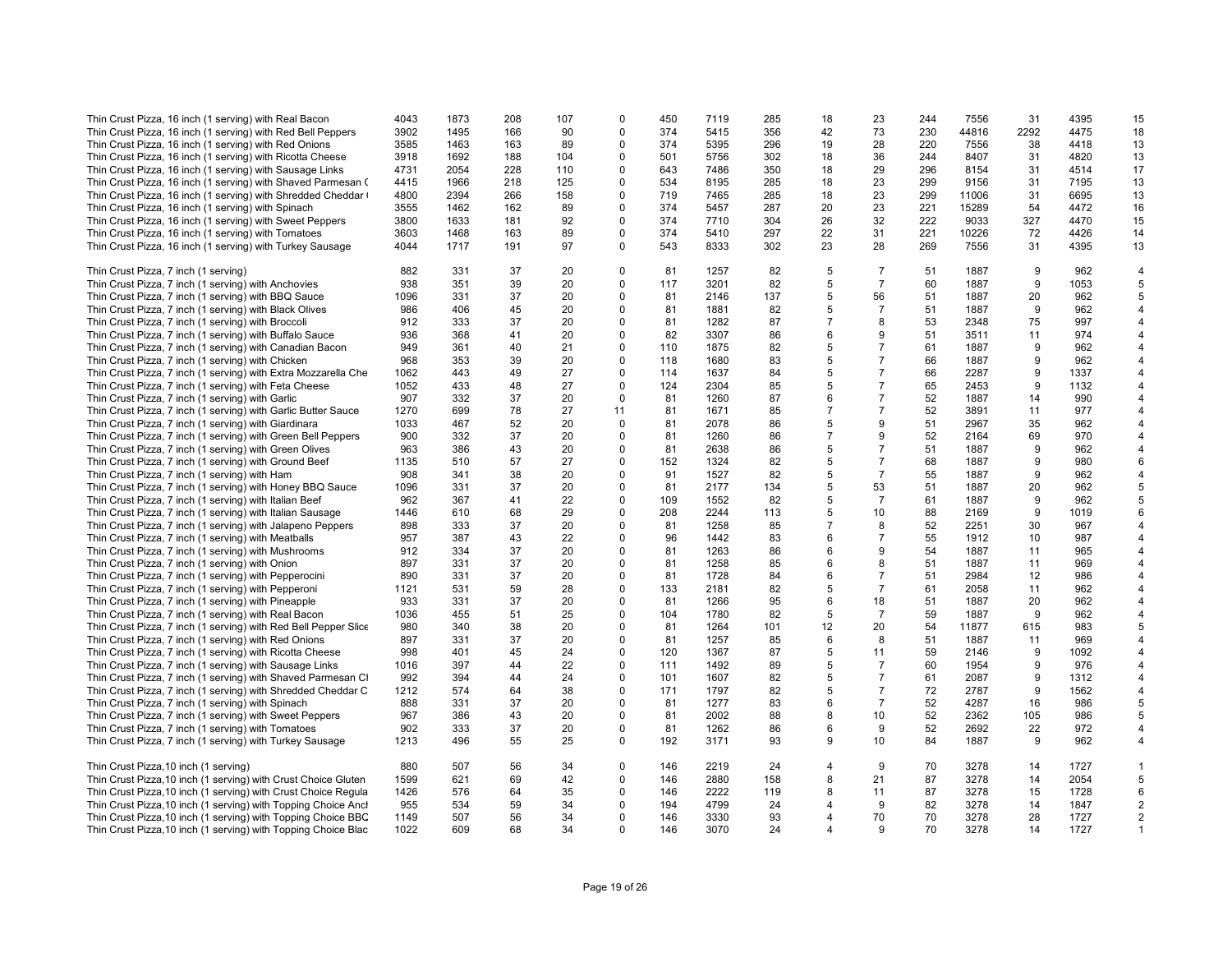| | | | | | | | | | | | | | | | |
|---|---|---|---|---|---|---|---|---|---|---|---|---|---|---|---|
| Thin Crust Pizza, 16 inch (1 serving) with Real Bacon | 4043 | 1873 | 208 | 107 | 0 | 450 | 7119 | 285 | 18 | 23 | 244 | 7556 | 31 | 4395 | 15 |
| Thin Crust Pizza, 16 inch (1 serving) with Red Bell Peppers | 3902 | 1495 | 166 | 90 | 0 | 374 | 5415 | 356 | 42 | 73 | 230 | 44816 | 2292 | 4475 | 18 |
| Thin Crust Pizza, 16 inch (1 serving) with Red Onions | 3585 | 1463 | 163 | 89 | 0 | 374 | 5395 | 296 | 19 | 28 | 220 | 7556 | 38 | 4418 | 13 |
| Thin Crust Pizza, 16 inch (1 serving) with Ricotta Cheese | 3918 | 1692 | 188 | 104 | 0 | 501 | 5756 | 302 | 18 | 36 | 244 | 8407 | 31 | 4820 | 13 |
| Thin Crust Pizza, 16 inch (1 serving) with Sausage Links | 4731 | 2054 | 228 | 110 | 0 | 643 | 7486 | 350 | 18 | 29 | 296 | 8154 | 31 | 4514 | 17 |
| Thin Crust Pizza, 16 inch (1 serving) with Shaved Parmesan ( | 4415 | 1966 | 218 | 125 | 0 | 534 | 8195 | 285 | 18 | 23 | 299 | 9156 | 31 | 7195 | 13 |
| Thin Crust Pizza, 16 inch (1 serving) with Shredded Cheddar ( | 4800 | 2394 | 266 | 158 | 0 | 719 | 7465 | 285 | 18 | 23 | 299 | 11006 | 31 | 6695 | 13 |
| Thin Crust Pizza, 16 inch (1 serving) with Spinach | 3555 | 1462 | 162 | 89 | 0 | 374 | 5457 | 287 | 20 | 23 | 221 | 15289 | 54 | 4472 | 16 |
| Thin Crust Pizza, 16 inch (1 serving) with Sweet Peppers | 3800 | 1633 | 181 | 92 | 0 | 374 | 7710 | 304 | 26 | 32 | 222 | 9033 | 327 | 4470 | 15 |
| Thin Crust Pizza, 16 inch (1 serving) with Tomatoes | 3603 | 1468 | 163 | 89 | 0 | 374 | 5410 | 297 | 22 | 31 | 221 | 10226 | 72 | 4426 | 14 |
| Thin Crust Pizza, 16 inch (1 serving) with Turkey Sausage | 4044 | 1717 | 191 | 97 | 0 | 543 | 8333 | 302 | 23 | 28 | 269 | 7556 | 31 | 4395 | 13 |
| | | | | | | | | | | | | | | | |
| Thin Crust Pizza, 7 inch (1 serving) | 882 | 331 | 37 | 20 | 0 | 81 | 1257 | 82 | 5 | 7 | 51 | 1887 | 9 | 962 | 4 |
| Thin Crust Pizza, 7 inch (1 serving) with Anchovies | 938 | 351 | 39 | 20 | 0 | 117 | 3201 | 82 | 5 | 7 | 60 | 1887 | 9 | 1053 | 5 |
| Thin Crust Pizza, 7 inch (1 serving) with BBQ Sauce | 1096 | 331 | 37 | 20 | 0 | 81 | 2146 | 137 | 5 | 56 | 51 | 1887 | 20 | 962 | 5 |
| Thin Crust Pizza, 7 inch (1 serving) with Black Olives | 986 | 406 | 45 | 20 | 0 | 81 | 1881 | 82 | 5 | 7 | 51 | 1887 | 9 | 962 | 4 |
| Thin Crust Pizza, 7 inch (1 serving) with Broccoli | 912 | 333 | 37 | 20 | 0 | 81 | 1282 | 87 | 7 | 8 | 53 | 2348 | 75 | 997 | 4 |
| Thin Crust Pizza, 7 inch (1 serving) with Buffalo Sauce | 936 | 368 | 41 | 20 | 0 | 82 | 3307 | 86 | 6 | 9 | 51 | 3511 | 11 | 974 | 4 |
| Thin Crust Pizza, 7 inch (1 serving) with Canadian Bacon | 949 | 361 | 40 | 21 | 0 | 110 | 1875 | 82 | 5 | 7 | 61 | 1887 | 9 | 962 | 4 |
| Thin Crust Pizza, 7 inch (1 serving) with Chicken | 968 | 353 | 39 | 20 | 0 | 118 | 1680 | 83 | 5 | 7 | 66 | 1887 | 9 | 962 | 4 |
| Thin Crust Pizza, 7 inch (1 serving) with Extra Mozzarella Che | 1062 | 443 | 49 | 27 | 0 | 114 | 1637 | 84 | 5 | 7 | 66 | 2287 | 9 | 1337 | 4 |
| Thin Crust Pizza, 7 inch (1 serving) with Feta Cheese | 1052 | 433 | 48 | 27 | 0 | 124 | 2304 | 85 | 5 | 7 | 65 | 2453 | 9 | 1132 | 4 |
| Thin Crust Pizza, 7 inch (1 serving) with Garlic | 907 | 332 | 37 | 20 | 0 | 81 | 1260 | 87 | 6 | 7 | 52 | 1887 | 14 | 990 | 4 |
| Thin Crust Pizza, 7 inch (1 serving) with Garlic Butter Sauce | 1270 | 699 | 78 | 27 | 11 | 81 | 1671 | 85 | 7 | 7 | 52 | 3891 | 11 | 977 | 4 |
| Thin Crust Pizza, 7 inch (1 serving) with Giardinara | 1033 | 467 | 52 | 20 | 0 | 81 | 2078 | 86 | 5 | 9 | 51 | 2967 | 35 | 962 | 4 |
| Thin Crust Pizza, 7 inch (1 serving) with Green Bell Peppers | 900 | 332 | 37 | 20 | 0 | 81 | 1260 | 86 | 7 | 9 | 52 | 2164 | 69 | 970 | 4 |
| Thin Crust Pizza, 7 inch (1 serving) with Green Olives | 963 | 386 | 43 | 20 | 0 | 81 | 2638 | 86 | 5 | 7 | 51 | 1887 | 9 | 962 | 4 |
| Thin Crust Pizza, 7 inch (1 serving) with Ground Beef | 1135 | 510 | 57 | 27 | 0 | 152 | 1324 | 82 | 5 | 7 | 68 | 1887 | 9 | 980 | 6 |
| Thin Crust Pizza, 7 inch (1 serving) with Ham | 908 | 341 | 38 | 20 | 0 | 91 | 1527 | 82 | 5 | 7 | 55 | 1887 | 9 | 962 | 4 |
| Thin Crust Pizza, 7 inch (1 serving) with Honey BBQ Sauce | 1096 | 331 | 37 | 20 | 0 | 81 | 2177 | 134 | 5 | 53 | 51 | 1887 | 20 | 962 | 5 |
| Thin Crust Pizza, 7 inch (1 serving) with Italian Beef | 962 | 367 | 41 | 22 | 0 | 109 | 1552 | 82 | 5 | 7 | 61 | 1887 | 9 | 962 | 5 |
| Thin Crust Pizza, 7 inch (1 serving) with Italian Sausage | 1446 | 610 | 68 | 29 | 0 | 208 | 2244 | 113 | 5 | 10 | 88 | 2169 | 9 | 1019 | 6 |
| Thin Crust Pizza, 7 inch (1 serving) with Jalapeno Peppers | 898 | 333 | 37 | 20 | 0 | 81 | 1258 | 85 | 7 | 8 | 52 | 2251 | 30 | 967 | 4 |
| Thin Crust Pizza, 7 inch (1 serving) with Meatballs | 957 | 387 | 43 | 22 | 0 | 96 | 1442 | 83 | 6 | 7 | 55 | 1912 | 10 | 987 | 4 |
| Thin Crust Pizza, 7 inch (1 serving) with Mushrooms | 912 | 334 | 37 | 20 | 0 | 81 | 1263 | 86 | 6 | 9 | 54 | 1887 | 11 | 965 | 4 |
| Thin Crust Pizza, 7 inch (1 serving) with Onion | 897 | 331 | 37 | 20 | 0 | 81 | 1258 | 85 | 6 | 8 | 51 | 1887 | 11 | 969 | 4 |
| Thin Crust Pizza, 7 inch (1 serving) with Pepperocini | 890 | 331 | 37 | 20 | 0 | 81 | 1728 | 84 | 6 | 7 | 51 | 2984 | 12 | 986 | 4 |
| Thin Crust Pizza, 7 inch (1 serving) with Pepperoni | 1121 | 531 | 59 | 28 | 0 | 133 | 2181 | 82 | 5 | 7 | 61 | 2058 | 11 | 962 | 4 |
| Thin Crust Pizza, 7 inch (1 serving) with Pineapple | 933 | 331 | 37 | 20 | 0 | 81 | 1266 | 95 | 6 | 18 | 51 | 1887 | 20 | 962 | 4 |
| Thin Crust Pizza, 7 inch (1 serving) with Real Bacon | 1036 | 455 | 51 | 25 | 0 | 104 | 1780 | 82 | 5 | 7 | 59 | 1887 | 9 | 962 | 4 |
| Thin Crust Pizza, 7 inch (1 serving) with Red Bell Pepper Slice | 980 | 340 | 38 | 20 | 0 | 81 | 1264 | 101 | 12 | 20 | 54 | 11877 | 615 | 983 | 5 |
| Thin Crust Pizza, 7 inch (1 serving) with Red Onions | 897 | 331 | 37 | 20 | 0 | 81 | 1257 | 85 | 6 | 8 | 51 | 1887 | 11 | 969 | 4 |
| Thin Crust Pizza, 7 inch (1 serving) with Ricotta Cheese | 998 | 401 | 45 | 24 | 0 | 120 | 1367 | 87 | 5 | 11 | 59 | 2146 | 9 | 1092 | 4 |
| Thin Crust Pizza, 7 inch (1 serving) with Sausage Links | 1016 | 397 | 44 | 22 | 0 | 111 | 1492 | 89 | 5 | 7 | 60 | 1954 | 9 | 976 | 4 |
| Thin Crust Pizza, 7 inch (1 serving) with Shaved Parmesan Cl | 992 | 394 | 44 | 24 | 0 | 101 | 1607 | 82 | 5 | 7 | 61 | 2087 | 9 | 1312 | 4 |
| Thin Crust Pizza, 7 inch (1 serving) with Shredded Cheddar C | 1212 | 574 | 64 | 38 | 0 | 171 | 1797 | 82 | 5 | 7 | 72 | 2787 | 9 | 1562 | 4 |
| Thin Crust Pizza, 7 inch (1 serving) with Spinach | 888 | 331 | 37 | 20 | 0 | 81 | 1277 | 83 | 6 | 7 | 52 | 4287 | 16 | 986 | 5 |
| Thin Crust Pizza, 7 inch (1 serving) with Sweet Peppers | 967 | 386 | 43 | 20 | 0 | 81 | 2002 | 88 | 8 | 10 | 52 | 2362 | 105 | 986 | 5 |
| Thin Crust Pizza, 7 inch (1 serving) with Tomatoes | 902 | 333 | 37 | 20 | 0 | 81 | 1262 | 86 | 6 | 9 | 52 | 2692 | 22 | 972 | 4 |
| Thin Crust Pizza, 7 inch (1 serving) with Turkey Sausage | 1213 | 496 | 55 | 25 | 0 | 192 | 3171 | 93 | 9 | 10 | 84 | 1887 | 9 | 962 | 4 |
| | | | | | | | | | | | | | | | |
| Thin Crust Pizza,10 inch (1 serving) | 880 | 507 | 56 | 34 | 0 | 146 | 2219 | 24 | 4 | 9 | 70 | 3278 | 14 | 1727 | 1 |
| Thin Crust Pizza,10 inch (1 serving) with Crust Choice Gluten | 1599 | 621 | 69 | 42 | 0 | 146 | 2880 | 158 | 8 | 21 | 87 | 3278 | 14 | 2054 | 5 |
| Thin Crust Pizza,10 inch (1 serving) with Crust Choice Regula | 1426 | 576 | 64 | 35 | 0 | 146 | 2222 | 119 | 8 | 11 | 87 | 3278 | 15 | 1728 | 6 |
| Thin Crust Pizza,10 inch (1 serving) with Topping Choice Ancl | 955 | 534 | 59 | 34 | 0 | 194 | 4799 | 24 | 4 | 9 | 82 | 3278 | 14 | 1847 | 2 |
| Thin Crust Pizza,10 inch (1 serving) with Topping Choice BBC | 1149 | 507 | 56 | 34 | 0 | 146 | 3330 | 93 | 4 | 70 | 70 | 3278 | 28 | 1727 | 2 |
| Thin Crust Pizza,10 inch (1 serving) with Topping Choice Blac | 1022 | 609 | 68 | 34 | 0 | 146 | 3070 | 24 | 4 | 9 | 70 | 3278 | 14 | 1727 | 1 |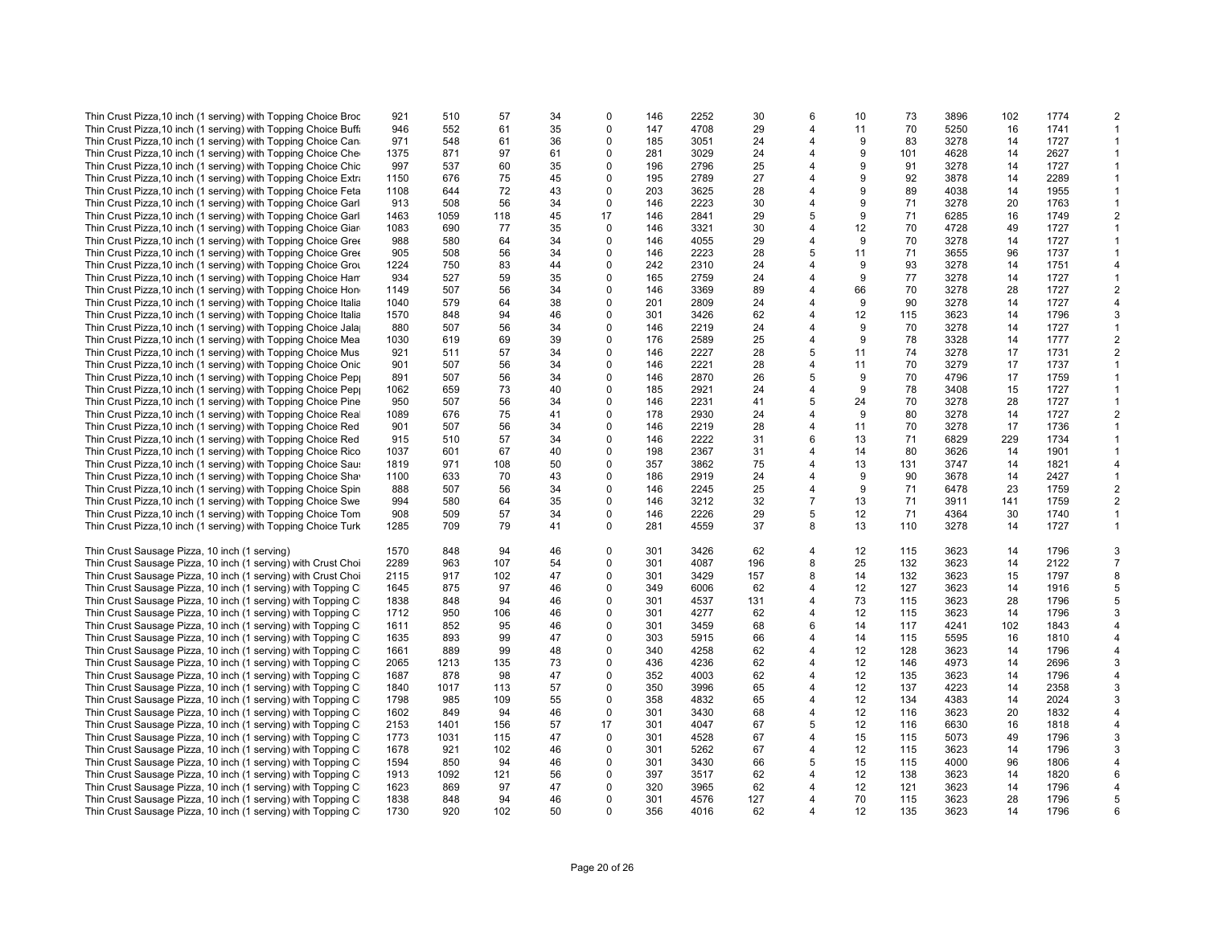| | | | | | | | | | | | | | | | |
|---|---|---|---|---|---|---|---|---|---|---|---|---|---|---|---|
| Thin Crust Pizza,10 inch (1 serving) with Topping Choice Broc | 921 | 510 | 57 | 34 | 0 | 146 | 2252 | 30 | 6 | 10 | 73 | 3896 | 102 | 1774 | 2 |
| Thin Crust Pizza,10 inch (1 serving) with Topping Choice Buffa | 946 | 552 | 61 | 35 | 0 | 147 | 4708 | 29 | 4 | 11 | 70 | 5250 | 16 | 1741 | 1 |
| Thin Crust Pizza,10 inch (1 serving) with Topping Choice Cana | 971 | 548 | 61 | 36 | 0 | 185 | 3051 | 24 | 4 | 9 | 83 | 3278 | 14 | 1727 | 1 |
| Thin Crust Pizza,10 inch (1 serving) with Topping Choice Chee | 1375 | 871 | 97 | 61 | 0 | 281 | 3029 | 24 | 4 | 9 | 101 | 4628 | 14 | 2627 | 1 |
| Thin Crust Pizza,10 inch (1 serving) with Topping Choice Chic | 997 | 537 | 60 | 35 | 0 | 196 | 2796 | 25 | 4 | 9 | 91 | 3278 | 14 | 1727 | 1 |
| Thin Crust Pizza,10 inch (1 serving) with Topping Choice Extra | 1150 | 676 | 75 | 45 | 0 | 195 | 2789 | 27 | 4 | 9 | 92 | 3878 | 14 | 2289 | 1 |
| Thin Crust Pizza,10 inch (1 serving) with Topping Choice Feta | 1108 | 644 | 72 | 43 | 0 | 203 | 3625 | 28 | 4 | 9 | 89 | 4038 | 14 | 1955 | 1 |
| Thin Crust Pizza,10 inch (1 serving) with Topping Choice Garl | 913 | 508 | 56 | 34 | 0 | 146 | 2223 | 30 | 4 | 9 | 71 | 3278 | 20 | 1763 | 1 |
| Thin Crust Pizza,10 inch (1 serving) with Topping Choice Garl | 1463 | 1059 | 118 | 45 | 17 | 146 | 2841 | 29 | 5 | 9 | 71 | 6285 | 16 | 1749 | 2 |
| Thin Crust Pizza,10 inch (1 serving) with Topping Choice Gian | 1083 | 690 | 77 | 35 | 0 | 146 | 3321 | 30 | 4 | 12 | 70 | 4728 | 49 | 1727 | 1 |
| Thin Crust Pizza,10 inch (1 serving) with Topping Choice Gree | 988 | 580 | 64 | 34 | 0 | 146 | 4055 | 29 | 4 | 9 | 70 | 3278 | 14 | 1727 | 1 |
| Thin Crust Pizza,10 inch (1 serving) with Topping Choice Gree | 905 | 508 | 56 | 34 | 0 | 146 | 2223 | 28 | 5 | 11 | 71 | 3655 | 96 | 1737 | 1 |
| Thin Crust Pizza,10 inch (1 serving) with Topping Choice Grou | 1224 | 750 | 83 | 44 | 0 | 242 | 2310 | 24 | 4 | 9 | 93 | 3278 | 14 | 1751 | 4 |
| Thin Crust Pizza,10 inch (1 serving) with Topping Choice Ham | 934 | 527 | 59 | 35 | 0 | 165 | 2759 | 24 | 4 | 9 | 77 | 3278 | 14 | 1727 | 1 |
| Thin Crust Pizza,10 inch (1 serving) with Topping Choice Hon | 1149 | 507 | 56 | 34 | 0 | 146 | 3369 | 89 | 4 | 66 | 70 | 3278 | 28 | 1727 | 2 |
| Thin Crust Pizza,10 inch (1 serving) with Topping Choice Italia | 1040 | 579 | 64 | 38 | 0 | 201 | 2809 | 24 | 4 | 9 | 90 | 3278 | 14 | 1727 | 4 |
| Thin Crust Pizza,10 inch (1 serving) with Topping Choice Italia | 1570 | 848 | 94 | 46 | 0 | 301 | 3426 | 62 | 4 | 12 | 115 | 3623 | 14 | 1796 | 3 |
| Thin Crust Pizza,10 inch (1 serving) with Topping Choice Jala | 880 | 507 | 56 | 34 | 0 | 146 | 2219 | 24 | 4 | 9 | 70 | 3278 | 14 | 1727 | 1 |
| Thin Crust Pizza,10 inch (1 serving) with Topping Choice Mea | 1030 | 619 | 69 | 39 | 0 | 176 | 2589 | 25 | 4 | 9 | 78 | 3328 | 14 | 1777 | 2 |
| Thin Crust Pizza,10 inch (1 serving) with Topping Choice Mus | 921 | 511 | 57 | 34 | 0 | 146 | 2227 | 28 | 5 | 11 | 74 | 3278 | 17 | 1731 | 2 |
| Thin Crust Pizza,10 inch (1 serving) with Topping Choice Onic | 901 | 507 | 56 | 34 | 0 | 146 | 2221 | 28 | 4 | 11 | 70 | 3279 | 17 | 1737 | 1 |
| Thin Crust Pizza,10 inch (1 serving) with Topping Choice Pep | 891 | 507 | 56 | 34 | 0 | 146 | 2870 | 26 | 5 | 9 | 70 | 4796 | 17 | 1759 | 1 |
| Thin Crust Pizza,10 inch (1 serving) with Topping Choice Pep | 1062 | 659 | 73 | 40 | 0 | 185 | 2921 | 24 | 4 | 9 | 78 | 3408 | 15 | 1727 | 1 |
| Thin Crust Pizza,10 inch (1 serving) with Topping Choice Pine | 950 | 507 | 56 | 34 | 0 | 146 | 2231 | 41 | 5 | 24 | 70 | 3278 | 28 | 1727 | 1 |
| Thin Crust Pizza,10 inch (1 serving) with Topping Choice Real | 1089 | 676 | 75 | 41 | 0 | 178 | 2930 | 24 | 4 | 9 | 80 | 3278 | 14 | 1727 | 2 |
| Thin Crust Pizza,10 inch (1 serving) with Topping Choice Red | 901 | 507 | 56 | 34 | 0 | 146 | 2219 | 28 | 4 | 11 | 70 | 3278 | 17 | 1736 | 1 |
| Thin Crust Pizza,10 inch (1 serving) with Topping Choice Red | 915 | 510 | 57 | 34 | 0 | 146 | 2222 | 31 | 6 | 13 | 71 | 6829 | 229 | 1734 | 1 |
| Thin Crust Pizza,10 inch (1 serving) with Topping Choice Rico | 1037 | 601 | 67 | 40 | 0 | 198 | 2367 | 31 | 4 | 14 | 80 | 3626 | 14 | 1901 | 1 |
| Thin Crust Pizza,10 inch (1 serving) with Topping Choice Saus | 1819 | 971 | 108 | 50 | 0 | 357 | 3862 | 75 | 4 | 13 | 131 | 3747 | 14 | 1821 | 4 |
| Thin Crust Pizza,10 inch (1 serving) with Topping Choice Shav | 1100 | 633 | 70 | 43 | 0 | 186 | 2919 | 24 | 4 | 9 | 90 | 3678 | 14 | 2427 | 1 |
| Thin Crust Pizza,10 inch (1 serving) with Topping Choice Spin | 888 | 507 | 56 | 34 | 0 | 146 | 2245 | 25 | 4 | 9 | 71 | 6478 | 23 | 1759 | 2 |
| Thin Crust Pizza,10 inch (1 serving) with Topping Choice Swe | 994 | 580 | 64 | 35 | 0 | 146 | 3212 | 32 | 7 | 13 | 71 | 3911 | 141 | 1759 | 2 |
| Thin Crust Pizza,10 inch (1 serving) with Topping Choice Tom | 908 | 509 | 57 | 34 | 0 | 146 | 2226 | 29 | 5 | 12 | 71 | 4364 | 30 | 1740 | 1 |
| Thin Crust Pizza,10 inch (1 serving) with Topping Choice Turk | 1285 | 709 | 79 | 41 | 0 | 281 | 4559 | 37 | 8 | 13 | 110 | 3278 | 14 | 1727 | 1 |
| | | | | | | | | | | | | | | | |
| Thin Crust Sausage Pizza, 10 inch (1 serving) | 1570 | 848 | 94 | 46 | 0 | 301 | 3426 | 62 | 4 | 12 | 115 | 3623 | 14 | 1796 | 3 |
| Thin Crust Sausage Pizza, 10 inch (1 serving) with Crust Choi | 2289 | 963 | 107 | 54 | 0 | 301 | 4087 | 196 | 8 | 25 | 132 | 3623 | 14 | 2122 | 7 |
| Thin Crust Sausage Pizza, 10 inch (1 serving) with Crust Choi | 2115 | 917 | 102 | 47 | 0 | 301 | 3429 | 157 | 8 | 14 | 132 | 3623 | 15 | 1797 | 8 |
| Thin Crust Sausage Pizza, 10 inch (1 serving) with Topping C | 1645 | 875 | 97 | 46 | 0 | 349 | 6006 | 62 | 4 | 12 | 127 | 3623 | 14 | 1916 | 5 |
| Thin Crust Sausage Pizza, 10 inch (1 serving) with Topping C | 1838 | 848 | 94 | 46 | 0 | 301 | 4537 | 131 | 4 | 73 | 115 | 3623 | 28 | 1796 | 5 |
| Thin Crust Sausage Pizza, 10 inch (1 serving) with Topping C | 1712 | 950 | 106 | 46 | 0 | 301 | 4277 | 62 | 4 | 12 | 115 | 3623 | 14 | 1796 | 3 |
| Thin Crust Sausage Pizza, 10 inch (1 serving) with Topping C | 1611 | 852 | 95 | 46 | 0 | 301 | 3459 | 68 | 6 | 14 | 117 | 4241 | 102 | 1843 | 4 |
| Thin Crust Sausage Pizza, 10 inch (1 serving) with Topping C | 1635 | 893 | 99 | 47 | 0 | 303 | 5915 | 66 | 4 | 14 | 115 | 5595 | 16 | 1810 | 4 |
| Thin Crust Sausage Pizza, 10 inch (1 serving) with Topping C | 1661 | 889 | 99 | 48 | 0 | 340 | 4258 | 62 | 4 | 12 | 128 | 3623 | 14 | 1796 | 4 |
| Thin Crust Sausage Pizza, 10 inch (1 serving) with Topping C | 2065 | 1213 | 135 | 73 | 0 | 436 | 4236 | 62 | 4 | 12 | 146 | 4973 | 14 | 2696 | 3 |
| Thin Crust Sausage Pizza, 10 inch (1 serving) with Topping C | 1687 | 878 | 98 | 47 | 0 | 352 | 4003 | 62 | 4 | 12 | 135 | 3623 | 14 | 1796 | 4 |
| Thin Crust Sausage Pizza, 10 inch (1 serving) with Topping C | 1840 | 1017 | 113 | 57 | 0 | 350 | 3996 | 65 | 4 | 12 | 137 | 4223 | 14 | 2358 | 3 |
| Thin Crust Sausage Pizza, 10 inch (1 serving) with Topping C | 1798 | 985 | 109 | 55 | 0 | 358 | 4832 | 65 | 4 | 12 | 134 | 4383 | 14 | 2024 | 3 |
| Thin Crust Sausage Pizza, 10 inch (1 serving) with Topping C | 1602 | 849 | 94 | 46 | 0 | 301 | 3430 | 68 | 4 | 12 | 116 | 3623 | 20 | 1832 | 4 |
| Thin Crust Sausage Pizza, 10 inch (1 serving) with Topping C | 2153 | 1401 | 156 | 57 | 17 | 301 | 4047 | 67 | 5 | 12 | 116 | 6630 | 16 | 1818 | 4 |
| Thin Crust Sausage Pizza, 10 inch (1 serving) with Topping C | 1773 | 1031 | 115 | 47 | 0 | 301 | 4528 | 67 | 4 | 15 | 115 | 5073 | 49 | 1796 | 3 |
| Thin Crust Sausage Pizza, 10 inch (1 serving) with Topping C | 1678 | 921 | 102 | 46 | 0 | 301 | 5262 | 67 | 4 | 12 | 115 | 3623 | 14 | 1796 | 3 |
| Thin Crust Sausage Pizza, 10 inch (1 serving) with Topping C | 1594 | 850 | 94 | 46 | 0 | 301 | 3430 | 66 | 5 | 15 | 115 | 4000 | 96 | 1806 | 4 |
| Thin Crust Sausage Pizza, 10 inch (1 serving) with Topping C | 1913 | 1092 | 121 | 56 | 0 | 397 | 3517 | 62 | 4 | 12 | 138 | 3623 | 14 | 1820 | 6 |
| Thin Crust Sausage Pizza, 10 inch (1 serving) with Topping C | 1623 | 869 | 97 | 47 | 0 | 320 | 3965 | 62 | 4 | 12 | 121 | 3623 | 14 | 1796 | 4 |
| Thin Crust Sausage Pizza, 10 inch (1 serving) with Topping C | 1838 | 848 | 94 | 46 | 0 | 301 | 4576 | 127 | 4 | 70 | 115 | 3623 | 28 | 1796 | 5 |
| Thin Crust Sausage Pizza, 10 inch (1 serving) with Topping C | 1730 | 920 | 102 | 50 | 0 | 356 | 4016 | 62 | 4 | 12 | 135 | 3623 | 14 | 1796 | 6 |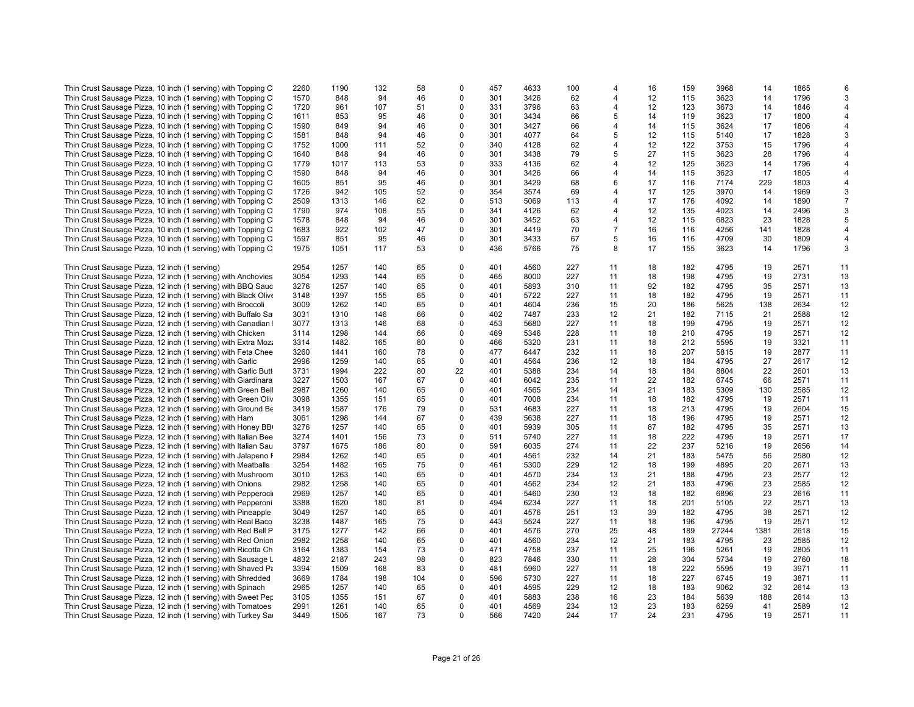| | | | | | | | | | | | | | | | |
|---|---|---|---|---|---|---|---|---|---|---|---|---|---|---|---|
| Thin Crust Sausage Pizza, 10 inch (1 serving) with Topping C | 2260 | 1190 | 132 | 58 | 0 | 457 | 4633 | 100 | 4 | 16 | 159 | 3968 | 14 | 1865 | 6 |
| Thin Crust Sausage Pizza, 10 inch (1 serving) with Topping C | 1570 | 848 | 94 | 46 | 0 | 301 | 3426 | 62 | 4 | 12 | 115 | 3623 | 14 | 1796 | 3 |
| Thin Crust Sausage Pizza, 10 inch (1 serving) with Topping C | 1720 | 961 | 107 | 51 | 0 | 331 | 3796 | 63 | 4 | 12 | 123 | 3673 | 14 | 1846 | 4 |
| Thin Crust Sausage Pizza, 10 inch (1 serving) with Topping C | 1611 | 853 | 95 | 46 | 0 | 301 | 3434 | 66 | 5 | 14 | 119 | 3623 | 17 | 1800 | 4 |
| Thin Crust Sausage Pizza, 10 inch (1 serving) with Topping C | 1590 | 849 | 94 | 46 | 0 | 301 | 3427 | 66 | 4 | 14 | 115 | 3624 | 17 | 1806 | 4 |
| Thin Crust Sausage Pizza, 10 inch (1 serving) with Topping C | 1581 | 848 | 94 | 46 | 0 | 301 | 4077 | 64 | 5 | 12 | 115 | 5140 | 17 | 1828 | 3 |
| Thin Crust Sausage Pizza, 10 inch (1 serving) with Topping C | 1752 | 1000 | 111 | 52 | 0 | 340 | 4128 | 62 | 4 | 12 | 122 | 3753 | 15 | 1796 | 4 |
| Thin Crust Sausage Pizza, 10 inch (1 serving) with Topping C | 1640 | 848 | 94 | 46 | 0 | 301 | 3438 | 79 | 5 | 27 | 115 | 3623 | 28 | 1796 | 4 |
| Thin Crust Sausage Pizza, 10 inch (1 serving) with Topping C | 1779 | 1017 | 113 | 53 | 0 | 333 | 4136 | 62 | 4 | 12 | 125 | 3623 | 14 | 1796 | 4 |
| Thin Crust Sausage Pizza, 10 inch (1 serving) with Topping C | 1590 | 848 | 94 | 46 | 0 | 301 | 3426 | 66 | 4 | 14 | 115 | 3623 | 17 | 1805 | 4 |
| Thin Crust Sausage Pizza, 10 inch (1 serving) with Topping C | 1605 | 851 | 95 | 46 | 0 | 301 | 3429 | 68 | 6 | 17 | 116 | 7174 | 229 | 1803 | 4 |
| Thin Crust Sausage Pizza, 10 inch (1 serving) with Topping C | 1726 | 942 | 105 | 52 | 0 | 354 | 3574 | 69 | 4 | 17 | 125 | 3970 | 14 | 1969 | 3 |
| Thin Crust Sausage Pizza, 10 inch (1 serving) with Topping C | 2509 | 1313 | 146 | 62 | 0 | 513 | 5069 | 113 | 4 | 17 | 176 | 4092 | 14 | 1890 | 7 |
| Thin Crust Sausage Pizza, 10 inch (1 serving) with Topping C | 1790 | 974 | 108 | 55 | 0 | 341 | 4126 | 62 | 4 | 12 | 135 | 4023 | 14 | 2496 | 3 |
| Thin Crust Sausage Pizza, 10 inch (1 serving) with Topping C | 1578 | 848 | 94 | 46 | 0 | 301 | 3452 | 63 | 4 | 12 | 115 | 6823 | 23 | 1828 | 5 |
| Thin Crust Sausage Pizza, 10 inch (1 serving) with Topping C | 1683 | 922 | 102 | 47 | 0 | 301 | 4419 | 70 | 7 | 16 | 116 | 4256 | 141 | 1828 | 4 |
| Thin Crust Sausage Pizza, 10 inch (1 serving) with Topping C | 1597 | 851 | 95 | 46 | 0 | 301 | 3433 | 67 | 5 | 16 | 116 | 4709 | 30 | 1809 | 4 |
| Thin Crust Sausage Pizza, 10 inch (1 serving) with Topping C | 1975 | 1051 | 117 | 53 | 0 | 436 | 5766 | 75 | 8 | 17 | 155 | 3623 | 14 | 1796 | 3 |
| | | | | | | | | | | | | | | | |
| Thin Crust Sausage Pizza, 12 inch (1 serving) | 2954 | 1257 | 140 | 65 | 0 | 401 | 4560 | 227 | 11 | 18 | 182 | 4795 | 19 | 2571 | 11 |
| Thin Crust Sausage Pizza, 12 inch (1 serving) with Anchovies | 3054 | 1293 | 144 | 65 | 0 | 465 | 8000 | 227 | 11 | 18 | 198 | 4795 | 19 | 2731 | 13 |
| Thin Crust Sausage Pizza, 12 inch (1 serving) with BBQ Sauc | 3276 | 1257 | 140 | 65 | 0 | 401 | 5893 | 310 | 11 | 92 | 182 | 4795 | 35 | 2571 | 13 |
| Thin Crust Sausage Pizza, 12 inch (1 serving) with Black Olive | 3148 | 1397 | 155 | 65 | 0 | 401 | 5722 | 227 | 11 | 18 | 182 | 4795 | 19 | 2571 | 11 |
| Thin Crust Sausage Pizza, 12 inch (1 serving) with Broccoli | 3009 | 1262 | 140 | 65 | 0 | 401 | 4604 | 236 | 15 | 20 | 186 | 5625 | 138 | 2634 | 12 |
| Thin Crust Sausage Pizza, 12 inch (1 serving) with Buffalo Sa | 3031 | 1310 | 146 | 66 | 0 | 402 | 7487 | 233 | 12 | 21 | 182 | 7115 | 21 | 2588 | 12 |
| Thin Crust Sausage Pizza, 12 inch (1 serving) with Canadian | 3077 | 1313 | 146 | 68 | 0 | 453 | 5680 | 227 | 11 | 18 | 199 | 4795 | 19 | 2571 | 12 |
| Thin Crust Sausage Pizza, 12 inch (1 serving) with Chicken | 3114 | 1298 | 144 | 66 | 0 | 469 | 5346 | 228 | 11 | 18 | 210 | 4795 | 19 | 2571 | 12 |
| Thin Crust Sausage Pizza, 12 inch (1 serving) with Extra Moz | 3314 | 1482 | 165 | 80 | 0 | 466 | 5320 | 231 | 11 | 18 | 212 | 5595 | 19 | 3321 | 11 |
| Thin Crust Sausage Pizza, 12 inch (1 serving) with Feta Chee | 3260 | 1441 | 160 | 78 | 0 | 477 | 6447 | 232 | 11 | 18 | 207 | 5815 | 19 | 2877 | 11 |
| Thin Crust Sausage Pizza, 12 inch (1 serving) with Garlic | 2996 | 1259 | 140 | 65 | 0 | 401 | 4564 | 236 | 12 | 18 | 184 | 4795 | 27 | 2617 | 12 |
| Thin Crust Sausage Pizza, 12 inch (1 serving) with Garlic Butt | 3731 | 1994 | 222 | 80 | 22 | 401 | 5388 | 234 | 14 | 18 | 184 | 8804 | 22 | 2601 | 13 |
| Thin Crust Sausage Pizza, 12 inch (1 serving) with Giardinara | 3227 | 1503 | 167 | 67 | 0 | 401 | 6042 | 235 | 11 | 22 | 182 | 6745 | 66 | 2571 | 11 |
| Thin Crust Sausage Pizza, 12 inch (1 serving) with Green Bell | 2987 | 1260 | 140 | 65 | 0 | 401 | 4565 | 234 | 14 | 21 | 183 | 5309 | 130 | 2585 | 12 |
| Thin Crust Sausage Pizza, 12 inch (1 serving) with Green Oliv | 3098 | 1355 | 151 | 65 | 0 | 401 | 7008 | 234 | 11 | 18 | 182 | 4795 | 19 | 2571 | 11 |
| Thin Crust Sausage Pizza, 12 inch (1 serving) with Ground Be | 3419 | 1587 | 176 | 79 | 0 | 531 | 4683 | 227 | 11 | 18 | 213 | 4795 | 19 | 2604 | 15 |
| Thin Crust Sausage Pizza, 12 inch (1 serving) with Ham | 3061 | 1298 | 144 | 67 | 0 | 439 | 5638 | 227 | 11 | 18 | 196 | 4795 | 19 | 2571 | 12 |
| Thin Crust Sausage Pizza, 12 inch (1 serving) with Honey BB | 3276 | 1257 | 140 | 65 | 0 | 401 | 5939 | 305 | 11 | 87 | 182 | 4795 | 35 | 2571 | 13 |
| Thin Crust Sausage Pizza, 12 inch (1 serving) with Italian Bee | 3274 | 1401 | 156 | 73 | 0 | 511 | 5740 | 227 | 11 | 18 | 222 | 4795 | 19 | 2571 | 17 |
| Thin Crust Sausage Pizza, 12 inch (1 serving) with Italian Sau | 3797 | 1675 | 186 | 80 | 0 | 591 | 6035 | 274 | 11 | 22 | 237 | 5216 | 19 | 2656 | 14 |
| Thin Crust Sausage Pizza, 12 inch (1 serving) with Jalapeno F | 2984 | 1262 | 140 | 65 | 0 | 401 | 4561 | 232 | 14 | 21 | 183 | 5475 | 56 | 2580 | 12 |
| Thin Crust Sausage Pizza, 12 inch (1 serving) with Meatballs | 3254 | 1482 | 165 | 75 | 0 | 461 | 5300 | 229 | 12 | 18 | 199 | 4895 | 20 | 2671 | 13 |
| Thin Crust Sausage Pizza, 12 inch (1 serving) with Mushroom | 3010 | 1263 | 140 | 65 | 0 | 401 | 4570 | 234 | 13 | 21 | 188 | 4795 | 23 | 2577 | 12 |
| Thin Crust Sausage Pizza, 12 inch (1 serving) with Onions | 2982 | 1258 | 140 | 65 | 0 | 401 | 4562 | 234 | 12 | 21 | 183 | 4796 | 23 | 2585 | 12 |
| Thin Crust Sausage Pizza, 12 inch (1 serving) with Pepperoci | 2969 | 1257 | 140 | 65 | 0 | 401 | 5460 | 230 | 13 | 18 | 182 | 6896 | 23 | 2616 | 11 |
| Thin Crust Sausage Pizza, 12 inch (1 serving) with Pepperoni | 3388 | 1620 | 180 | 81 | 0 | 494 | 6234 | 227 | 11 | 18 | 201 | 5105 | 22 | 2571 | 13 |
| Thin Crust Sausage Pizza, 12 inch (1 serving) with Pineapple | 3049 | 1257 | 140 | 65 | 0 | 401 | 4576 | 251 | 13 | 39 | 182 | 4795 | 38 | 2571 | 12 |
| Thin Crust Sausage Pizza, 12 inch (1 serving) with Real Baco | 3238 | 1487 | 165 | 75 | 0 | 443 | 5524 | 227 | 11 | 18 | 196 | 4795 | 19 | 2571 | 12 |
| Thin Crust Sausage Pizza, 12 inch (1 serving) with Red Bell P | 3175 | 1277 | 142 | 66 | 0 | 401 | 4576 | 270 | 25 | 48 | 189 | 27244 | 1381 | 2618 | 15 |
| Thin Crust Sausage Pizza, 12 inch (1 serving) with Red Onion | 2982 | 1258 | 140 | 65 | 0 | 401 | 4560 | 234 | 12 | 21 | 183 | 4795 | 23 | 2585 | 12 |
| Thin Crust Sausage Pizza, 12 inch (1 serving) with Ricotta Ch | 3164 | 1383 | 154 | 73 | 0 | 471 | 4758 | 237 | 11 | 25 | 196 | 5261 | 19 | 2805 | 11 |
| Thin Crust Sausage Pizza, 12 inch (1 serving) with Sausage L | 4832 | 2187 | 243 | 98 | 0 | 823 | 7846 | 330 | 11 | 28 | 304 | 5734 | 19 | 2760 | 18 |
| Thin Crust Sausage Pizza, 12 inch (1 serving) with Shaved Pa | 3394 | 1509 | 168 | 83 | 0 | 481 | 5960 | 227 | 11 | 18 | 222 | 5595 | 19 | 3971 | 11 |
| Thin Crust Sausage Pizza, 12 inch (1 serving) with Shredded | 3669 | 1784 | 198 | 104 | 0 | 596 | 5730 | 227 | 11 | 18 | 227 | 6745 | 19 | 3871 | 11 |
| Thin Crust Sausage Pizza, 12 inch (1 serving) with Spinach | 2965 | 1257 | 140 | 65 | 0 | 401 | 4595 | 229 | 12 | 18 | 183 | 9062 | 32 | 2614 | 13 |
| Thin Crust Sausage Pizza, 12 inch (1 serving) with Sweet Pep | 3105 | 1355 | 151 | 67 | 0 | 401 | 5883 | 238 | 16 | 23 | 184 | 5639 | 188 | 2614 | 13 |
| Thin Crust Sausage Pizza, 12 inch (1 serving) with Tomatoes | 2991 | 1261 | 140 | 65 | 0 | 401 | 4569 | 234 | 13 | 23 | 183 | 6259 | 41 | 2589 | 12 |
| Thin Crust Sausage Pizza, 12 inch (1 serving) with Turkey Sa | 3449 | 1505 | 167 | 73 | 0 | 566 | 7420 | 244 | 17 | 24 | 231 | 4795 | 19 | 2571 | 11 |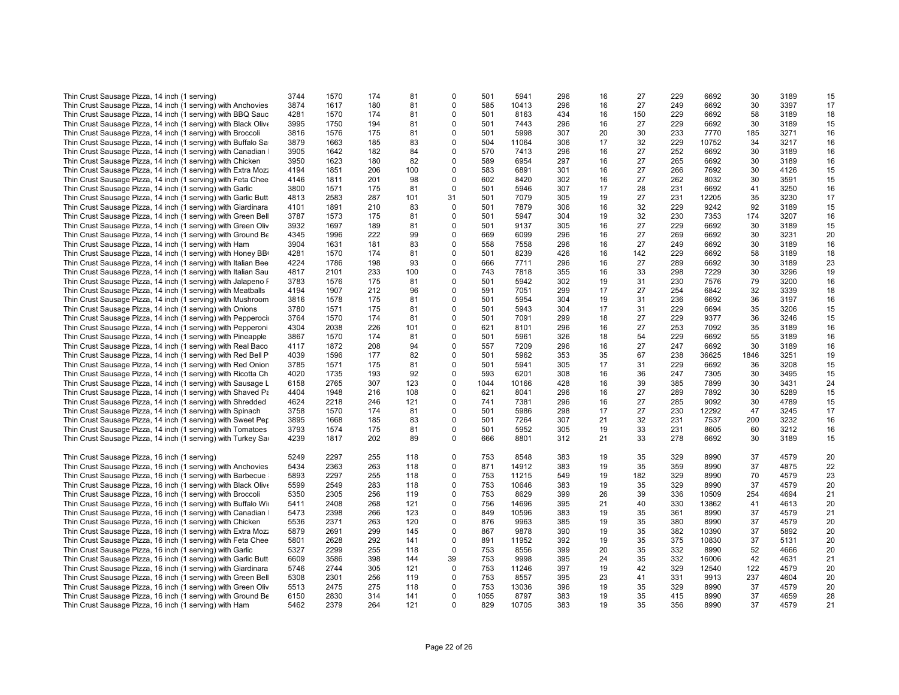| | | | | | | | | | | | | | | | |
|---|---|---|---|---|---|---|---|---|---|---|---|---|---|---|---|
| Thin Crust Sausage Pizza, 14 inch (1 serving) | 3744 | 1570 | 174 | 81 | 0 | 501 | 5941 | 296 | 16 | 27 | 229 | 6692 | 30 | 3189 | 15 |
| Thin Crust Sausage Pizza, 14 inch (1 serving) with Anchovies | 3874 | 1617 | 180 | 81 | 0 | 585 | 10413 | 296 | 16 | 27 | 249 | 6692 | 30 | 3397 | 17 |
| Thin Crust Sausage Pizza, 14 inch (1 serving) with BBQ Sauc | 4281 | 1570 | 174 | 81 | 0 | 501 | 8163 | 434 | 16 | 150 | 229 | 6692 | 58 | 3189 | 18 |
| Thin Crust Sausage Pizza, 14 inch (1 serving) with Black Olive | 3995 | 1750 | 194 | 81 | 0 | 501 | 7443 | 296 | 16 | 27 | 229 | 6692 | 30 | 3189 | 15 |
| Thin Crust Sausage Pizza, 14 inch (1 serving) with Broccoli | 3816 | 1576 | 175 | 81 | 0 | 501 | 5998 | 307 | 20 | 30 | 233 | 7770 | 185 | 3271 | 16 |
| Thin Crust Sausage Pizza, 14 inch (1 serving) with Buffalo Sa | 3879 | 1663 | 185 | 83 | 0 | 504 | 11064 | 306 | 17 | 32 | 229 | 10752 | 34 | 3217 | 16 |
| Thin Crust Sausage Pizza, 14 inch (1 serving) with Canadian | 3905 | 1642 | 182 | 84 | 0 | 570 | 7413 | 296 | 16 | 27 | 252 | 6692 | 30 | 3189 | 16 |
| Thin Crust Sausage Pizza, 14 inch (1 serving) with Chicken | 3950 | 1623 | 180 | 82 | 0 | 589 | 6954 | 297 | 16 | 27 | 265 | 6692 | 30 | 3189 | 16 |
| Thin Crust Sausage Pizza, 14 inch (1 serving) with Extra Mozz | 4194 | 1851 | 206 | 100 | 0 | 583 | 6891 | 301 | 16 | 27 | 266 | 7692 | 30 | 4126 | 15 |
| Thin Crust Sausage Pizza, 14 inch (1 serving) with Feta Chee | 4146 | 1811 | 201 | 98 | 0 | 602 | 8420 | 302 | 16 | 27 | 262 | 8032 | 30 | 3591 | 15 |
| Thin Crust Sausage Pizza, 14 inch (1 serving) with Garlic | 3800 | 1571 | 175 | 81 | 0 | 501 | 5946 | 307 | 17 | 28 | 231 | 6692 | 41 | 3250 | 16 |
| Thin Crust Sausage Pizza, 14 inch (1 serving) with Garlic Butt | 4813 | 2583 | 287 | 101 | 31 | 501 | 7079 | 305 | 19 | 27 | 231 | 12205 | 35 | 3230 | 17 |
| Thin Crust Sausage Pizza, 14 inch (1 serving) with Giardinara | 4101 | 1891 | 210 | 83 | 0 | 501 | 7879 | 306 | 16 | 32 | 229 | 9242 | 92 | 3189 | 15 |
| Thin Crust Sausage Pizza, 14 inch (1 serving) with Green Bell | 3787 | 1573 | 175 | 81 | 0 | 501 | 5947 | 304 | 19 | 32 | 230 | 7353 | 174 | 3207 | 16 |
| Thin Crust Sausage Pizza, 14 inch (1 serving) with Green Oliv | 3932 | 1697 | 189 | 81 | 0 | 501 | 9137 | 305 | 16 | 27 | 229 | 6692 | 30 | 3189 | 15 |
| Thin Crust Sausage Pizza, 14 inch (1 serving) with Ground Be | 4345 | 1996 | 222 | 99 | 0 | 669 | 6099 | 296 | 16 | 27 | 269 | 6692 | 30 | 3231 | 20 |
| Thin Crust Sausage Pizza, 14 inch (1 serving) with Ham | 3904 | 1631 | 181 | 83 | 0 | 558 | 7558 | 296 | 16 | 27 | 249 | 6692 | 30 | 3189 | 16 |
| Thin Crust Sausage Pizza, 14 inch (1 serving) with Honey BB | 4281 | 1570 | 174 | 81 | 0 | 501 | 8239 | 426 | 16 | 142 | 229 | 6692 | 58 | 3189 | 18 |
| Thin Crust Sausage Pizza, 14 inch (1 serving) with Italian Bee | 4224 | 1786 | 198 | 93 | 0 | 666 | 7711 | 296 | 16 | 27 | 289 | 6692 | 30 | 3189 | 23 |
| Thin Crust Sausage Pizza, 14 inch (1 serving) with Italian Sau | 4817 | 2101 | 233 | 100 | 0 | 743 | 7818 | 355 | 16 | 33 | 298 | 7229 | 30 | 3296 | 19 |
| Thin Crust Sausage Pizza, 14 inch (1 serving) with Jalapeno F | 3783 | 1576 | 175 | 81 | 0 | 501 | 5942 | 302 | 19 | 31 | 230 | 7576 | 79 | 3200 | 16 |
| Thin Crust Sausage Pizza, 14 inch (1 serving) with Meatballs | 4194 | 1907 | 212 | 96 | 0 | 591 | 7051 | 299 | 17 | 27 | 254 | 6842 | 32 | 3339 | 18 |
| Thin Crust Sausage Pizza, 14 inch (1 serving) with Mushroom | 3816 | 1578 | 175 | 81 | 0 | 501 | 5954 | 304 | 19 | 31 | 236 | 6692 | 36 | 3197 | 16 |
| Thin Crust Sausage Pizza, 14 inch (1 serving) with Onions | 3780 | 1571 | 175 | 81 | 0 | 501 | 5943 | 304 | 17 | 31 | 229 | 6694 | 35 | 3206 | 15 |
| Thin Crust Sausage Pizza, 14 inch (1 serving) with Pepperocii | 3764 | 1570 | 174 | 81 | 0 | 501 | 7091 | 299 | 18 | 27 | 229 | 9377 | 36 | 3246 | 15 |
| Thin Crust Sausage Pizza, 14 inch (1 serving) with Pepperoni | 4304 | 2038 | 226 | 101 | 0 | 621 | 8101 | 296 | 16 | 27 | 253 | 7092 | 35 | 3189 | 16 |
| Thin Crust Sausage Pizza, 14 inch (1 serving) with Pineapple | 3867 | 1570 | 174 | 81 | 0 | 501 | 5961 | 326 | 18 | 54 | 229 | 6692 | 55 | 3189 | 16 |
| Thin Crust Sausage Pizza, 14 inch (1 serving) with Real Baco | 4117 | 1872 | 208 | 94 | 0 | 557 | 7209 | 296 | 16 | 27 | 247 | 6692 | 30 | 3189 | 16 |
| Thin Crust Sausage Pizza, 14 inch (1 serving) with Red Bell P | 4039 | 1596 | 177 | 82 | 0 | 501 | 5962 | 353 | 35 | 67 | 238 | 36625 | 1846 | 3251 | 19 |
| Thin Crust Sausage Pizza, 14 inch (1 serving) with Red Onion | 3785 | 1571 | 175 | 81 | 0 | 501 | 5941 | 305 | 17 | 31 | 229 | 6692 | 36 | 3208 | 15 |
| Thin Crust Sausage Pizza, 14 inch (1 serving) with Ricotta Ch | 4020 | 1735 | 193 | 92 | 0 | 593 | 6201 | 308 | 16 | 36 | 247 | 7305 | 30 | 3495 | 15 |
| Thin Crust Sausage Pizza, 14 inch (1 serving) with Sausage L | 6158 | 2765 | 307 | 123 | 0 | 1044 | 10166 | 428 | 16 | 39 | 385 | 7899 | 30 | 3431 | 24 |
| Thin Crust Sausage Pizza, 14 inch (1 serving) with Shaved Pa | 4404 | 1948 | 216 | 108 | 0 | 621 | 8041 | 296 | 16 | 27 | 289 | 7892 | 30 | 5289 | 15 |
| Thin Crust Sausage Pizza, 14 inch (1 serving) with Shredded | 4624 | 2218 | 246 | 121 | 0 | 741 | 7381 | 296 | 16 | 27 | 285 | 9092 | 30 | 4789 | 15 |
| Thin Crust Sausage Pizza, 14 inch (1 serving) with Spinach | 3758 | 1570 | 174 | 81 | 0 | 501 | 5986 | 298 | 17 | 27 | 230 | 12292 | 47 | 3245 | 17 |
| Thin Crust Sausage Pizza, 14 inch (1 serving) with Sweet Pep | 3895 | 1668 | 185 | 83 | 0 | 501 | 7264 | 307 | 21 | 32 | 231 | 7537 | 200 | 3232 | 16 |
| Thin Crust Sausage Pizza, 14 inch (1 serving) with Tomatoes | 3793 | 1574 | 175 | 81 | 0 | 501 | 5952 | 305 | 19 | 33 | 231 | 8605 | 60 | 3212 | 16 |
| Thin Crust Sausage Pizza, 14 inch (1 serving) with Turkey Sa | 4239 | 1817 | 202 | 89 | 0 | 666 | 8801 | 312 | 21 | 33 | 278 | 6692 | 30 | 3189 | 15 |
| | | | | | | | | | | | | | | | |
| Thin Crust Sausage Pizza, 16 inch (1 serving) | 5249 | 2297 | 255 | 118 | 0 | 753 | 8548 | 383 | 19 | 35 | 329 | 8990 | 37 | 4579 | 20 |
| Thin Crust Sausage Pizza, 16 inch (1 serving) with Anchovies | 5434 | 2363 | 263 | 118 | 0 | 871 | 14912 | 383 | 19 | 35 | 359 | 8990 | 37 | 4875 | 22 |
| Thin Crust Sausage Pizza, 16 inch (1 serving) with Barbecue | 5893 | 2297 | 255 | 118 | 0 | 753 | 11215 | 549 | 19 | 182 | 329 | 8990 | 70 | 4579 | 23 |
| Thin Crust Sausage Pizza, 16 inch (1 serving) with Black Olive | 5599 | 2549 | 283 | 118 | 0 | 753 | 10646 | 383 | 19 | 35 | 329 | 8990 | 37 | 4579 | 20 |
| Thin Crust Sausage Pizza, 16 inch (1 serving) with Broccoli | 5350 | 2305 | 256 | 119 | 0 | 753 | 8629 | 399 | 26 | 39 | 336 | 10509 | 254 | 4694 | 21 |
| Thin Crust Sausage Pizza, 16 inch (1 serving) with Buffalo Wi | 5411 | 2408 | 268 | 121 | 0 | 756 | 14696 | 395 | 21 | 40 | 330 | 13862 | 41 | 4613 | 20 |
| Thin Crust Sausage Pizza, 16 inch (1 serving) with Canadian | 5473 | 2398 | 266 | 123 | 0 | 849 | 10596 | 383 | 19 | 35 | 361 | 8990 | 37 | 4579 | 21 |
| Thin Crust Sausage Pizza, 16 inch (1 serving) with Chicken | 5536 | 2371 | 263 | 120 | 0 | 876 | 9963 | 385 | 19 | 35 | 380 | 8990 | 37 | 4579 | 20 |
| Thin Crust Sausage Pizza, 16 inch (1 serving) with Extra Mozz | 5879 | 2691 | 299 | 145 | 0 | 867 | 9878 | 390 | 19 | 35 | 382 | 10390 | 37 | 5892 | 20 |
| Thin Crust Sausage Pizza, 16 inch (1 serving) with Feta Chee | 5801 | 2628 | 292 | 141 | 0 | 891 | 11952 | 392 | 19 | 35 | 375 | 10830 | 37 | 5131 | 20 |
| Thin Crust Sausage Pizza, 16 inch (1 serving) with Garlic | 5327 | 2299 | 255 | 118 | 0 | 753 | 8556 | 399 | 20 | 35 | 332 | 8990 | 52 | 4666 | 20 |
| Thin Crust Sausage Pizza, 16 inch (1 serving) with Garlic Butt | 6609 | 3586 | 398 | 144 | 39 | 753 | 9998 | 395 | 24 | 35 | 332 | 16006 | 42 | 4631 | 21 |
| Thin Crust Sausage Pizza, 16 inch (1 serving) with Giardinara | 5746 | 2744 | 305 | 121 | 0 | 753 | 11246 | 397 | 19 | 42 | 329 | 12540 | 122 | 4579 | 20 |
| Thin Crust Sausage Pizza, 16 inch (1 serving) with Green Bell | 5308 | 2301 | 256 | 119 | 0 | 753 | 8557 | 395 | 23 | 41 | 331 | 9913 | 237 | 4604 | 20 |
| Thin Crust Sausage Pizza, 16 inch (1 serving) with Green Oliv | 5513 | 2475 | 275 | 118 | 0 | 753 | 13036 | 396 | 19 | 35 | 329 | 8990 | 37 | 4579 | 20 |
| Thin Crust Sausage Pizza, 16 inch (1 serving) with Ground Be | 6150 | 2830 | 314 | 141 | 0 | 1055 | 8797 | 383 | 19 | 35 | 415 | 8990 | 37 | 4659 | 28 |
| Thin Crust Sausage Pizza, 16 inch (1 serving) with Ham | 5462 | 2379 | 264 | 121 | 0 | 829 | 10705 | 383 | 19 | 35 | 356 | 8990 | 37 | 4579 | 21 |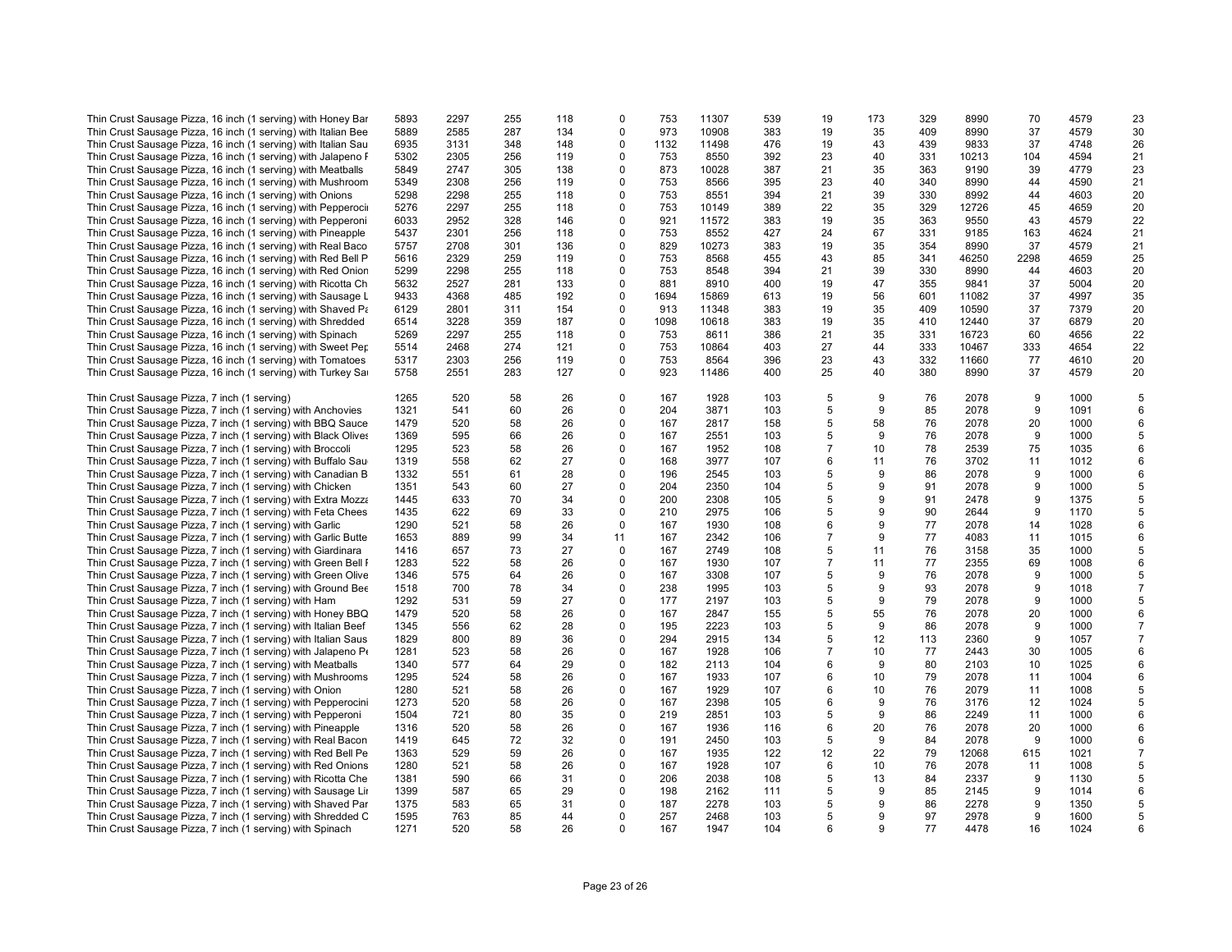| | | | | | | | | | | | | | | | |
|---|---|---|---|---|---|---|---|---|---|---|---|---|---|---|---|
| Thin Crust Sausage Pizza, 16 inch (1 serving) with Honey Bar | 5893 | 2297 | 255 | 118 | 0 | 753 | 11307 | 539 | 19 | 173 | 329 | 8990 | 70 | 4579 | 23 |
| Thin Crust Sausage Pizza, 16 inch (1 serving) with Italian Bee | 5889 | 2585 | 287 | 134 | 0 | 973 | 10908 | 383 | 19 | 35 | 409 | 8990 | 37 | 4579 | 30 |
| Thin Crust Sausage Pizza, 16 inch (1 serving) with Italian Sau | 6935 | 3131 | 348 | 148 | 0 | 1132 | 11498 | 476 | 19 | 43 | 439 | 9833 | 37 | 4748 | 26 |
| Thin Crust Sausage Pizza, 16 inch (1 serving) with Jalapeno F | 5302 | 2305 | 256 | 119 | 0 | 753 | 8550 | 392 | 23 | 40 | 331 | 10213 | 104 | 4594 | 21 |
| Thin Crust Sausage Pizza, 16 inch (1 serving) with Meatballs | 5849 | 2747 | 305 | 138 | 0 | 873 | 10028 | 387 | 21 | 35 | 363 | 9190 | 39 | 4779 | 23 |
| Thin Crust Sausage Pizza, 16 inch (1 serving) with Mushroom | 5349 | 2308 | 256 | 119 | 0 | 753 | 8566 | 395 | 23 | 40 | 340 | 8990 | 44 | 4590 | 21 |
| Thin Crust Sausage Pizza, 16 inch (1 serving) with Onions | 5298 | 2298 | 255 | 118 | 0 | 753 | 8551 | 394 | 21 | 39 | 330 | 8992 | 44 | 4603 | 20 |
| Thin Crust Sausage Pizza, 16 inch (1 serving) with Pepperocii | 5276 | 2297 | 255 | 118 | 0 | 753 | 10149 | 389 | 22 | 35 | 329 | 12726 | 45 | 4659 | 20 |
| Thin Crust Sausage Pizza, 16 inch (1 serving) with Pepperoni | 6033 | 2952 | 328 | 146 | 0 | 921 | 11572 | 383 | 19 | 35 | 363 | 9550 | 43 | 4579 | 22 |
| Thin Crust Sausage Pizza, 16 inch (1 serving) with Pineapple | 5437 | 2301 | 256 | 118 | 0 | 753 | 8552 | 427 | 24 | 67 | 331 | 9185 | 163 | 4624 | 21 |
| Thin Crust Sausage Pizza, 16 inch (1 serving) with Real Baco | 5757 | 2708 | 301 | 136 | 0 | 829 | 10273 | 383 | 19 | 35 | 354 | 8990 | 37 | 4579 | 21 |
| Thin Crust Sausage Pizza, 16 inch (1 serving) with Red Bell P | 5616 | 2329 | 259 | 119 | 0 | 753 | 8568 | 455 | 43 | 85 | 341 | 46250 | 2298 | 4659 | 25 |
| Thin Crust Sausage Pizza, 16 inch (1 serving) with Red Onion | 5299 | 2298 | 255 | 118 | 0 | 753 | 8548 | 394 | 21 | 39 | 330 | 8990 | 44 | 4603 | 20 |
| Thin Crust Sausage Pizza, 16 inch (1 serving) with Ricotta Ch | 5632 | 2527 | 281 | 133 | 0 | 881 | 8910 | 400 | 19 | 47 | 355 | 9841 | 37 | 5004 | 20 |
| Thin Crust Sausage Pizza, 16 inch (1 serving) with Sausage L | 9433 | 4368 | 485 | 192 | 0 | 1694 | 15869 | 613 | 19 | 56 | 601 | 11082 | 37 | 4997 | 35 |
| Thin Crust Sausage Pizza, 16 inch (1 serving) with Shaved Pa | 6129 | 2801 | 311 | 154 | 0 | 913 | 11348 | 383 | 19 | 35 | 409 | 10590 | 37 | 7379 | 20 |
| Thin Crust Sausage Pizza, 16 inch (1 serving) with Shredded | 6514 | 3228 | 359 | 187 | 0 | 1098 | 10618 | 383 | 19 | 35 | 410 | 12440 | 37 | 6879 | 20 |
| Thin Crust Sausage Pizza, 16 inch (1 serving) with Spinach | 5269 | 2297 | 255 | 118 | 0 | 753 | 8611 | 386 | 21 | 35 | 331 | 16723 | 60 | 4656 | 22 |
| Thin Crust Sausage Pizza, 16 inch (1 serving) with Sweet Pep | 5514 | 2468 | 274 | 121 | 0 | 753 | 10864 | 403 | 27 | 44 | 333 | 10467 | 333 | 4654 | 22 |
| Thin Crust Sausage Pizza, 16 inch (1 serving) with Tomatoes | 5317 | 2303 | 256 | 119 | 0 | 753 | 8564 | 396 | 23 | 43 | 332 | 11660 | 77 | 4610 | 20 |
| Thin Crust Sausage Pizza, 16 inch (1 serving) with Turkey Sa | 5758 | 2551 | 283 | 127 | 0 | 923 | 11486 | 400 | 25 | 40 | 380 | 8990 | 37 | 4579 | 20 |
| | | | | | | | | | | | | | | | |
| Thin Crust Sausage Pizza, 7 inch (1 serving) | 1265 | 520 | 58 | 26 | 0 | 167 | 1928 | 103 | 5 | 9 | 76 | 2078 | 9 | 1000 | 5 |
| Thin Crust Sausage Pizza, 7 inch (1 serving) with Anchovies | 1321 | 541 | 60 | 26 | 0 | 204 | 3871 | 103 | 5 | 9 | 85 | 2078 | 9 | 1091 | 6 |
| Thin Crust Sausage Pizza, 7 inch (1 serving) with BBQ Sauce | 1479 | 520 | 58 | 26 | 0 | 167 | 2817 | 158 | 5 | 58 | 76 | 2078 | 20 | 1000 | 6 |
| Thin Crust Sausage Pizza, 7 inch (1 serving) with Black Olives | 1369 | 595 | 66 | 26 | 0 | 167 | 2551 | 103 | 5 | 9 | 76 | 2078 | 9 | 1000 | 5 |
| Thin Crust Sausage Pizza, 7 inch (1 serving) with Broccoli | 1295 | 523 | 58 | 26 | 0 | 167 | 1952 | 108 | 7 | 10 | 78 | 2539 | 75 | 1035 | 6 |
| Thin Crust Sausage Pizza, 7 inch (1 serving) with Buffalo Sau | 1319 | 558 | 62 | 27 | 0 | 168 | 3977 | 107 | 6 | 11 | 76 | 3702 | 11 | 1012 | 6 |
| Thin Crust Sausage Pizza, 7 inch (1 serving) with Canadian B | 1332 | 551 | 61 | 28 | 0 | 196 | 2545 | 103 | 5 | 9 | 86 | 2078 | 9 | 1000 | 6 |
| Thin Crust Sausage Pizza, 7 inch (1 serving) with Chicken | 1351 | 543 | 60 | 27 | 0 | 204 | 2350 | 104 | 5 | 9 | 91 | 2078 | 9 | 1000 | 5 |
| Thin Crust Sausage Pizza, 7 inch (1 serving) with Extra Mozza | 1445 | 633 | 70 | 34 | 0 | 200 | 2308 | 105 | 5 | 9 | 91 | 2478 | 9 | 1375 | 5 |
| Thin Crust Sausage Pizza, 7 inch (1 serving) with Feta Chees | 1435 | 622 | 69 | 33 | 0 | 210 | 2975 | 106 | 5 | 9 | 90 | 2644 | 9 | 1170 | 5 |
| Thin Crust Sausage Pizza, 7 inch (1 serving) with Garlic | 1290 | 521 | 58 | 26 | 0 | 167 | 1930 | 108 | 6 | 9 | 77 | 2078 | 14 | 1028 | 6 |
| Thin Crust Sausage Pizza, 7 inch (1 serving) with Garlic Butte | 1653 | 889 | 99 | 34 | 11 | 167 | 2342 | 106 | 7 | 9 | 77 | 4083 | 11 | 1015 | 6 |
| Thin Crust Sausage Pizza, 7 inch (1 serving) with Giardinara | 1416 | 657 | 73 | 27 | 0 | 167 | 2749 | 108 | 5 | 11 | 76 | 3158 | 35 | 1000 | 5 |
| Thin Crust Sausage Pizza, 7 inch (1 serving) with Green Bell F | 1283 | 522 | 58 | 26 | 0 | 167 | 1930 | 107 | 7 | 11 | 77 | 2355 | 69 | 1008 | 6 |
| Thin Crust Sausage Pizza, 7 inch (1 serving) with Green Olive | 1346 | 575 | 64 | 26 | 0 | 167 | 3308 | 107 | 5 | 9 | 76 | 2078 | 9 | 1000 | 5 |
| Thin Crust Sausage Pizza, 7 inch (1 serving) with Ground Bee | 1518 | 700 | 78 | 34 | 0 | 238 | 1995 | 103 | 5 | 9 | 93 | 2078 | 9 | 1018 | 7 |
| Thin Crust Sausage Pizza, 7 inch (1 serving) with Ham | 1292 | 531 | 59 | 27 | 0 | 177 | 2197 | 103 | 5 | 9 | 79 | 2078 | 9 | 1000 | 5 |
| Thin Crust Sausage Pizza, 7 inch (1 serving) with Honey BBQ | 1479 | 520 | 58 | 26 | 0 | 167 | 2847 | 155 | 5 | 55 | 76 | 2078 | 20 | 1000 | 6 |
| Thin Crust Sausage Pizza, 7 inch (1 serving) with Italian Beef | 1345 | 556 | 62 | 28 | 0 | 195 | 2223 | 103 | 5 | 9 | 86 | 2078 | 9 | 1000 | 7 |
| Thin Crust Sausage Pizza, 7 inch (1 serving) with Italian Saus | 1829 | 800 | 89 | 36 | 0 | 294 | 2915 | 134 | 5 | 12 | 113 | 2360 | 9 | 1057 | 7 |
| Thin Crust Sausage Pizza, 7 inch (1 serving) with Jalapeno Pe | 1281 | 523 | 58 | 26 | 0 | 167 | 1928 | 106 | 7 | 10 | 77 | 2443 | 30 | 1005 | 6 |
| Thin Crust Sausage Pizza, 7 inch (1 serving) with Meatballs | 1340 | 577 | 64 | 29 | 0 | 182 | 2113 | 104 | 6 | 9 | 80 | 2103 | 10 | 1025 | 6 |
| Thin Crust Sausage Pizza, 7 inch (1 serving) with Mushrooms | 1295 | 524 | 58 | 26 | 0 | 167 | 1933 | 107 | 6 | 10 | 79 | 2078 | 11 | 1004 | 6 |
| Thin Crust Sausage Pizza, 7 inch (1 serving) with Onion | 1280 | 521 | 58 | 26 | 0 | 167 | 1929 | 107 | 6 | 10 | 76 | 2079 | 11 | 1008 | 5 |
| Thin Crust Sausage Pizza, 7 inch (1 serving) with Pepperocini | 1273 | 520 | 58 | 26 | 0 | 167 | 2398 | 105 | 6 | 9 | 76 | 3176 | 12 | 1024 | 5 |
| Thin Crust Sausage Pizza, 7 inch (1 serving) with Pepperoni | 1504 | 721 | 80 | 35 | 0 | 219 | 2851 | 103 | 5 | 9 | 86 | 2249 | 11 | 1000 | 6 |
| Thin Crust Sausage Pizza, 7 inch (1 serving) with Pineapple | 1316 | 520 | 58 | 26 | 0 | 167 | 1936 | 116 | 6 | 20 | 76 | 2078 | 20 | 1000 | 6 |
| Thin Crust Sausage Pizza, 7 inch (1 serving) with Real Bacon | 1419 | 645 | 72 | 32 | 0 | 191 | 2450 | 103 | 5 | 9 | 84 | 2078 | 9 | 1000 | 6 |
| Thin Crust Sausage Pizza, 7 inch (1 serving) with Red Bell Pe | 1363 | 529 | 59 | 26 | 0 | 167 | 1935 | 122 | 12 | 22 | 79 | 12068 | 615 | 1021 | 7 |
| Thin Crust Sausage Pizza, 7 inch (1 serving) with Red Onions | 1280 | 521 | 58 | 26 | 0 | 167 | 1928 | 107 | 6 | 10 | 76 | 2078 | 11 | 1008 | 5 |
| Thin Crust Sausage Pizza, 7 inch (1 serving) with Ricotta Che | 1381 | 590 | 66 | 31 | 0 | 206 | 2038 | 108 | 5 | 13 | 84 | 2337 | 9 | 1130 | 5 |
| Thin Crust Sausage Pizza, 7 inch (1 serving) with Sausage Lir | 1399 | 587 | 65 | 29 | 0 | 198 | 2162 | 111 | 5 | 9 | 85 | 2145 | 9 | 1014 | 6 |
| Thin Crust Sausage Pizza, 7 inch (1 serving) with Shaved Par | 1375 | 583 | 65 | 31 | 0 | 187 | 2278 | 103 | 5 | 9 | 86 | 2278 | 9 | 1350 | 5 |
| Thin Crust Sausage Pizza, 7 inch (1 serving) with Shredded C | 1595 | 763 | 85 | 44 | 0 | 257 | 2468 | 103 | 5 | 9 | 97 | 2978 | 9 | 1600 | 5 |
| Thin Crust Sausage Pizza, 7 inch (1 serving) with Spinach | 1271 | 520 | 58 | 26 | 0 | 167 | 1947 | 104 | 6 | 9 | 77 | 4478 | 16 | 1024 | 6 |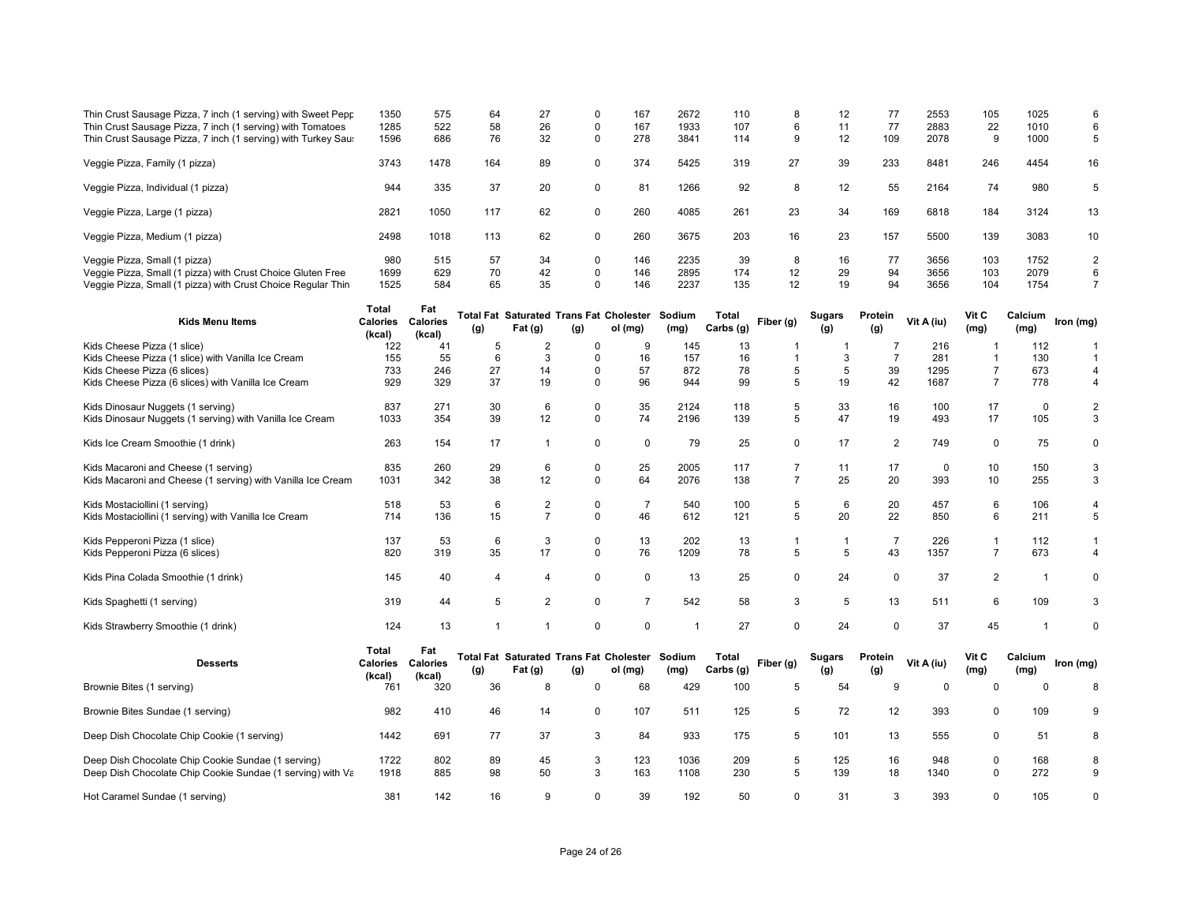| | | | | | | | | | | | | | | | |
|---|---|---|---|---|---|---|---|---|---|---|---|---|---|---|---|
| Thin Crust Sausage Pizza, 7 inch (1 serving) with Sweet Pepp | 1350 | 575 | 64 | 27 | 0 | 167 | 2672 | 110 | 8 | 12 | 77 | 2553 | 105 | 1025 | 6 |
| Thin Crust Sausage Pizza, 7 inch (1 serving) with Tomatoes | 1285 | 522 | 58 | 26 | 0 | 167 | 1933 | 107 | 6 | 11 | 77 | 2883 | 22 | 1010 | 6 |
| Thin Crust Sausage Pizza, 7 inch (1 serving) with Turkey Sau: | 1596 | 686 | 76 | 32 | 0 | 278 | 3841 | 114 | 9 | 12 | 109 | 2078 | 9 | 1000 | 5 |
| Veggie Pizza, Family (1 pizza) | 3743 | 1478 | 164 | 89 | 0 | 374 | 5425 | 319 | 27 | 39 | 233 | 8481 | 246 | 4454 | 16 |
| Veggie Pizza, Individual (1 pizza) | 944 | 335 | 37 | 20 | 0 | 81 | 1266 | 92 | 8 | 12 | 55 | 2164 | 74 | 980 | 5 |
| Veggie Pizza, Large (1 pizza) | 2821 | 1050 | 117 | 62 | 0 | 260 | 4085 | 261 | 23 | 34 | 169 | 6818 | 184 | 3124 | 13 |
| Veggie Pizza, Medium (1 pizza) | 2498 | 1018 | 113 | 62 | 0 | 260 | 3675 | 203 | 16 | 23 | 157 | 5500 | 139 | 3083 | 10 |
| Veggie Pizza, Small (1 pizza) | 980 | 515 | 57 | 34 | 0 | 146 | 2235 | 39 | 8 | 16 | 77 | 3656 | 103 | 1752 | 2 |
| Veggie Pizza, Small (1 pizza) with Crust Choice Gluten Free | 1699 | 629 | 70 | 42 | 0 | 146 | 2895 | 174 | 12 | 29 | 94 | 3656 | 103 | 2079 | 6 |
| Veggie Pizza, Small (1 pizza) with Crust Choice Regular Thin | 1525 | 584 | 65 | 35 | 0 | 146 | 2237 | 135 | 12 | 19 | 94 | 3656 | 104 | 1754 | 7 |

| Kids Menu Items | Total Calories (kcal) | Fat Calories (kcal) | Total Fat (g) | Saturated Fat (g) | Trans Fat (g) | Cholesterol (mg) | Sodium (mg) | Total Carbs (g) | Fiber (g) | Sugars (g) | Protein (g) | Vit A (iu) | Vit C (mg) | Calcium (mg) | Iron (mg) |
|---|---|---|---|---|---|---|---|---|---|---|---|---|---|---|---|
| Kids Cheese Pizza (1 slice) | 122 | 41 | 5 | 2 | 0 | 9 | 145 | 13 | 1 | 1 | 7 | 216 | 1 | 112 | 1 |
| Kids Cheese Pizza (1 slice) with Vanilla Ice Cream | 155 | 55 | 6 | 3 | 0 | 16 | 157 | 16 | 1 | 3 | 7 | 281 | 1 | 130 | 1 |
| Kids Cheese Pizza (6 slices) | 733 | 246 | 27 | 14 | 0 | 57 | 872 | 78 | 5 | 5 | 39 | 1295 | 7 | 673 | 4 |
| Kids Cheese Pizza (6 slices) with Vanilla Ice Cream | 929 | 329 | 37 | 19 | 0 | 96 | 944 | 99 | 5 | 19 | 42 | 1687 | 7 | 778 | 4 |
| Kids Dinosaur Nuggets (1 serving) | 837 | 271 | 30 | 6 | 0 | 35 | 2124 | 118 | 5 | 33 | 16 | 100 | 17 | 0 | 2 |
| Kids Dinosaur Nuggets (1 serving) with Vanilla Ice Cream | 1033 | 354 | 39 | 12 | 0 | 74 | 2196 | 139 | 5 | 47 | 19 | 493 | 17 | 105 | 3 |
| Kids Ice Cream Smoothie (1 drink) | 263 | 154 | 17 | 1 | 0 | 0 | 79 | 25 | 0 | 17 | 2 | 749 | 0 | 75 | 0 |
| Kids Macaroni and Cheese (1 serving) | 835 | 260 | 29 | 6 | 0 | 25 | 2005 | 117 | 7 | 11 | 17 | 0 | 10 | 150 | 3 |
| Kids Macaroni and Cheese (1 serving) with Vanilla Ice Cream | 1031 | 342 | 38 | 12 | 0 | 64 | 2076 | 138 | 7 | 25 | 20 | 393 | 10 | 255 | 3 |
| Kids Mostaciollini (1 serving) | 518 | 53 | 6 | 2 | 0 | 7 | 540 | 100 | 5 | 6 | 20 | 457 | 6 | 106 | 4 |
| Kids Mostaciollini (1 serving) with Vanilla Ice Cream | 714 | 136 | 15 | 7 | 0 | 46 | 612 | 121 | 5 | 20 | 22 | 850 | 6 | 211 | 5 |
| Kids Pepperoni Pizza (1 slice) | 137 | 53 | 6 | 3 | 0 | 13 | 202 | 13 | 1 | 1 | 7 | 226 | 1 | 112 | 1 |
| Kids Pepperoni Pizza (6 slices) | 820 | 319 | 35 | 17 | 0 | 76 | 1209 | 78 | 5 | 5 | 43 | 1357 | 7 | 673 | 4 |
| Kids Pina Colada Smoothie (1 drink) | 145 | 40 | 4 | 4 | 0 | 0 | 13 | 25 | 0 | 24 | 0 | 37 | 2 | 1 | 0 |
| Kids Spaghetti (1 serving) | 319 | 44 | 5 | 2 | 0 | 7 | 542 | 58 | 3 | 5 | 13 | 511 | 6 | 109 | 3 |
| Kids Strawberry Smoothie (1 drink) | 124 | 13 | 1 | 1 | 0 | 0 | 1 | 27 | 0 | 24 | 0 | 37 | 45 | 1 | 0 |

| Desserts | Total Calories (kcal) | Fat Calories (kcal) | Total Fat (g) | Saturated Fat (g) | Trans Fat (g) | Cholesterol (mg) | Sodium (mg) | Total Carbs (g) | Fiber (g) | Sugars (g) | Protein (g) | Vit A (iu) | Vit C (mg) | Calcium (mg) | Iron (mg) |
|---|---|---|---|---|---|---|---|---|---|---|---|---|---|---|---|
| Brownie Bites (1 serving) | 761 | 320 | 36 | 8 | 0 | 68 | 429 | 100 | 5 | 54 | 9 | 0 | 0 | 0 | 8 |
| Brownie Bites Sundae (1 serving) | 982 | 410 | 46 | 14 | 0 | 107 | 511 | 125 | 5 | 72 | 12 | 393 | 0 | 109 | 9 |
| Deep Dish Chocolate Chip Cookie (1 serving) | 1442 | 691 | 77 | 37 | 3 | 84 | 933 | 175 | 5 | 101 | 13 | 555 | 0 | 51 | 8 |
| Deep Dish Chocolate Chip Cookie Sundae (1 serving) | 1722 | 802 | 89 | 45 | 3 | 123 | 1036 | 209 | 5 | 125 | 16 | 948 | 0 | 168 | 8 |
| Deep Dish Chocolate Chip Cookie Sundae (1 serving) with Va | 1918 | 885 | 98 | 50 | 3 | 163 | 1108 | 230 | 5 | 139 | 18 | 1340 | 0 | 272 | 9 |
| Hot Caramel Sundae (1 serving) | 381 | 142 | 16 | 9 | 0 | 39 | 192 | 50 | 0 | 31 | 3 | 393 | 0 | 105 | 0 |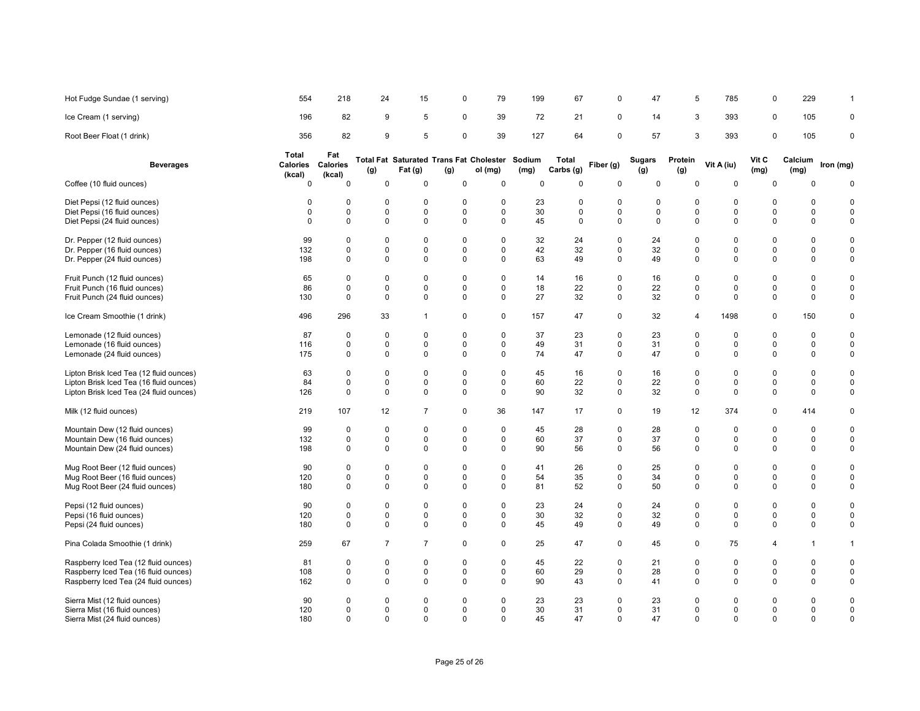| | | | | | | | | | | | | | | | |
|---|---|---|---|---|---|---|---|---|---|---|---|---|---|---|---|
| Hot Fudge Sundae (1 serving) | 554 | 218 | 24 | 15 | 0 | 79 | 199 | 67 | 0 | 47 | 5 | 785 | 0 | 229 | 1 |
| Ice Cream (1 serving) | 196 | 82 | 9 | 5 | 0 | 39 | 72 | 21 | 0 | 14 | 3 | 393 | 0 | 105 | 0 |
| Root Beer Float (1 drink) | 356 | 82 | 9 | 5 | 0 | 39 | 127 | 64 | 0 | 57 | 3 | 393 | 0 | 105 | 0 |

| Beverages | Total Calories (kcal) | Fat Calories (kcal) | Total Fat (g) | Saturated Fat (g) | Trans Fat (g) | Cholesterol (mg) | Sodium (mg) | Total Carbs (g) | Fiber (g) | Sugars (g) | Protein (g) | Vit A (iu) | Vit C (mg) | Calcium (mg) | Iron (mg) |
|---|---|---|---|---|---|---|---|---|---|---|---|---|---|---|---|
| Coffee (10 fluid ounces) | 0 | 0 | 0 | 0 | 0 | 0 | 0 | 0 | 0 | 0 | 0 | 0 | 0 | 0 | 0 |
| Diet Pepsi (12 fluid ounces) | 0 | 0 | 0 | 0 | 0 | 0 | 23 | 0 | 0 | 0 | 0 | 0 | 0 | 0 | 0 |
| Diet Pepsi (16 fluid ounces) | 0 | 0 | 0 | 0 | 0 | 0 | 30 | 0 | 0 | 0 | 0 | 0 | 0 | 0 | 0 |
| Diet Pepsi (24 fluid ounces) | 0 | 0 | 0 | 0 | 0 | 0 | 45 | 0 | 0 | 0 | 0 | 0 | 0 | 0 | 0 |
| Dr. Pepper (12 fluid ounces) | 99 | 0 | 0 | 0 | 0 | 0 | 32 | 24 | 0 | 24 | 0 | 0 | 0 | 0 | 0 |
| Dr. Pepper (16 fluid ounces) | 132 | 0 | 0 | 0 | 0 | 0 | 42 | 32 | 0 | 32 | 0 | 0 | 0 | 0 | 0 |
| Dr. Pepper (24 fluid ounces) | 198 | 0 | 0 | 0 | 0 | 0 | 63 | 49 | 0 | 49 | 0 | 0 | 0 | 0 | 0 |
| Fruit Punch (12 fluid ounces) | 65 | 0 | 0 | 0 | 0 | 0 | 14 | 16 | 0 | 16 | 0 | 0 | 0 | 0 | 0 |
| Fruit Punch (16 fluid ounces) | 86 | 0 | 0 | 0 | 0 | 0 | 18 | 22 | 0 | 22 | 0 | 0 | 0 | 0 | 0 |
| Fruit Punch (24 fluid ounces) | 130 | 0 | 0 | 0 | 0 | 0 | 27 | 32 | 0 | 32 | 0 | 0 | 0 | 0 | 0 |
| Ice Cream Smoothie (1 drink) | 496 | 296 | 33 | 1 | 0 | 0 | 157 | 47 | 0 | 32 | 4 | 1498 | 0 | 150 | 0 |
| Lemonade (12 fluid ounces) | 87 | 0 | 0 | 0 | 0 | 0 | 37 | 23 | 0 | 23 | 0 | 0 | 0 | 0 | 0 |
| Lemonade (16 fluid ounces) | 116 | 0 | 0 | 0 | 0 | 0 | 49 | 31 | 0 | 31 | 0 | 0 | 0 | 0 | 0 |
| Lemonade (24 fluid ounces) | 175 | 0 | 0 | 0 | 0 | 0 | 74 | 47 | 0 | 47 | 0 | 0 | 0 | 0 | 0 |
| Lipton Brisk Iced Tea (12 fluid ounces) | 63 | 0 | 0 | 0 | 0 | 0 | 45 | 16 | 0 | 16 | 0 | 0 | 0 | 0 | 0 |
| Lipton Brisk Iced Tea (16 fluid ounces) | 84 | 0 | 0 | 0 | 0 | 0 | 60 | 22 | 0 | 22 | 0 | 0 | 0 | 0 | 0 |
| Lipton Brisk Iced Tea (24 fluid ounces) | 126 | 0 | 0 | 0 | 0 | 0 | 90 | 32 | 0 | 32 | 0 | 0 | 0 | 0 | 0 |
| Milk (12 fluid ounces) | 219 | 107 | 12 | 7 | 0 | 36 | 147 | 17 | 0 | 19 | 12 | 374 | 0 | 414 | 0 |
| Mountain Dew (12 fluid ounces) | 99 | 0 | 0 | 0 | 0 | 0 | 45 | 28 | 0 | 28 | 0 | 0 | 0 | 0 | 0 |
| Mountain Dew (16 fluid ounces) | 132 | 0 | 0 | 0 | 0 | 0 | 60 | 37 | 0 | 37 | 0 | 0 | 0 | 0 | 0 |
| Mountain Dew (24 fluid ounces) | 198 | 0 | 0 | 0 | 0 | 0 | 90 | 56 | 0 | 56 | 0 | 0 | 0 | 0 | 0 |
| Mug Root Beer (12 fluid ounces) | 90 | 0 | 0 | 0 | 0 | 0 | 41 | 26 | 0 | 25 | 0 | 0 | 0 | 0 | 0 |
| Mug Root Beer (16 fluid ounces) | 120 | 0 | 0 | 0 | 0 | 0 | 54 | 35 | 0 | 34 | 0 | 0 | 0 | 0 | 0 |
| Mug Root Beer (24 fluid ounces) | 180 | 0 | 0 | 0 | 0 | 0 | 81 | 52 | 0 | 50 | 0 | 0 | 0 | 0 | 0 |
| Pepsi (12 fluid ounces) | 90 | 0 | 0 | 0 | 0 | 0 | 23 | 24 | 0 | 24 | 0 | 0 | 0 | 0 | 0 |
| Pepsi (16 fluid ounces) | 120 | 0 | 0 | 0 | 0 | 0 | 30 | 32 | 0 | 32 | 0 | 0 | 0 | 0 | 0 |
| Pepsi (24 fluid ounces) | 180 | 0 | 0 | 0 | 0 | 0 | 45 | 49 | 0 | 49 | 0 | 0 | 0 | 0 | 0 |
| Pina Colada Smoothie (1 drink) | 259 | 67 | 7 | 7 | 0 | 0 | 25 | 47 | 0 | 45 | 0 | 75 | 4 | 1 | 1 |
| Raspberry Iced Tea (12 fluid ounces) | 81 | 0 | 0 | 0 | 0 | 0 | 45 | 22 | 0 | 21 | 0 | 0 | 0 | 0 | 0 |
| Raspberry Iced Tea (16 fluid ounces) | 108 | 0 | 0 | 0 | 0 | 0 | 60 | 29 | 0 | 28 | 0 | 0 | 0 | 0 | 0 |
| Raspberry Iced Tea (24 fluid ounces) | 162 | 0 | 0 | 0 | 0 | 0 | 90 | 43 | 0 | 41 | 0 | 0 | 0 | 0 | 0 |
| Sierra Mist (12 fluid ounces) | 90 | 0 | 0 | 0 | 0 | 0 | 23 | 23 | 0 | 23 | 0 | 0 | 0 | 0 | 0 |
| Sierra Mist (16 fluid ounces) | 120 | 0 | 0 | 0 | 0 | 0 | 30 | 31 | 0 | 31 | 0 | 0 | 0 | 0 | 0 |
| Sierra Mist (24 fluid ounces) | 180 | 0 | 0 | 0 | 0 | 0 | 45 | 47 | 0 | 47 | 0 | 0 | 0 | 0 | 0 |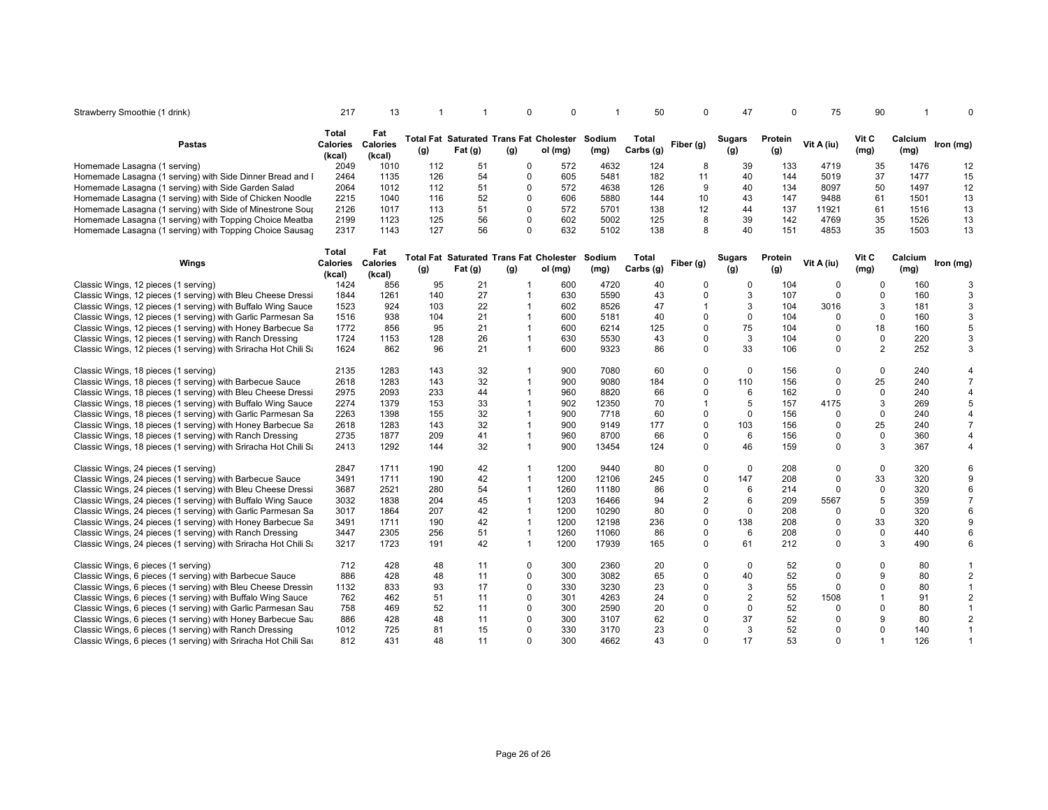| | | | | | | | | | | | | | | | |
|---|---|---|---|---|---|---|---|---|---|---|---|---|---|---|---|
| Strawberry Smoothie (1 drink) | 217 | 13 | 1 | 1 | 0 | 0 | 1 | 50 | 0 | 47 | 0 | 75 | 90 | 1 | 0 |

| Pastas | Total Calories (kcal) | Fat Calories (kcal) | Total Fat (g) | Saturated Fat (g) | Trans Fat (g) | Cholesterol (mg) | Sodium (mg) | Total Carbs (g) | Fiber (g) | Sugars (g) | Protein (g) | Vit A (iu) | Vit C (mg) | Calcium (mg) | Iron (mg) |
|---|---|---|---|---|---|---|---|---|---|---|---|---|---|---|---|
| Homemade Lasagna (1 serving) | 2049 | 1010 | 112 | 51 | 0 | 572 | 4632 | 124 | 8 | 39 | 133 | 4719 | 35 | 1476 | 12 |
| Homemade Lasagna (1 serving) with Side Dinner Bread and I | 2464 | 1135 | 126 | 54 | 0 | 605 | 5481 | 182 | 11 | 40 | 144 | 5019 | 37 | 1477 | 15 |
| Homemade Lasagna (1 serving) with Side Garden Salad | 2064 | 1012 | 112 | 51 | 0 | 572 | 4638 | 126 | 9 | 40 | 134 | 8097 | 50 | 1497 | 12 |
| Homemade Lasagna (1 serving) with Side of Chicken Noodle | 2215 | 1040 | 116 | 52 | 0 | 606 | 5880 | 144 | 10 | 43 | 147 | 9488 | 61 | 1501 | 13 |
| Homemade Lasagna (1 serving) with Side of Minestrone Soup | 2126 | 1017 | 113 | 51 | 0 | 572 | 5701 | 138 | 12 | 44 | 137 | 11921 | 61 | 1516 | 13 |
| Homemade Lasagna (1 serving) with Topping Choice Meatba | 2199 | 1123 | 125 | 56 | 0 | 602 | 5002 | 125 | 8 | 39 | 142 | 4769 | 35 | 1526 | 13 |
| Homemade Lasagna (1 serving) with Topping Choice Sausag | 2317 | 1143 | 127 | 56 | 0 | 632 | 5102 | 138 | 8 | 40 | 151 | 4853 | 35 | 1503 | 13 |

| Wings | Total Calories (kcal) | Fat Calories (kcal) | Total Fat (g) | Saturated Fat (g) | Trans Fat (g) | Cholesterol (mg) | Sodium (mg) | Total Carbs (g) | Fiber (g) | Sugars (g) | Protein (g) | Vit A (iu) | Vit C (mg) | Calcium (mg) | Iron (mg) |
|---|---|---|---|---|---|---|---|---|---|---|---|---|---|---|---|
| Classic Wings, 12 pieces (1 serving) | 1424 | 856 | 95 | 21 | 1 | 600 | 4720 | 40 | 0 | 0 | 104 | 0 | 0 | 160 | 3 |
| Classic Wings, 12 pieces (1 serving) with Bleu Cheese Dressi | 1844 | 1261 | 140 | 27 | 1 | 630 | 5590 | 43 | 0 | 3 | 107 | 0 | 0 | 160 | 3 |
| Classic Wings, 12 pieces (1 serving) with Buffalo Wing Sauce | 1523 | 924 | 103 | 22 | 1 | 602 | 8526 | 47 | 1 | 3 | 104 | 3016 | 3 | 181 | 3 |
| Classic Wings, 12 pieces (1 serving) with Garlic Parmesan Sa | 1516 | 938 | 104 | 21 | 1 | 600 | 5181 | 40 | 0 | 0 | 104 | 0 | 0 | 160 | 3 |
| Classic Wings, 12 pieces (1 serving) with Honey Barbecue Sa | 1772 | 856 | 95 | 21 | 1 | 600 | 6214 | 125 | 0 | 75 | 104 | 0 | 18 | 160 | 5 |
| Classic Wings, 12 pieces (1 serving) with Ranch Dressing | 1724 | 1153 | 128 | 26 | 1 | 630 | 5530 | 43 | 0 | 3 | 104 | 0 | 0 | 220 | 3 |
| Classic Wings, 12 pieces (1 serving) with Sriracha Hot Chili Sa | 1624 | 862 | 96 | 21 | 1 | 600 | 9323 | 86 | 0 | 33 | 106 | 0 | 2 | 252 | 3 |
| Classic Wings, 18 pieces (1 serving) | 2135 | 1283 | 143 | 32 | 1 | 900 | 7080 | 60 | 0 | 0 | 156 | 0 | 0 | 240 | 4 |
| Classic Wings, 18 pieces (1 serving) with Barbecue Sauce | 2618 | 1283 | 143 | 32 | 1 | 900 | 9080 | 184 | 0 | 110 | 156 | 0 | 25 | 240 | 7 |
| Classic Wings, 18 pieces (1 serving) with Bleu Cheese Dressi | 2975 | 2093 | 233 | 44 | 1 | 960 | 8820 | 66 | 0 | 6 | 162 | 0 | 0 | 240 | 4 |
| Classic Wings, 18 pieces (1 serving) with Buffalo Wing Sauce | 2274 | 1379 | 153 | 33 | 1 | 902 | 12350 | 70 | 1 | 5 | 157 | 4175 | 3 | 269 | 5 |
| Classic Wings, 18 pieces (1 serving) with Garlic Parmesan Sa | 2263 | 1398 | 155 | 32 | 1 | 900 | 7718 | 60 | 0 | 0 | 156 | 0 | 0 | 240 | 4 |
| Classic Wings, 18 pieces (1 serving) with Honey Barbecue Sa | 2618 | 1283 | 143 | 32 | 1 | 900 | 9149 | 177 | 0 | 103 | 156 | 0 | 25 | 240 | 7 |
| Classic Wings, 18 pieces (1 serving) with Ranch Dressing | 2735 | 1877 | 209 | 41 | 1 | 960 | 8700 | 66 | 0 | 6 | 156 | 0 | 0 | 360 | 4 |
| Classic Wings, 18 pieces (1 serving) with Sriracha Hot Chili Sa | 2413 | 1292 | 144 | 32 | 1 | 900 | 13454 | 124 | 0 | 46 | 159 | 0 | 3 | 367 | 4 |
| Classic Wings, 24 pieces (1 serving) | 2847 | 1711 | 190 | 42 | 1 | 1200 | 9440 | 80 | 0 | 0 | 208 | 0 | 0 | 320 | 6 |
| Classic Wings, 24 pieces (1 serving) with Barbecue Sauce | 3491 | 1711 | 190 | 42 | 1 | 1200 | 12106 | 245 | 0 | 147 | 208 | 0 | 33 | 320 | 9 |
| Classic Wings, 24 pieces (1 serving) with Bleu Cheese Dressi | 3687 | 2521 | 280 | 54 | 1 | 1260 | 11180 | 86 | 0 | 6 | 214 | 0 | 0 | 320 | 6 |
| Classic Wings, 24 pieces (1 serving) with Buffalo Wing Sauce | 3032 | 1838 | 204 | 45 | 1 | 1203 | 16466 | 94 | 2 | 6 | 209 | 5567 | 5 | 359 | 7 |
| Classic Wings, 24 pieces (1 serving) with Garlic Parmesan Sa | 3017 | 1864 | 207 | 42 | 1 | 1200 | 10290 | 80 | 0 | 0 | 208 | 0 | 0 | 320 | 6 |
| Classic Wings, 24 pieces (1 serving) with Honey Barbecue Sa | 3491 | 1711 | 190 | 42 | 1 | 1200 | 12198 | 236 | 0 | 138 | 208 | 0 | 33 | 320 | 9 |
| Classic Wings, 24 pieces (1 serving) with Ranch Dressing | 3447 | 2305 | 256 | 51 | 1 | 1260 | 11060 | 86 | 0 | 6 | 208 | 0 | 0 | 440 | 6 |
| Classic Wings, 24 pieces (1 serving) with Sriracha Hot Chili Sa | 3217 | 1723 | 191 | 42 | 1 | 1200 | 17939 | 165 | 0 | 61 | 212 | 0 | 3 | 490 | 6 |
| Classic Wings, 6 pieces (1 serving) | 712 | 428 | 48 | 11 | 0 | 300 | 2360 | 20 | 0 | 0 | 52 | 0 | 0 | 80 | 1 |
| Classic Wings, 6 pieces (1 serving) with Barbecue Sauce | 886 | 428 | 48 | 11 | 0 | 300 | 3082 | 65 | 0 | 40 | 52 | 0 | 9 | 80 | 2 |
| Classic Wings, 6 pieces (1 serving) with Bleu Cheese Dressin | 1132 | 833 | 93 | 17 | 0 | 330 | 3230 | 23 | 0 | 3 | 55 | 0 | 0 | 80 | 1 |
| Classic Wings, 6 pieces (1 serving) with Buffalo Wing Sauce | 762 | 462 | 51 | 11 | 0 | 301 | 4263 | 24 | 0 | 2 | 52 | 1508 | 1 | 91 | 2 |
| Classic Wings, 6 pieces (1 serving) with Garlic Parmesan Sau | 758 | 469 | 52 | 11 | 0 | 300 | 2590 | 20 | 0 | 0 | 52 | 0 | 0 | 80 | 1 |
| Classic Wings, 6 pieces (1 serving) with Honey Barbecue Sau | 886 | 428 | 48 | 11 | 0 | 300 | 3107 | 62 | 0 | 37 | 52 | 0 | 9 | 80 | 2 |
| Classic Wings, 6 pieces (1 serving) with Ranch Dressing | 1012 | 725 | 81 | 15 | 0 | 330 | 3170 | 23 | 0 | 3 | 52 | 0 | 0 | 140 | 1 |
| Classic Wings, 6 pieces (1 serving) with Sriracha Hot Chili Sau | 812 | 431 | 48 | 11 | 0 | 300 | 4662 | 43 | 0 | 17 | 53 | 0 | 1 | 126 | 1 |